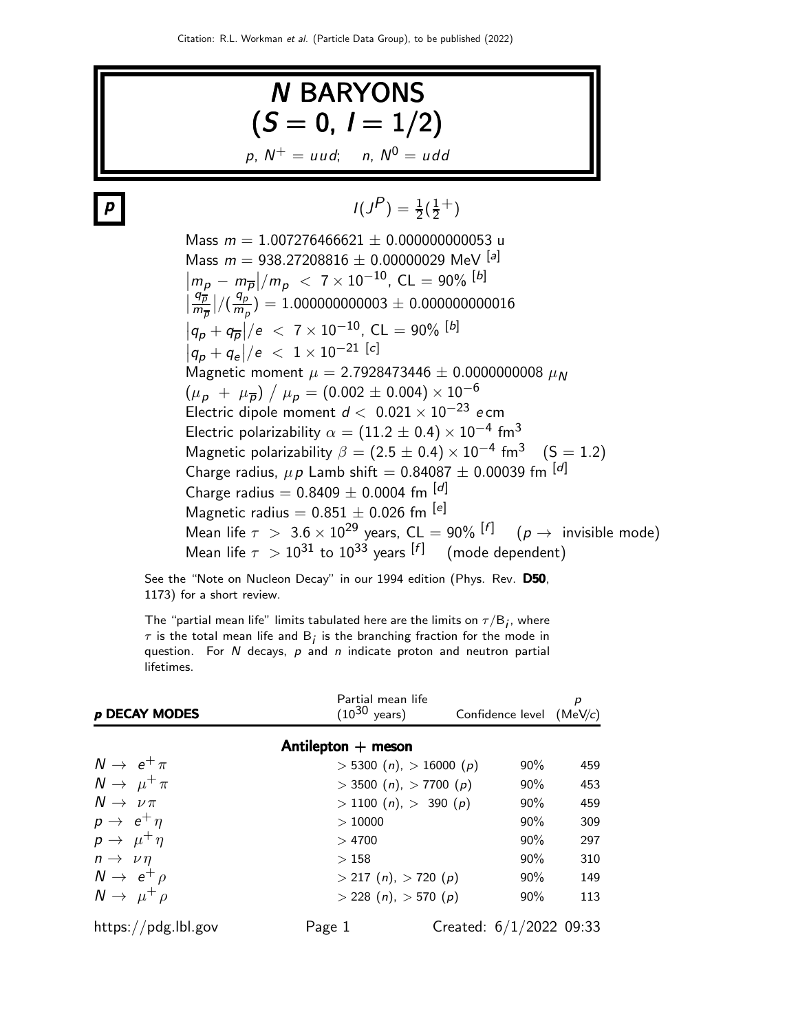# $N$ BARYONS ($S = 0$, $I = 1/2$)

$p$, $N^+ = uud$; $n$, $N^0 = udd$

## $p$

$I(J^P) = \frac{1}{2}(\frac{1}{2}^+)$

Mass $m = 1.007276466621 \pm 0.000000000053$ u
Mass $m = 938.27208816 \pm 0.00000029$ MeV [a]
$|m_p - m_{\overline{p}}|/m_p < 7 \times 10^{-10}$, CL = 90% [b]
$\left|\frac{q_{\overline{p}}}{m_{\overline{p}}}\right|/(\frac{q_p}{m_p}) = 1.000000000003 \pm 0.000000000016$
$|q_p + q_{\overline{p}}|/e < 7 \times 10^{-10}$, CL = 90% [b]
$|q_p + q_e|/e < 1 \times 10^{-21}$ [c]
Magnetic moment $\mu = 2.7928473446 \pm 0.0000000008\ \mu_N$
$(\mu_p + \mu_{\overline{p}}) / \mu_p = (0.002 \pm 0.004) \times 10^{-6}$
Electric dipole moment $d < 0.021 \times 10^{-23}$ $e$ cm
Electric polarizability $\alpha = (11.2 \pm 0.4) \times 10^{-4}$ fm$^3$
Magnetic polarizability $\beta = (2.5 \pm 0.4) \times 10^{-4}$ fm$^3$ (S = 1.2)
Charge radius, $\mu p$ Lamb shift $= 0.84087 \pm 0.00039$ fm [d]
Charge radius $= 0.8409 \pm 0.0004$ fm [d]
Magnetic radius $= 0.851 \pm 0.026$ fm [e]
Mean life $\tau > 3.6 \times 10^{29}$ years, CL = 90% [f] ($p \to$ invisible mode)
Mean life $\tau > 10^{31}$ to $10^{33}$ years [f] (mode dependent)

See the "Note on Nucleon Decay" in our 1994 edition (Phys. Rev. **D50**, 1173) for a short review.

The "partial mean life" limits tabulated here are the limits on $\tau/B_i$, where $\tau$ is the total mean life and $B_i$ is the branching fraction for the mode in question. For $N$ decays, $p$ and $n$ indicate proton and neutron partial lifetimes.

| $p$ DECAY MODES | Partial mean life ($10^{30}$ years) | Confidence level | $p$ (MeV/$c$) |
|---|---|---|---|
| **Antilepton + meson** | | | |
| $N \to e^+ \pi$ | $> 5300$ ($n$), $> 16000$ ($p$) | 90% | 459 |
| $N \to \mu^+ \pi$ | $> 3500$ ($n$), $> 7700$ ($p$) | 90% | 453 |
| $N \to \nu \pi$ | $> 1100$ ($n$), $> 390$ ($p$) | 90% | 459 |
| $p \to e^+ \eta$ | $> 10000$ | 90% | 309 |
| $p \to \mu^+ \eta$ | $> 4700$ | 90% | 297 |
| $n \to \nu \eta$ | $> 158$ | 90% | 310 |
| $N \to e^+ \rho$ | $> 217$ ($n$), $> 720$ ($p$) | 90% | 149 |
| $N \to \mu^+ \rho$ | $> 228$ ($n$), $> 570$ ($p$) | 90% | 113 |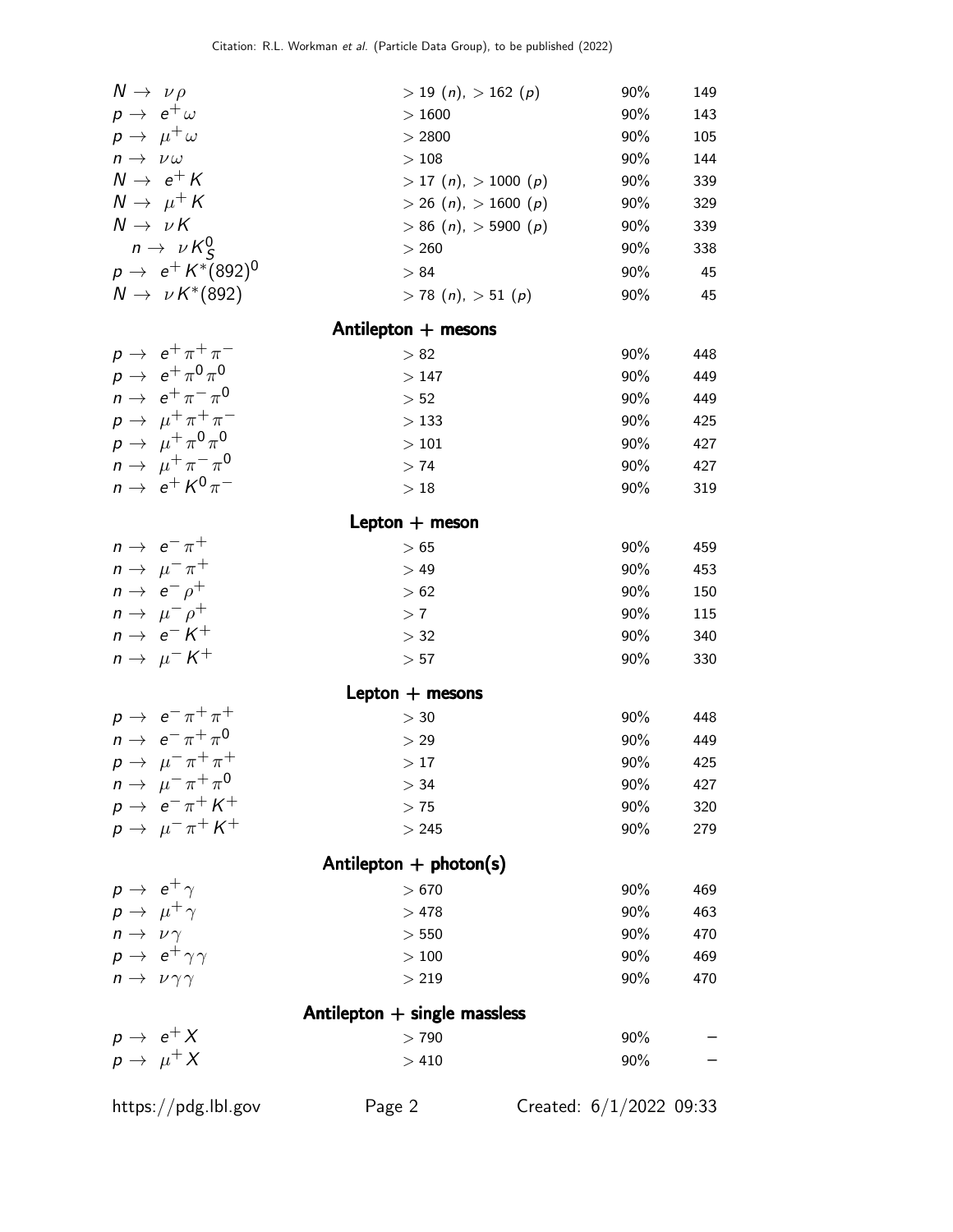| | | | |
|---|---|---|---|
| $N \to \nu\rho$ | $> 19$ ($n$), $> 162$ ($p$) | 90% | 149 |
| $p \to e^+\omega$ | $> 1600$ | 90% | 143 |
| $p \to \mu^+\omega$ | $> 2800$ | 90% | 105 |
| $n \to \nu\omega$ | $> 108$ | 90% | 144 |
| $N \to e^+K$ | $> 17$ ($n$), $> 1000$ ($p$) | 90% | 339 |
| $N \to \mu^+K$ | $> 26$ ($n$), $> 1600$ ($p$) | 90% | 329 |
| $N \to \nu K$ | $> 86$ ($n$), $> 5900$ ($p$) | 90% | 339 |
| $n \to \nu K^0_S$ | $> 260$ | 90% | 338 |
| $p \to e^+K^*(892)^0$ | $> 84$ | 90% | 45 |
| $N \to \nu K^*(892)$ | $> 78$ ($n$), $> 51$ ($p$) | 90% | 45 |

### Antilepton + mesons

| | | | |
|---|---|---|---|
| $p \to e^+\pi^+\pi^-$ | $> 82$ | 90% | 448 |
| $p \to e^+\pi^0\pi^0$ | $> 147$ | 90% | 449 |
| $n \to e^+\pi^-\pi^0$ | $> 52$ | 90% | 449 |
| $p \to \mu^+\pi^+\pi^-$ | $> 133$ | 90% | 425 |
| $p \to \mu^+\pi^0\pi^0$ | $> 101$ | 90% | 427 |
| $n \to \mu^+\pi^-\pi^0$ | $> 74$ | 90% | 427 |
| $n \to e^+K^0\pi^-$ | $> 18$ | 90% | 319 |

### Lepton + meson

| | | | |
|---|---|---|---|
| $n \to e^-\pi^+$ | $> 65$ | 90% | 459 |
| $n \to \mu^-\pi^+$ | $> 49$ | 90% | 453 |
| $n \to e^-\rho^+$ | $> 62$ | 90% | 150 |
| $n \to \mu^-\rho^+$ | $> 7$ | 90% | 115 |
| $n \to e^-K^+$ | $> 32$ | 90% | 340 |
| $n \to \mu^-K^+$ | $> 57$ | 90% | 330 |

### Lepton + mesons

| | | | |
|---|---|---|---|
| $p \to e^-\pi^+\pi^+$ | $> 30$ | 90% | 448 |
| $n \to e^-\pi^+\pi^0$ | $> 29$ | 90% | 449 |
| $p \to \mu^-\pi^+\pi^+$ | $> 17$ | 90% | 425 |
| $n \to \mu^-\pi^+\pi^0$ | $> 34$ | 90% | 427 |
| $p \to e^-\pi^+K^+$ | $> 75$ | 90% | 320 |
| $p \to \mu^-\pi^+K^+$ | $> 245$ | 90% | 279 |

### Antilepton + photon(s)

| | | | |
|---|---|---|---|
| $p \to e^+\gamma$ | $> 670$ | 90% | 469 |
| $p \to \mu^+\gamma$ | $> 478$ | 90% | 463 |
| $n \to \nu\gamma$ | $> 550$ | 90% | 470 |
| $p \to e^+\gamma\gamma$ | $> 100$ | 90% | 469 |
| $n \to \nu\gamma\gamma$ | $> 219$ | 90% | 470 |

### Antilepton + single massless

| | | | |
|---|---|---|---|
| $p \to e^+X$ | $> 790$ | 90% | – |
| $p \to \mu^+X$ | $> 410$ | 90% | – |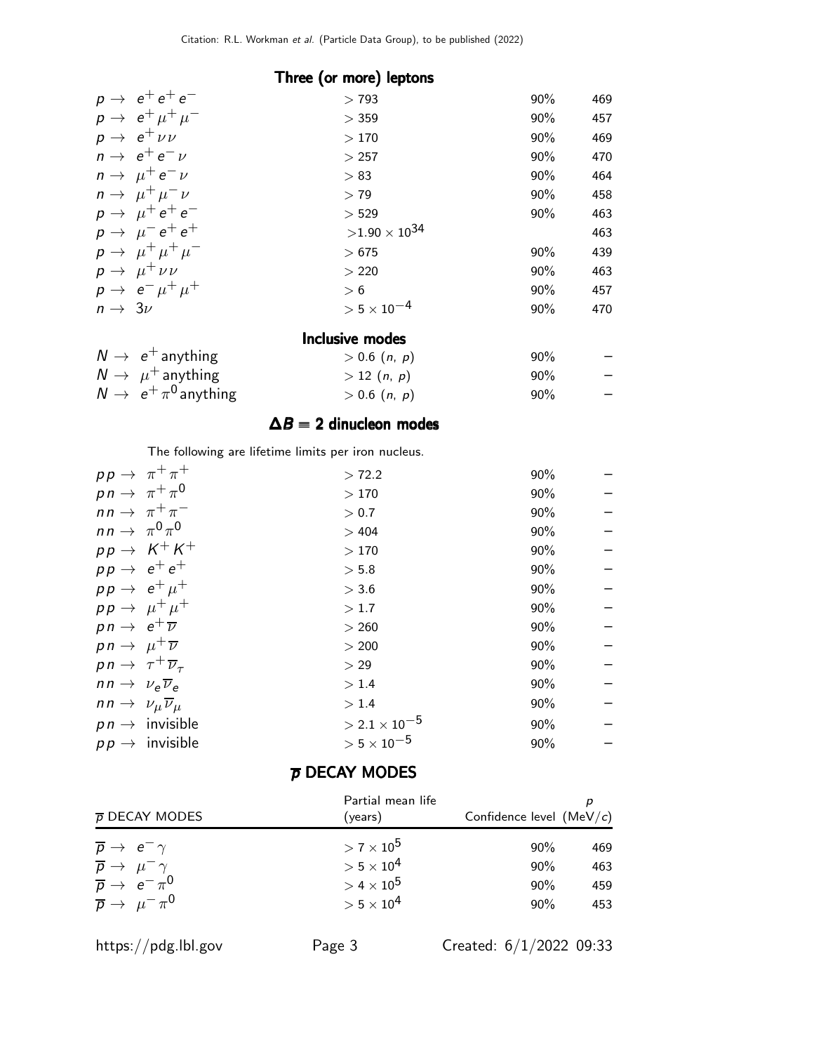## Three (or more) leptons

| | | | |
|---|---|---|---|
| $p \to e^+ e^+ e^-$ | $> 793$ | 90% | 469 |
| $p \to e^+ \mu^+ \mu^-$ | $> 359$ | 90% | 457 |
| $p \to e^+ \nu \nu$ | $> 170$ | 90% | 469 |
| $n \to e^+ e^- \nu$ | $> 257$ | 90% | 470 |
| $n \to \mu^+ e^- \nu$ | $> 83$ | 90% | 464 |
| $n \to \mu^+ \mu^- \nu$ | $> 79$ | 90% | 458 |
| $p \to \mu^+ e^+ e^-$ | $> 529$ | 90% | 463 |
| $p \to \mu^- e^+ e^+$ | $> 1.90 \times 10^{34}$ | | 463 |
| $p \to \mu^+ \mu^+ \mu^-$ | $> 675$ | 90% | 439 |
| $p \to \mu^+ \nu \nu$ | $> 220$ | 90% | 463 |
| $p \to e^- \mu^+ \mu^+$ | $> 6$ | 90% | 457 |
| $n \to 3\nu$ | $> 5 \times 10^{-4}$ | 90% | 470 |

## Inclusive modes

| | | | |
|---|---|---|---|
| $N \to e^+$ anything | $> 0.6$ ($n$, $p$) | 90% | – |
| $N \to \mu^+$ anything | $> 12$ ($n$, $p$) | 90% | – |
| $N \to e^+ \pi^0$ anything | $> 0.6$ ($n$, $p$) | 90% | – |

## $\Delta B = 2$ dinucleon modes

The following are lifetime limits per iron nucleus.

| | | | |
|---|---|---|---|
| $pp \to \pi^+ \pi^+$ | $> 72.2$ | 90% | – |
| $pn \to \pi^+ \pi^0$ | $> 170$ | 90% | – |
| $nn \to \pi^+ \pi^-$ | $> 0.7$ | 90% | – |
| $nn \to \pi^0 \pi^0$ | $> 404$ | 90% | – |
| $pp \to K^+ K^+$ | $> 170$ | 90% | – |
| $pp \to e^+ e^+$ | $> 5.8$ | 90% | – |
| $pp \to e^+ \mu^+$ | $> 3.6$ | 90% | – |
| $pp \to \mu^+ \mu^+$ | $> 1.7$ | 90% | – |
| $pn \to e^+ \overline{\nu}$ | $> 260$ | 90% | – |
| $pn \to \mu^+ \overline{\nu}$ | $> 200$ | 90% | – |
| $pn \to \tau^+ \overline{\nu}_\tau$ | $> 29$ | 90% | – |
| $nn \to \nu_e \overline{\nu}_e$ | $> 1.4$ | 90% | – |
| $nn \to \nu_\mu \overline{\nu}_\mu$ | $> 1.4$ | 90% | – |
| $pn \to$ invisible | $> 2.1 \times 10^{-5}$ | 90% | – |
| $pp \to$ invisible | $> 5 \times 10^{-5}$ | 90% | – |

## $\overline{p}$ DECAY MODES

| $\overline{p}$ DECAY MODES | Partial mean life (years) | Confidence level | $p$ (MeV/$c$) |
|---|---|---|---|
| $\overline{p} \to e^- \gamma$ | $> 7 \times 10^5$ | 90% | 469 |
| $\overline{p} \to \mu^- \gamma$ | $> 5 \times 10^4$ | 90% | 463 |
| $\overline{p} \to e^- \pi^0$ | $> 4 \times 10^5$ | 90% | 459 |
| $\overline{p} \to \mu^- \pi^0$ | $> 5 \times 10^4$ | 90% | 453 |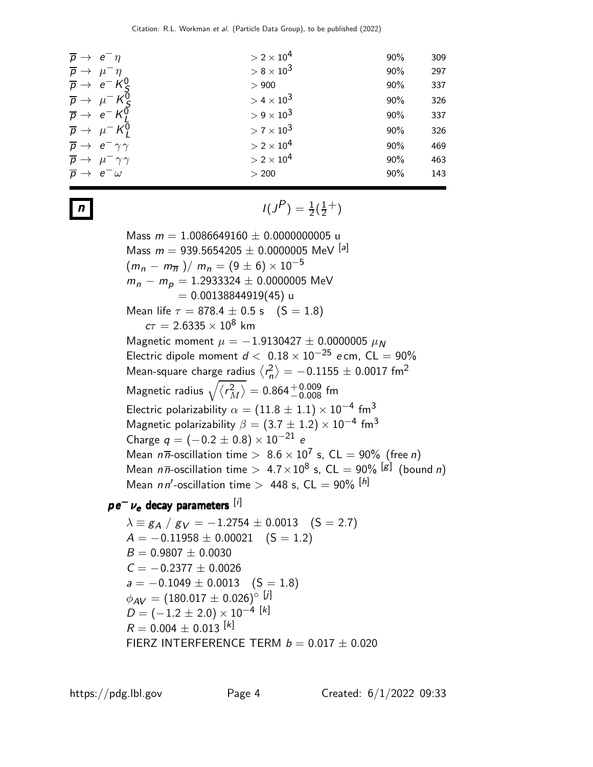| | | | |
|---|---|---|---|
| $\overline{p} \rightarrow e^- \eta$ | $> 2 \times 10^4$ | 90% | 309 |
| $\overline{p} \rightarrow \mu^- \eta$ | $> 8 \times 10^3$ | 90% | 297 |
| $\overline{p} \rightarrow e^- K_S^0$ | $> 900$ | 90% | 337 |
| $\overline{p} \rightarrow \mu^- K_S^0$ | $> 4 \times 10^3$ | 90% | 326 |
| $\overline{p} \rightarrow e^- K_L^0$ | $> 9 \times 10^3$ | 90% | 337 |
| $\overline{p} \rightarrow \mu^- K_L^0$ | $> 7 \times 10^3$ | 90% | 326 |
| $\overline{p} \rightarrow e^- \gamma\gamma$ | $> 2 \times 10^4$ | 90% | 469 |
| $\overline{p} \rightarrow \mu^- \gamma\gamma$ | $> 2 \times 10^4$ | 90% | 463 |
| $\overline{p} \rightarrow e^- \omega$ | $> 200$ | 90% | 143 |

# n

$I(J^P) = \frac{1}{2}(\frac{1}{2}^+)$

Mass $m = 1.0086649160 \pm 0.0000000005$ u
Mass $m = 939.5654205 \pm 0.0000005$ MeV [a]
$(m_n - m_{\overline{n}})/ m_n = (9 \pm 6) \times 10^{-5}$
$m_n - m_p = 1.2933324 \pm 0.0000005$ MeV
$= 0.00138844919(45)$ u
Mean life $\tau = 878.4 \pm 0.5$ s (S = 1.8)
$c\tau = 2.6335 \times 10^8$ km
Magnetic moment $\mu = -1.9130427 \pm 0.0000005\ \mu_N$
Electric dipole moment $d < 0.18 \times 10^{-25}\ e\,$cm, CL = 90%
Mean-square charge radius $\langle r_n^2 \rangle = -0.1155 \pm 0.0017$ fm$^2$
Magnetic radius $\sqrt{\langle r_M^2 \rangle} = 0.864^{+0.009}_{-0.008}$ fm
Electric polarizability $\alpha = (11.8 \pm 1.1) \times 10^{-4}$ fm$^3$
Magnetic polarizability $\beta = (3.7 \pm 1.2) \times 10^{-4}$ fm$^3$
Charge $q = (-0.2 \pm 0.8) \times 10^{-21}\ e$
Mean $n\overline{n}$-oscillation time $> 8.6 \times 10^7$ s, CL = 90% (free $n$)
Mean $n\overline{n}$-oscillation time $> 4.7 \times 10^8$ s, CL = 90% [g] (bound $n$)
Mean $nn'$-oscillation time $> 448$ s, CL = 90% [h]

## $pe^-\nu_e$ decay parameters [i]

$\lambda \equiv g_A / g_V = -1.2754 \pm 0.0013$ (S = 2.7)
$A = -0.11958 \pm 0.00021$ (S = 1.2)
$B = 0.9807 \pm 0.0030$
$C = -0.2377 \pm 0.0026$
$a = -0.1049 \pm 0.0013$ (S = 1.8)
$\phi_{AV} = (180.017 \pm 0.026)^\circ$ [j]
$D = (-1.2 \pm 2.0) \times 10^{-4}$ [k]
$R = 0.004 \pm 0.013$ [k]
FIERZ INTERFERENCE TERM $b = 0.017 \pm 0.020$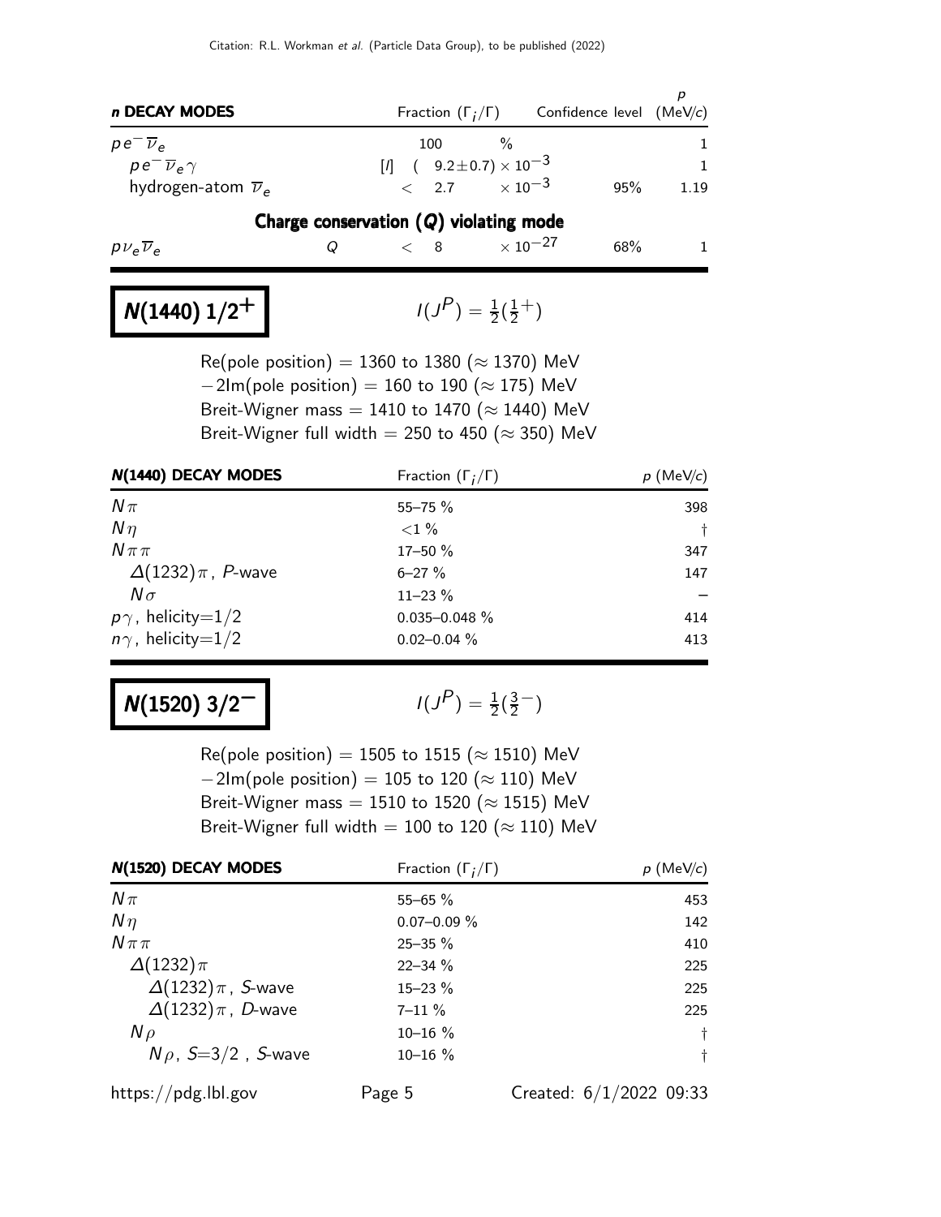| **n DECAY MODES** | Fraction ($\Gamma_i/\Gamma$) | Confidence level | $p$ (MeV/$c$) |
|---|---|---|---|
| $p e^- \overline{\nu}_e$ | 100 % | | 1 |
| $p e^- \overline{\nu}_e \gamma$ | [l] $(9.2 \pm 0.7) \times 10^{-3}$ | | 1 |
| hydrogen-atom $\overline{\nu}_e$ | $< 2.7 \times 10^{-3}$ | 95% | 1.19 |

**Charge conservation ($Q$) violating mode**

| | | Fraction ($\Gamma_i/\Gamma$) | Confidence level | $p$ (MeV/$c$) |
|---|---|---|---|---|
| $p \nu_e \overline{\nu}_e$ | $Q$ | $< 8 \times 10^{-27}$ | 68% | 1 |

## $N(1440)$ $1/2^+$

$$I(J^P) = \tfrac{1}{2}(\tfrac{1}{2}^+)$$

Re(pole position) = 1360 to 1380 ($\approx$ 1370) MeV
$-2$Im(pole position) = 160 to 190 ($\approx$ 175) MeV
Breit-Wigner mass = 1410 to 1470 ($\approx$ 1440) MeV
Breit-Wigner full width = 250 to 450 ($\approx$ 350) MeV

| **N(1440) DECAY MODES** | Fraction ($\Gamma_i/\Gamma$) | $p$ (MeV/$c$) |
|---|---|---|
| $N\pi$ | 55–75 % | 398 |
| $N\eta$ | $<$1 % | † |
| $N\pi\pi$ | 17–50 % | 347 |
| $\Delta(1232)\pi$, $P$-wave | 6–27 % | 147 |
| $N\sigma$ | 11–23 % | – |
| $p\gamma$, helicity=1/2 | 0.035–0.048 % | 414 |
| $n\gamma$, helicity=1/2 | 0.02–0.04 % | 413 |

## $N(1520)$ $3/2^-$

$$I(J^P) = \tfrac{1}{2}(\tfrac{3}{2}^-)$$

Re(pole position) = 1505 to 1515 ($\approx$ 1510) MeV
$-2$Im(pole position) = 105 to 120 ($\approx$ 110) MeV
Breit-Wigner mass = 1510 to 1520 ($\approx$ 1515) MeV
Breit-Wigner full width = 100 to 120 ($\approx$ 110) MeV

| **N(1520) DECAY MODES** | Fraction ($\Gamma_i/\Gamma$) | $p$ (MeV/$c$) |
|---|---|---|
| $N\pi$ | 55–65 % | 453 |
| $N\eta$ | 0.07–0.09 % | 142 |
| $N\pi\pi$ | 25–35 % | 410 |
| $\Delta(1232)\pi$ | 22–34 % | 225 |
| $\Delta(1232)\pi$, $S$-wave | 15–23 % | 225 |
| $\Delta(1232)\pi$, $D$-wave | 7–11 % | 225 |
| $N\rho$ | 10–16 % | † |
| $N\rho$, $S$=3/2 , $S$-wave | 10–16 % | † |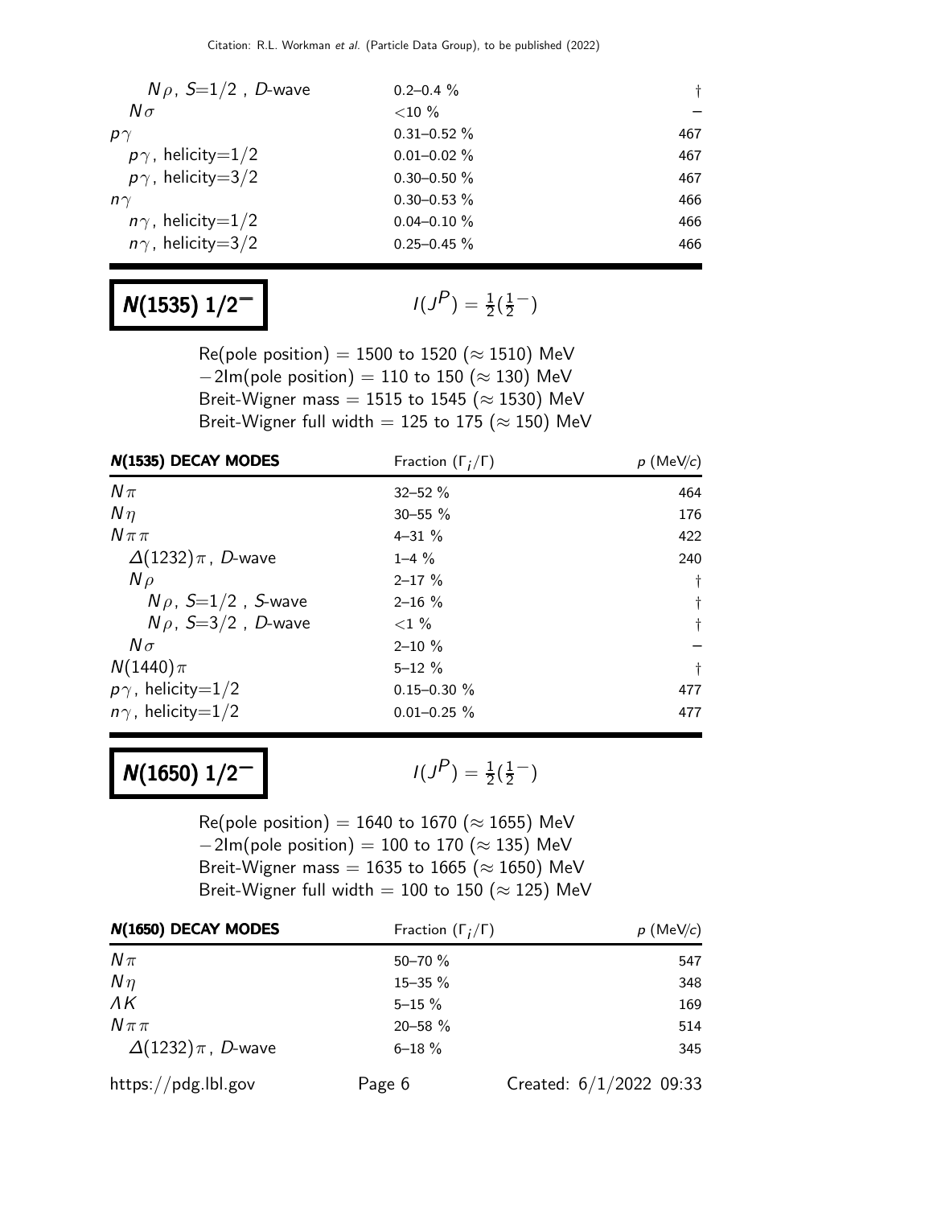| | | |
|---|---|---|
| $N\rho$, $S$=1/2 , $D$-wave | 0.2–0.4 % | † |
| $N\sigma$ | <10 % | – |
| $p\gamma$ | 0.31–0.52 % | 467 |
| $p\gamma$, helicity=1/2 | 0.01–0.02 % | 467 |
| $p\gamma$, helicity=3/2 | 0.30–0.50 % | 467 |
| $n\gamma$ | 0.30–0.53 % | 466 |
| $n\gamma$, helicity=1/2 | 0.04–0.10 % | 466 |
| $n\gamma$, helicity=3/2 | 0.25–0.45 % | 466 |

## **N(1535) 1/2$^-$**

$I(J^P) = \frac{1}{2}(\frac{1}{2}^-)$

Re(pole position) = 1500 to 1520 ($\approx$ 1510) MeV
$-2$Im(pole position) = 110 to 150 ($\approx$ 130) MeV
Breit-Wigner mass = 1515 to 1545 ($\approx$ 1530) MeV
Breit-Wigner full width = 125 to 175 ($\approx$ 150) MeV

| **N(1535) DECAY MODES** | Fraction ($\Gamma_i/\Gamma$) | $p$ (MeV/$c$) |
|---|---|---|
| $N\pi$ | 32–52 % | 464 |
| $N\eta$ | 30–55 % | 176 |
| $N\pi\pi$ | 4–31 % | 422 |
| $\Delta(1232)\pi$, $D$-wave | 1–4 % | 240 |
| $N\rho$ | 2–17 % | † |
| $N\rho$, $S$=1/2 , $S$-wave | 2–16 % | † |
| $N\rho$, $S$=3/2 , $D$-wave | <1 % | † |
| $N\sigma$ | 2–10 % | – |
| $N(1440)\pi$ | 5–12 % | † |
| $p\gamma$, helicity=1/2 | 0.15–0.30 % | 477 |
| $n\gamma$, helicity=1/2 | 0.01–0.25 % | 477 |

## **N(1650) 1/2$^-$**

$I(J^P) = \frac{1}{2}(\frac{1}{2}^-)$

Re(pole position) = 1640 to 1670 ($\approx$ 1655) MeV
$-2$Im(pole position) = 100 to 170 ($\approx$ 135) MeV
Breit-Wigner mass = 1635 to 1665 ($\approx$ 1650) MeV
Breit-Wigner full width = 100 to 150 ($\approx$ 125) MeV

| **N(1650) DECAY MODES** | Fraction ($\Gamma_i/\Gamma$) | $p$ (MeV/$c$) |
|---|---|---|
| $N\pi$ | 50–70 % | 547 |
| $N\eta$ | 15–35 % | 348 |
| $\Lambda K$ | 5–15 % | 169 |
| $N\pi\pi$ | 20–58 % | 514 |
| $\Delta(1232)\pi$, $D$-wave | 6–18 % | 345 |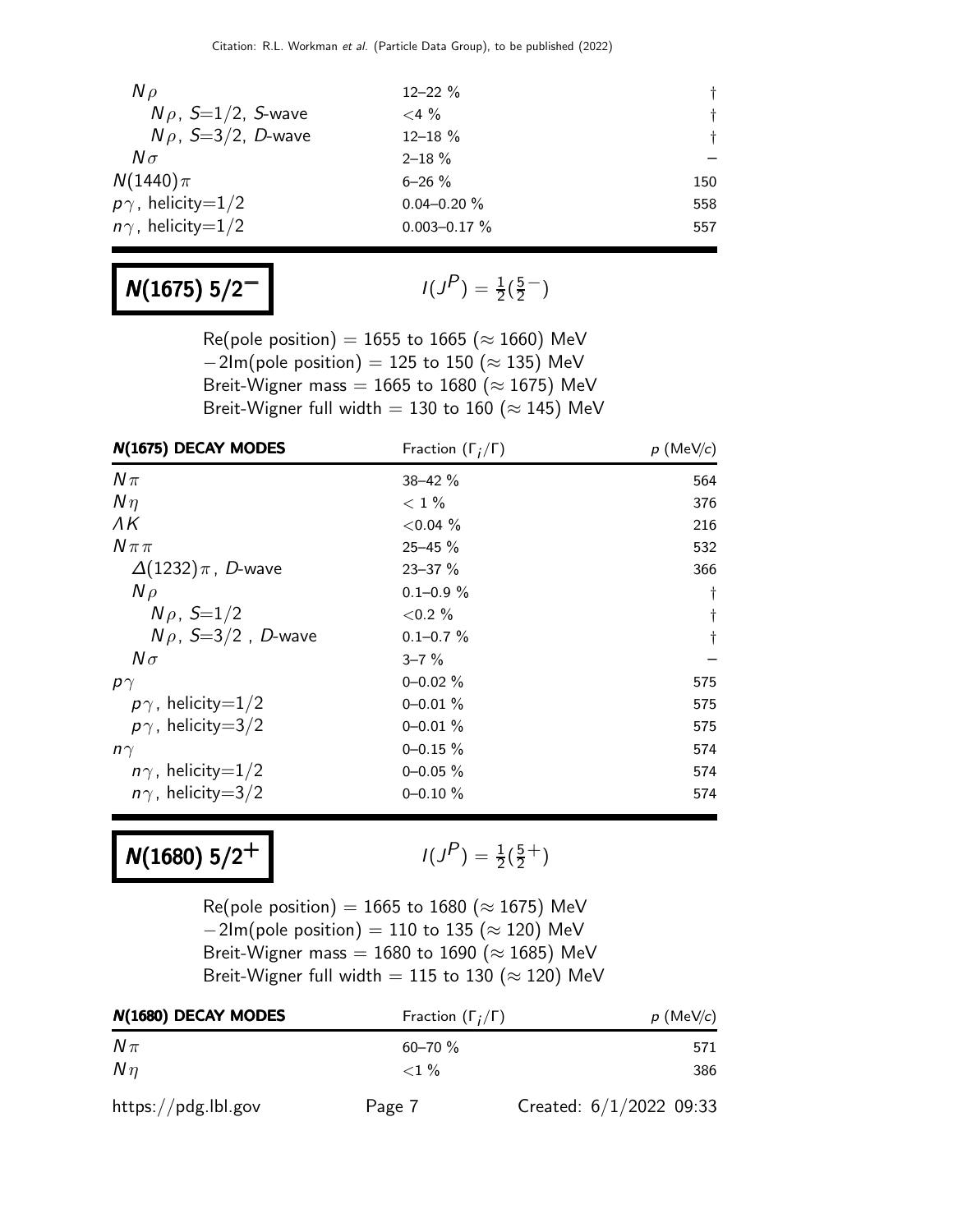| | | |
|---|---|---|
| $N\rho$ | 12–22 % | † |
| $N\rho$, $S$=1/2, $S$-wave | <4 % | † |
| $N\rho$, $S$=3/2, $D$-wave | 12–18 % | † |
| $N\sigma$ | 2–18 % | – |
| $N(1440)\pi$ | 6–26 % | 150 |
| $p\gamma$, helicity=1/2 | 0.04–0.20 % | 558 |
| $n\gamma$, helicity=1/2 | 0.003–0.17 % | 557 |

## N(1675) 5/2$^-$

$I(J^P) = \frac{1}{2}(\frac{5}{2}^-)$

Re(pole position) = 1655 to 1665 ($\approx$ 1660) MeV
$-2$Im(pole position) = 125 to 150 ($\approx$ 135) MeV
Breit-Wigner mass = 1665 to 1680 ($\approx$ 1675) MeV
Breit-Wigner full width = 130 to 160 ($\approx$ 145) MeV

| N(1675) DECAY MODES | Fraction ($\Gamma_i/\Gamma$) | $p$ (MeV/$c$) |
|---|---|---|
| $N\pi$ | 38–42 % | 564 |
| $N\eta$ | < 1 % | 376 |
| $\Lambda K$ | <0.04 % | 216 |
| $N\pi\pi$ | 25–45 % | 532 |
| $\Delta(1232)\pi$, $D$-wave | 23–37 % | 366 |
| $N\rho$ | 0.1–0.9 % | † |
| $N\rho$, $S$=1/2 | <0.2 % | † |
| $N\rho$, $S$=3/2 , $D$-wave | 0.1–0.7 % | † |
| $N\sigma$ | 3–7 % | – |
| $p\gamma$ | 0–0.02 % | 575 |
| $p\gamma$, helicity=1/2 | 0–0.01 % | 575 |
| $p\gamma$, helicity=3/2 | 0–0.01 % | 575 |
| $n\gamma$ | 0–0.15 % | 574 |
| $n\gamma$, helicity=1/2 | 0–0.05 % | 574 |
| $n\gamma$, helicity=3/2 | 0–0.10 % | 574 |

## N(1680) 5/2$^+$

$I(J^P) = \frac{1}{2}(\frac{5}{2}^+)$

Re(pole position) = 1665 to 1680 ($\approx$ 1675) MeV
$-2$Im(pole position) = 110 to 135 ($\approx$ 120) MeV
Breit-Wigner mass = 1680 to 1690 ($\approx$ 1685) MeV
Breit-Wigner full width = 115 to 130 ($\approx$ 120) MeV

| N(1680) DECAY MODES | Fraction ($\Gamma_i/\Gamma$) | $p$ (MeV/$c$) |
|---|---|---|
| $N\pi$ | 60–70 % | 571 |
| $N\eta$ | <1 % | 386 |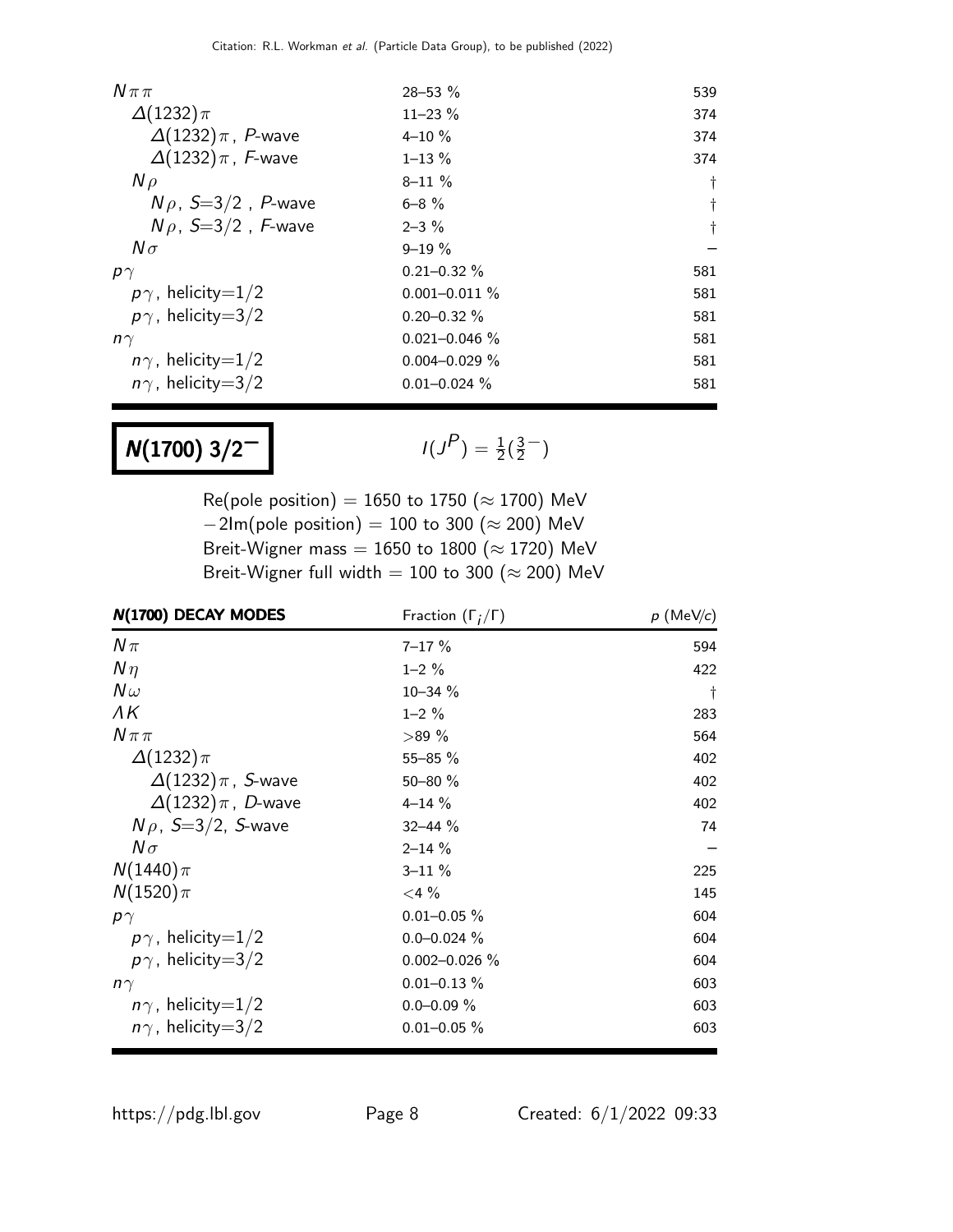| | | |
|---|---|---|
| $N\pi\pi$ | 28–53 % | 539 |
| $\Delta(1232)\pi$ | 11–23 % | 374 |
| $\Delta(1232)\pi$, $P$-wave | 4–10 % | 374 |
| $\Delta(1232)\pi$, $F$-wave | 1–13 % | 374 |
| $N\rho$ | 8–11 % | † |
| $N\rho$, $S$=3/2 , $P$-wave | 6–8 % | † |
| $N\rho$, $S$=3/2 , $F$-wave | 2–3 % | † |
| $N\sigma$ | 9–19 % | – |
| $p\gamma$ | 0.21–0.32 % | 581 |
| $p\gamma$, helicity=1/2 | 0.001–0.011 % | 581 |
| $p\gamma$, helicity=3/2 | 0.20–0.32 % | 581 |
| $n\gamma$ | 0.021–0.046 % | 581 |
| $n\gamma$, helicity=1/2 | 0.004–0.029 % | 581 |
| $n\gamma$, helicity=3/2 | 0.01–0.024 % | 581 |

# N(1700) 3/2$^-$

$I(J^P) = \frac{1}{2}(\frac{3}{2}^-)$

Re(pole position) = 1650 to 1750 ($\approx$ 1700) MeV
$-2$Im(pole position) = 100 to 300 ($\approx$ 200) MeV
Breit-Wigner mass = 1650 to 1800 ($\approx$ 1720) MeV
Breit-Wigner full width = 100 to 300 ($\approx$ 200) MeV

| **N(1700) DECAY MODES** | Fraction ($\Gamma_i/\Gamma$) | $p$ (MeV/$c$) |
|---|---|---|
| $N\pi$ | 7–17 % | 594 |
| $N\eta$ | 1–2 % | 422 |
| $N\omega$ | 10–34 % | † |
| $\Lambda K$ | 1–2 % | 283 |
| $N\pi\pi$ | >89 % | 564 |
| $\Delta(1232)\pi$ | 55–85 % | 402 |
| $\Delta(1232)\pi$, $S$-wave | 50–80 % | 402 |
| $\Delta(1232)\pi$, $D$-wave | 4–14 % | 402 |
| $N\rho$, $S$=3/2, $S$-wave | 32–44 % | 74 |
| $N\sigma$ | 2–14 % | – |
| $N(1440)\pi$ | 3–11 % | 225 |
| $N(1520)\pi$ | <4 % | 145 |
| $p\gamma$ | 0.01–0.05 % | 604 |
| $p\gamma$, helicity=1/2 | 0.0–0.024 % | 604 |
| $p\gamma$, helicity=3/2 | 0.002–0.026 % | 604 |
| $n\gamma$ | 0.01–0.13 % | 603 |
| $n\gamma$, helicity=1/2 | 0.0–0.09 % | 603 |
| $n\gamma$, helicity=3/2 | 0.01–0.05 % | 603 |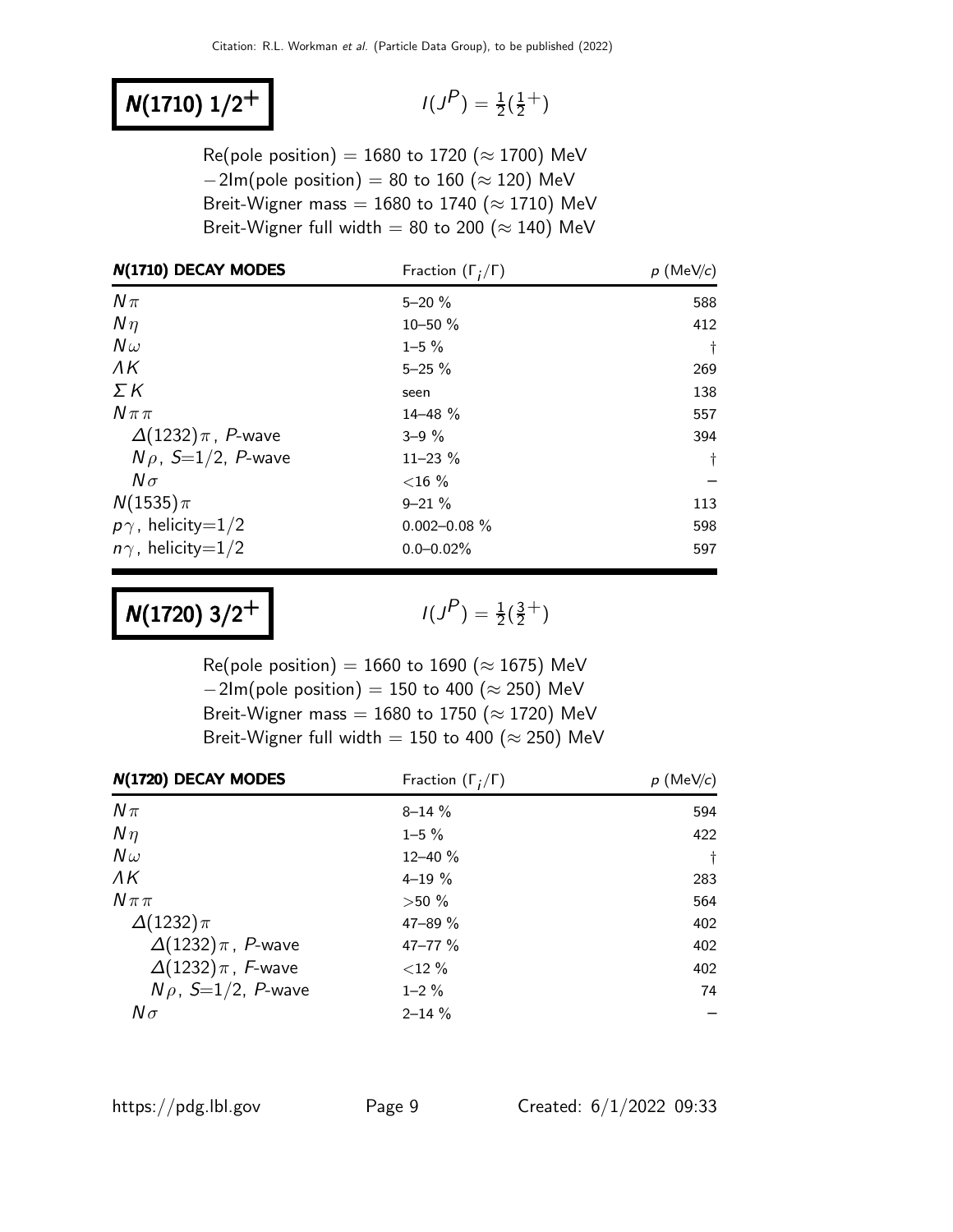# N(1710) $1/2^+$

$I(J^P) = \frac{1}{2}(\frac{1}{2}^+)$

Re(pole position) = 1680 to 1720 (≈ 1700) MeV
−2Im(pole position) = 80 to 160 (≈ 120) MeV
Breit-Wigner mass = 1680 to 1740 (≈ 1710) MeV
Breit-Wigner full width = 80 to 200 (≈ 140) MeV

| N(1710) DECAY MODES | Fraction ($\Gamma_i/\Gamma$) | $p$ (MeV/$c$) |
|---|---|---|
| $N\pi$ | 5–20 % | 588 |
| $N\eta$ | 10–50 % | 412 |
| $N\omega$ | 1–5 % | † |
| $\Lambda K$ | 5–25 % | 269 |
| $\Sigma K$ | seen | 138 |
| $N\pi\pi$ | 14–48 % | 557 |
| $\Delta(1232)\pi$, $P$-wave | 3–9 % | 394 |
| $N\rho$, $S$=1/2, $P$-wave | 11–23 % | † |
| $N\sigma$ | <16 % | – |
| $N(1535)\pi$ | 9–21 % | 113 |
| $p\gamma$, helicity=1/2 | 0.002–0.08 % | 598 |
| $n\gamma$, helicity=1/2 | 0.0–0.02% | 597 |

# N(1720) $3/2^+$

$I(J^P) = \frac{1}{2}(\frac{3}{2}^+)$

Re(pole position) = 1660 to 1690 (≈ 1675) MeV
−2Im(pole position) = 150 to 400 (≈ 250) MeV
Breit-Wigner mass = 1680 to 1750 (≈ 1720) MeV
Breit-Wigner full width = 150 to 400 (≈ 250) MeV

| N(1720) DECAY MODES | Fraction ($\Gamma_i/\Gamma$) | $p$ (MeV/$c$) |
|---|---|---|
| $N\pi$ | 8–14 % | 594 |
| $N\eta$ | 1–5 % | 422 |
| $N\omega$ | 12–40 % | † |
| $\Lambda K$ | 4–19 % | 283 |
| $N\pi\pi$ | >50 % | 564 |
| $\Delta(1232)\pi$ | 47–89 % | 402 |
| $\Delta(1232)\pi$, $P$-wave | 47–77 % | 402 |
| $\Delta(1232)\pi$, $F$-wave | <12 % | 402 |
| $N\rho$, $S$=1/2, $P$-wave | 1–2 % | 74 |
| $N\sigma$ | 2–14 % | – |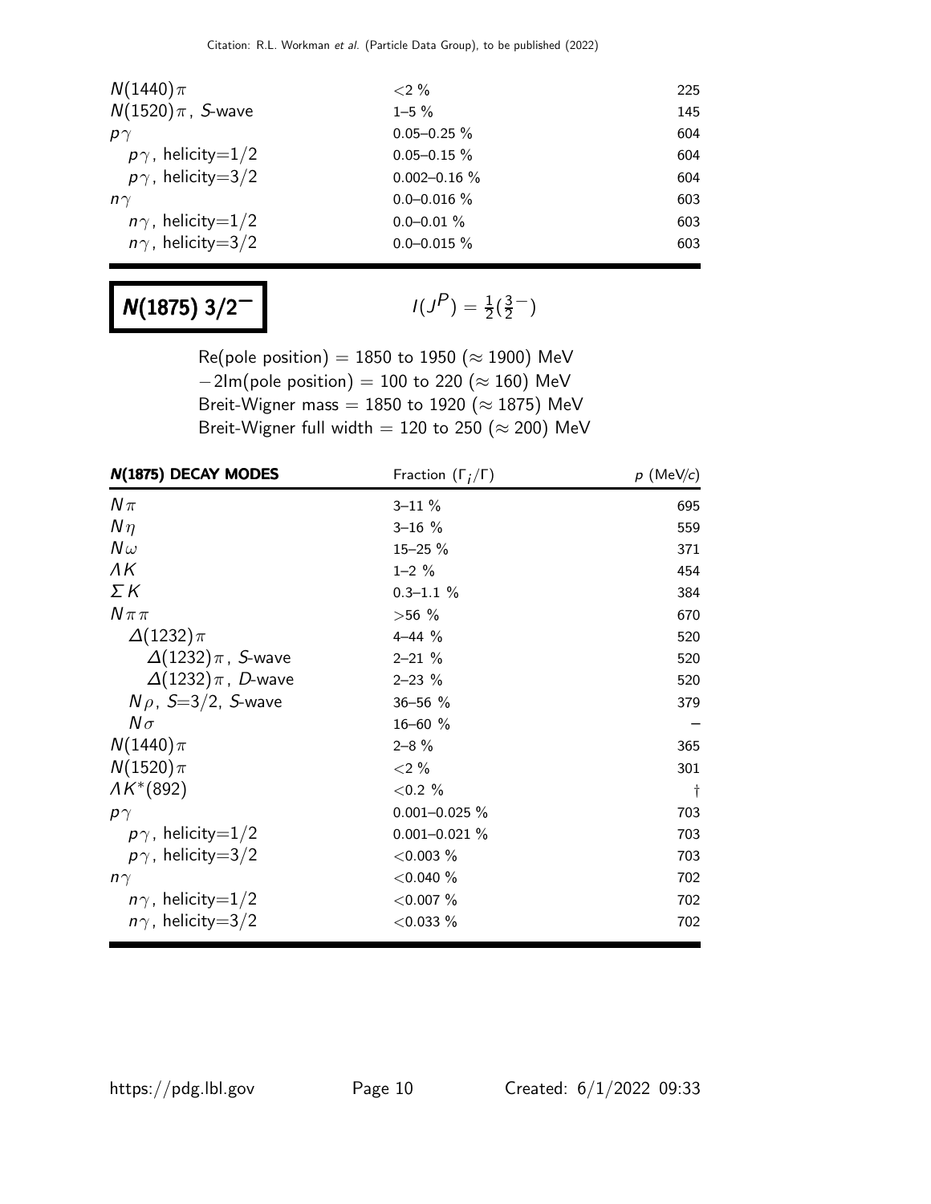| | | |
|---|---|---|
| $N(1440)\pi$ | $<2$ % | 225 |
| $N(1520)\pi$, S-wave | 1–5 % | 145 |
| $p\gamma$ | 0.05–0.25 % | 604 |
| $p\gamma$, helicity=1/2 | 0.05–0.15 % | 604 |
| $p\gamma$, helicity=3/2 | 0.002–0.16 % | 604 |
| $n\gamma$ | 0.0–0.016 % | 603 |
| $n\gamma$, helicity=1/2 | 0.0–0.01 % | 603 |
| $n\gamma$, helicity=3/2 | 0.0–0.015 % | 603 |

# N(1875) 3/2$^-$

$I(J^P) = \frac{1}{2}(\frac{3}{2}^-)$

Re(pole position) = 1850 to 1950 ($\approx$ 1900) MeV
$-2$Im(pole position) = 100 to 220 ($\approx$ 160) MeV
Breit-Wigner mass = 1850 to 1920 ($\approx$ 1875) MeV
Breit-Wigner full width = 120 to 250 ($\approx$ 200) MeV

| N(1875) DECAY MODES | Fraction ($\Gamma_i/\Gamma$) | $p$ (MeV/$c$) |
|---|---|---|
| $N\pi$ | 3–11 % | 695 |
| $N\eta$ | 3–16 % | 559 |
| $N\omega$ | 15–25 % | 371 |
| $\Lambda K$ | 1–2 % | 454 |
| $\Sigma K$ | 0.3–1.1 % | 384 |
| $N\pi\pi$ | $>56$ % | 670 |
| $\Delta(1232)\pi$ | 4–44 % | 520 |
| $\Delta(1232)\pi$, S-wave | 2–21 % | 520 |
| $\Delta(1232)\pi$, D-wave | 2–23 % | 520 |
| $N\rho$, $S$=3/2, S-wave | 36–56 % | 379 |
| $N\sigma$ | 16–60 % | – |
| $N(1440)\pi$ | 2–8 % | 365 |
| $N(1520)\pi$ | $<2$ % | 301 |
| $\Lambda K^*(892)$ | $<0.2$ % | † |
| $p\gamma$ | 0.001–0.025 % | 703 |
| $p\gamma$, helicity=1/2 | 0.001–0.021 % | 703 |
| $p\gamma$, helicity=3/2 | $<0.003$ % | 703 |
| $n\gamma$ | $<0.040$ % | 702 |
| $n\gamma$, helicity=1/2 | $<0.007$ % | 702 |
| $n\gamma$, helicity=3/2 | $<0.033$ % | 702 |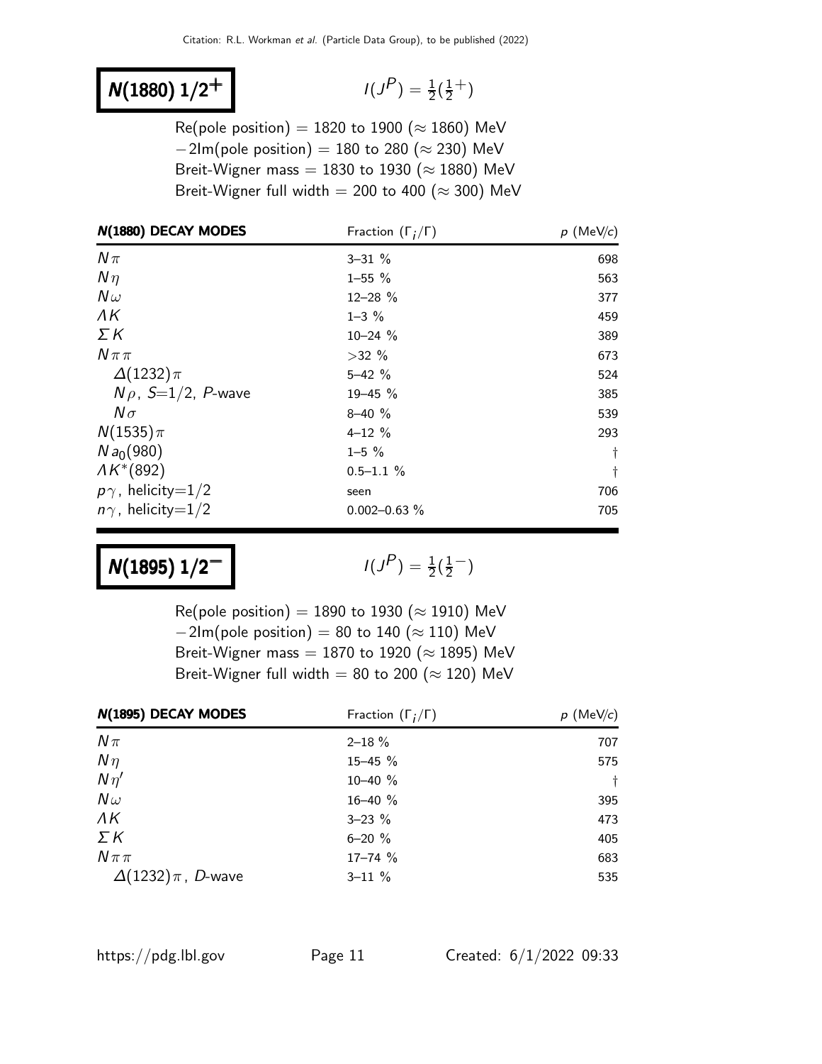# $N(1880)\ 1/2^+$

$I(J^P) = \frac{1}{2}(\frac{1}{2}^+)$

Re(pole position) = 1820 to 1900 ($\approx$ 1860) MeV
$-2$Im(pole position) = 180 to 280 ($\approx$ 230) MeV
Breit-Wigner mass = 1830 to 1930 ($\approx$ 1880) MeV
Breit-Wigner full width = 200 to 400 ($\approx$ 300) MeV

| $N(1880)$ DECAY MODES | Fraction ($\Gamma_i/\Gamma$) | $p$ (MeV/$c$) |
|---|---|---|
| $N\pi$ | 3–31 % | 698 |
| $N\eta$ | 1–55 % | 563 |
| $N\omega$ | 12–28 % | 377 |
| $\Lambda K$ | 1–3 % | 459 |
| $\Sigma K$ | 10–24 % | 389 |
| $N\pi\pi$ | >32 % | 673 |
| $\Delta(1232)\pi$ | 5–42 % | 524 |
| $N\rho$, $S$=1/2, $P$-wave | 19–45 % | 385 |
| $N\sigma$ | 8–40 % | 539 |
| $N(1535)\pi$ | 4–12 % | 293 |
| $N a_0(980)$ | 1–5 % | † |
| $\Lambda K^*(892)$ | 0.5–1.1 % | † |
| $p\gamma$, helicity=1/2 | seen | 706 |
| $n\gamma$, helicity=1/2 | 0.002–0.63 % | 705 |

# $N(1895)\ 1/2^-$

$I(J^P) = \frac{1}{2}(\frac{1}{2}^-)$

Re(pole position) = 1890 to 1930 ($\approx$ 1910) MeV
$-2$Im(pole position) = 80 to 140 ($\approx$ 110) MeV
Breit-Wigner mass = 1870 to 1920 ($\approx$ 1895) MeV
Breit-Wigner full width = 80 to 200 ($\approx$ 120) MeV

| $N(1895)$ DECAY MODES | Fraction ($\Gamma_i/\Gamma$) | $p$ (MeV/$c$) |
|---|---|---|
| $N\pi$ | 2–18 % | 707 |
| $N\eta$ | 15–45 % | 575 |
| $N\eta'$ | 10–40 % | † |
| $N\omega$ | 16–40 % | 395 |
| $\Lambda K$ | 3–23 % | 473 |
| $\Sigma K$ | 6–20 % | 405 |
| $N\pi\pi$ | 17–74 % | 683 |
| $\Delta(1232)\pi$, $D$-wave | 3–11 % | 535 |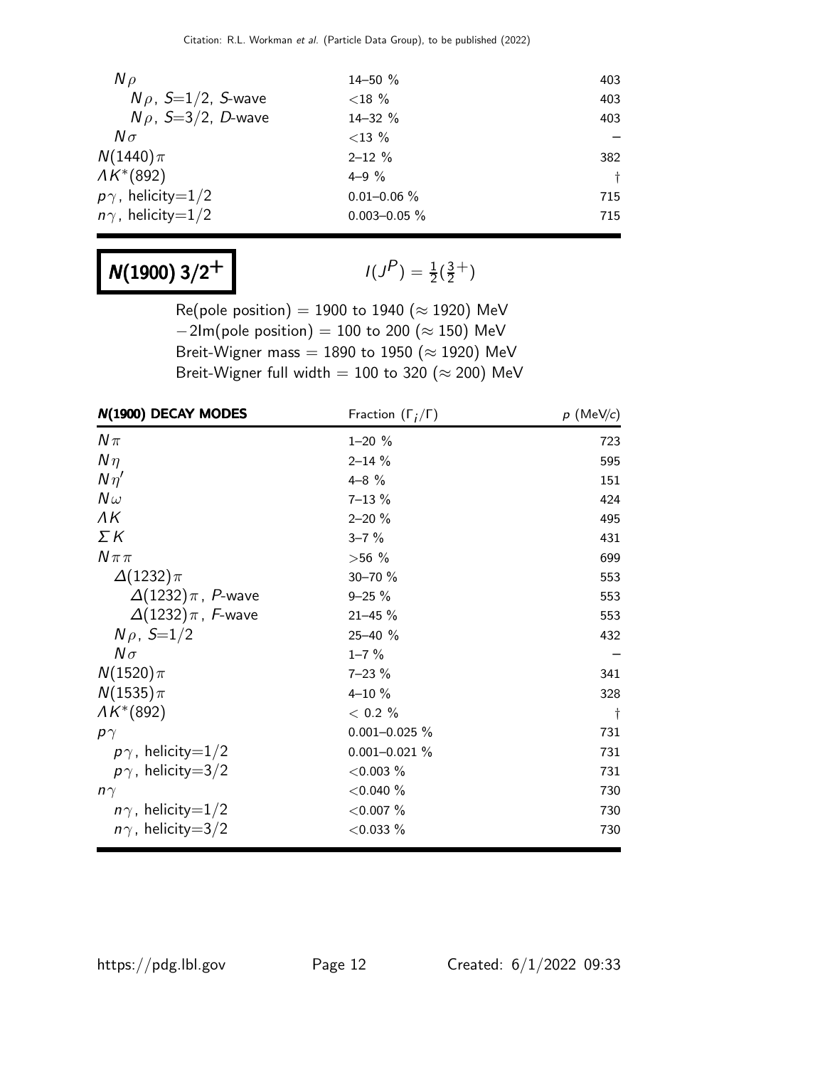| | | |
|---|---|---|
| $N\rho$ | 14–50 % | 403 |
| $N\rho$, $S$=1/2, $S$-wave | <18 % | 403 |
| $N\rho$, $S$=3/2, $D$-wave | 14–32 % | 403 |
| $N\sigma$ | <13 % | – |
| $N(1440)\pi$ | 2–12 % | 382 |
| $\Lambda K^*(892)$ | 4–9 % | † |
| $p\gamma$, helicity=1/2 | 0.01–0.06 % | 715 |
| $n\gamma$, helicity=1/2 | 0.003–0.05 % | 715 |

# N(1900) 3/2$^+$

$I(J^P) = \frac{1}{2}(\frac{3}{2}^+)$

Re(pole position) = 1900 to 1940 ($\approx$ 1920) MeV
$-2$Im(pole position) = 100 to 200 ($\approx$ 150) MeV
Breit-Wigner mass = 1890 to 1950 ($\approx$ 1920) MeV
Breit-Wigner full width = 100 to 320 ($\approx$ 200) MeV

| **N(1900) DECAY MODES** | Fraction ($\Gamma_i/\Gamma$) | $p$ (MeV/c) |
|---|---|---|
| $N\pi$ | 1–20 % | 723 |
| $N\eta$ | 2–14 % | 595 |
| $N\eta'$ | 4–8 % | 151 |
| $N\omega$ | 7–13 % | 424 |
| $\Lambda K$ | 2–20 % | 495 |
| $\Sigma K$ | 3–7 % | 431 |
| $N\pi\pi$ | >56 % | 699 |
| $\Delta(1232)\pi$ | 30–70 % | 553 |
| $\Delta(1232)\pi$, $P$-wave | 9–25 % | 553 |
| $\Delta(1232)\pi$, $F$-wave | 21–45 % | 553 |
| $N\rho$, $S$=1/2 | 25–40 % | 432 |
| $N\sigma$ | 1–7 % | – |
| $N(1520)\pi$ | 7–23 % | 341 |
| $N(1535)\pi$ | 4–10 % | 328 |
| $\Lambda K^*(892)$ | < 0.2 % | † |
| $p\gamma$ | 0.001–0.025 % | 731 |
| $p\gamma$, helicity=1/2 | 0.001–0.021 % | 731 |
| $p\gamma$, helicity=3/2 | <0.003 % | 731 |
| $n\gamma$ | <0.040 % | 730 |
| $n\gamma$, helicity=1/2 | <0.007 % | 730 |
| $n\gamma$, helicity=3/2 | <0.033 % | 730 |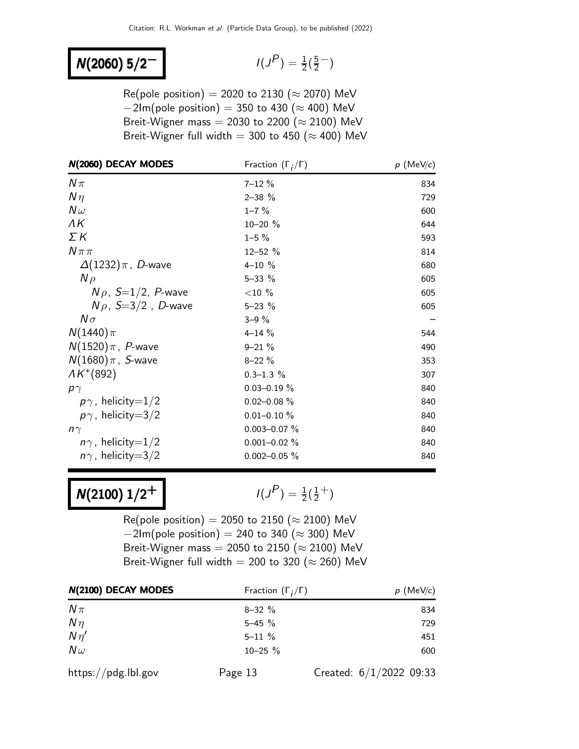## $N(2060)\ 5/2^-$

$I(J^P) = \frac{1}{2}(\frac{5}{2}^-)$

Re(pole position) = 2020 to 2130 ($\approx$ 2070) MeV
$-2$Im(pole position) = 350 to 430 ($\approx$ 400) MeV
Breit-Wigner mass = 2030 to 2200 ($\approx$ 2100) MeV
Breit-Wigner full width = 300 to 450 ($\approx$ 400) MeV

| **N(2060) DECAY MODES** | Fraction ($\Gamma_i/\Gamma$) | $p$ (MeV/$c$) |
|---|---|---|
| $N\pi$ | 7–12 % | 834 |
| $N\eta$ | 2–38 % | 729 |
| $N\omega$ | 1–7 % | 600 |
| $\Lambda K$ | 10–20 % | 644 |
| $\Sigma K$ | 1–5 % | 593 |
| $N\pi\pi$ | 12–52 % | 814 |
| $\Delta(1232)\pi$, $D$-wave | 4–10 % | 680 |
| $N\rho$ | 5–33 % | 605 |
| $N\rho$, $S$=1/2, $P$-wave | <10 % | 605 |
| $N\rho$, $S$=3/2 , $D$-wave | 5–23 % | 605 |
| $N\sigma$ | 3–9 % | – |
| $N(1440)\pi$ | 4–14 % | 544 |
| $N(1520)\pi$, $P$-wave | 9–21 % | 490 |
| $N(1680)\pi$, $S$-wave | 8–22 % | 353 |
| $\Lambda K^*(892)$ | 0.3–1.3 % | 307 |
| $p\gamma$ | 0.03–0.19 % | 840 |
| $p\gamma$, helicity=1/2 | 0.02–0.08 % | 840 |
| $p\gamma$, helicity=3/2 | 0.01–0.10 % | 840 |
| $n\gamma$ | 0.003–0.07 % | 840 |
| $n\gamma$, helicity=1/2 | 0.001–0.02 % | 840 |
| $n\gamma$, helicity=3/2 | 0.002–0.05 % | 840 |

## $N(2100)\ 1/2^+$

$I(J^P) = \frac{1}{2}(\frac{1}{2}^+)$

Re(pole position) = 2050 to 2150 ($\approx$ 2100) MeV
$-2$Im(pole position) = 240 to 340 ($\approx$ 300) MeV
Breit-Wigner mass = 2050 to 2150 ($\approx$ 2100) MeV
Breit-Wigner full width = 200 to 320 ($\approx$ 260) MeV

| **N(2100) DECAY MODES** | Fraction ($\Gamma_i/\Gamma$) | $p$ (MeV/$c$) |
|---|---|---|
| $N\pi$ | 8–32 % | 834 |
| $N\eta$ | 5–45 % | 729 |
| $N\eta'$ | 5–11 % | 451 |
| $N\omega$ | 10–25 % | 600 |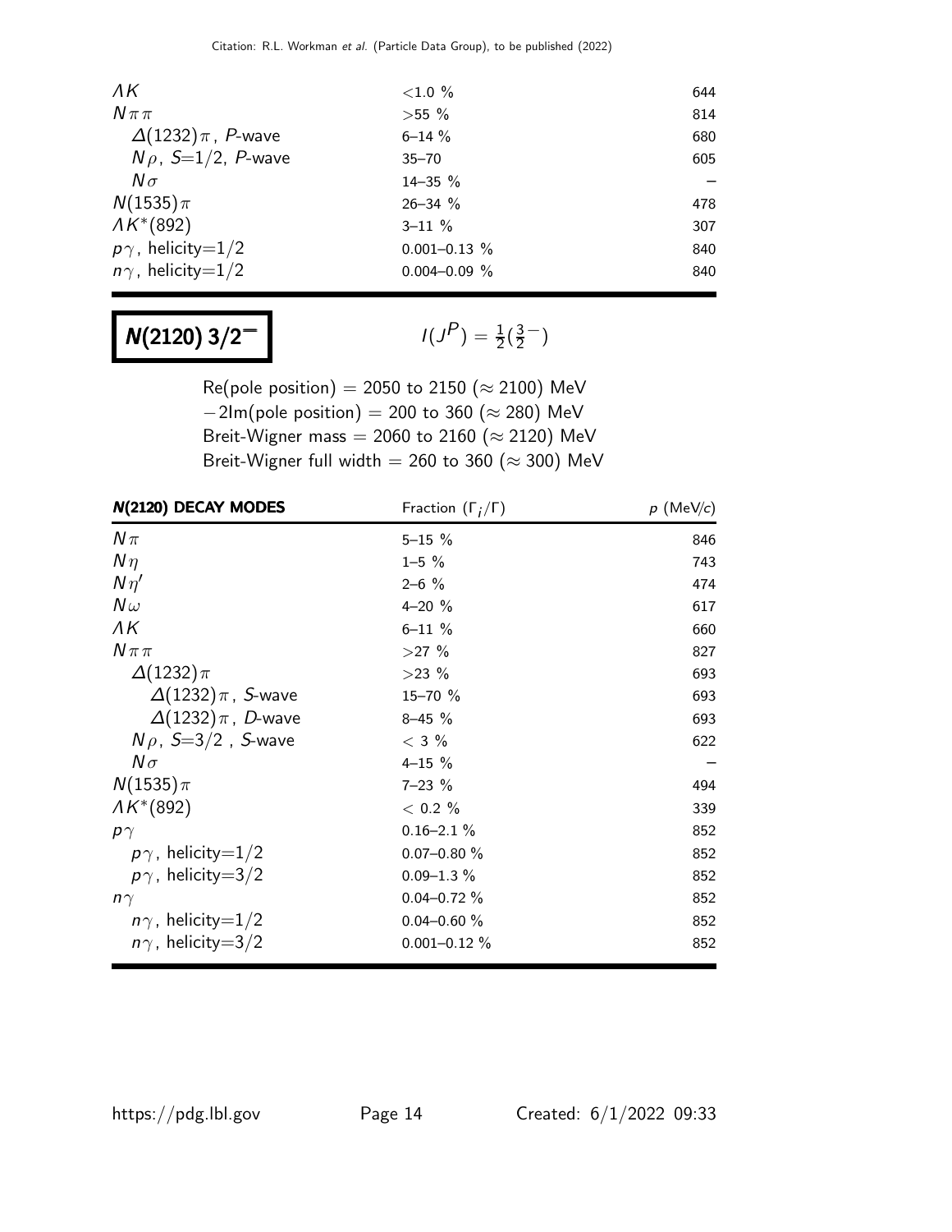| | | |
|---|---|---|
| $\Lambda K$ | <1.0 % | 644 |
| $N\pi\pi$ | >55 % | 814 |
| $\Delta(1232)\pi$, $P$-wave | 6–14 % | 680 |
| $N\rho$, $S$=1/2, $P$-wave | 35–70 | 605 |
| $N\sigma$ | 14–35 % | – |
| $N(1535)\pi$ | 26–34 % | 478 |
| $\Lambda K^*(892)$ | 3–11 % | 307 |
| $p\gamma$, helicity=1/2 | 0.001–0.13 % | 840 |
| $n\gamma$, helicity=1/2 | 0.004–0.09 % | 840 |

# $N(2120)$ $3/2^-$

$I(J^P) = \frac{1}{2}(\frac{3}{2}^-)$

Re(pole position) = 2050 to 2150 ($\approx$ 2100) MeV
$-2$Im(pole position) = 200 to 360 ($\approx$ 280) MeV
Breit-Wigner mass = 2060 to 2160 ($\approx$ 2120) MeV
Breit-Wigner full width = 260 to 360 ($\approx$ 300) MeV

| **N(2120) DECAY MODES** | Fraction ($\Gamma_i/\Gamma$) | $p$ (MeV/$c$) |
|---|---|---|
| $N\pi$ | 5–15 % | 846 |
| $N\eta$ | 1–5 % | 743 |
| $N\eta'$ | 2–6 % | 474 |
| $N\omega$ | 4–20 % | 617 |
| $\Lambda K$ | 6–11 % | 660 |
| $N\pi\pi$ | >27 % | 827 |
| $\Delta(1232)\pi$ | >23 % | 693 |
| $\Delta(1232)\pi$, $S$-wave | 15–70 % | 693 |
| $\Delta(1232)\pi$, $D$-wave | 8–45 % | 693 |
| $N\rho$, $S$=3/2 , $S$-wave | < 3 % | 622 |
| $N\sigma$ | 4–15 % | – |
| $N(1535)\pi$ | 7–23 % | 494 |
| $\Lambda K^*(892)$ | < 0.2 % | 339 |
| $p\gamma$ | 0.16–2.1 % | 852 |
| $p\gamma$, helicity=1/2 | 0.07–0.80 % | 852 |
| $p\gamma$, helicity=3/2 | 0.09–1.3 % | 852 |
| $n\gamma$ | 0.04–0.72 % | 852 |
| $n\gamma$, helicity=1/2 | 0.04–0.60 % | 852 |
| $n\gamma$, helicity=3/2 | 0.001–0.12 % | 852 |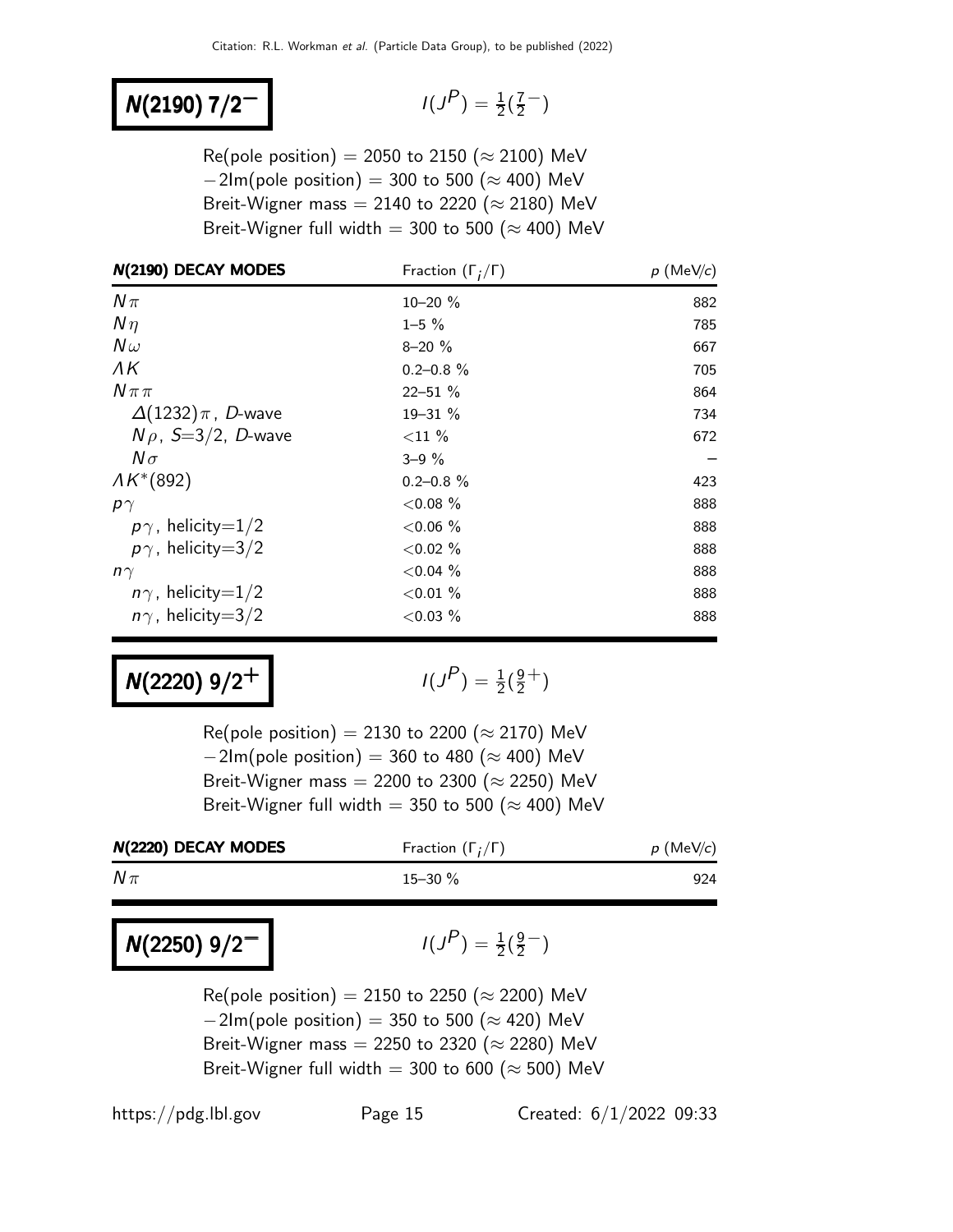# $N(2190)$ $7/2^-$

$I(J^P) = \frac{1}{2}(\frac{7}{2}^-)$

Re(pole position) = 2050 to 2150 ($\approx$ 2100) MeV
$-2$Im(pole position) = 300 to 500 ($\approx$ 400) MeV
Breit-Wigner mass = 2140 to 2220 ($\approx$ 2180) MeV
Breit-Wigner full width = 300 to 500 ($\approx$ 400) MeV

| $N(2190)$ DECAY MODES | Fraction ($\Gamma_i/\Gamma$) | $p$ (MeV/$c$) |
|---|---|---|
| $N\pi$ | 10–20 % | 882 |
| $N\eta$ | 1–5 % | 785 |
| $N\omega$ | 8–20 % | 667 |
| $\Lambda K$ | 0.2–0.8 % | 705 |
| $N\pi\pi$ | 22–51 % | 864 |
| $\Delta(1232)\pi$, $D$-wave | 19–31 % | 734 |
| $N\rho$, $S$=3/2, $D$-wave | <11 % | 672 |
| $N\sigma$ | 3–9 % | – |
| $\Lambda K^*(892)$ | 0.2–0.8 % | 423 |
| $p\gamma$ | <0.08 % | 888 |
| $p\gamma$, helicity=1/2 | <0.06 % | 888 |
| $p\gamma$, helicity=3/2 | <0.02 % | 888 |
| $n\gamma$ | <0.04 % | 888 |
| $n\gamma$, helicity=1/2 | <0.01 % | 888 |
| $n\gamma$, helicity=3/2 | <0.03 % | 888 |

# $N(2220)$ $9/2^+$

$I(J^P) = \frac{1}{2}(\frac{9}{2}^+)$

Re(pole position) = 2130 to 2200 ($\approx$ 2170) MeV
$-2$Im(pole position) = 360 to 480 ($\approx$ 400) MeV
Breit-Wigner mass = 2200 to 2300 ($\approx$ 2250) MeV
Breit-Wigner full width = 350 to 500 ($\approx$ 400) MeV

| $N(2220)$ DECAY MODES | Fraction ($\Gamma_i/\Gamma$) | $p$ (MeV/$c$) |
|---|---|---|
| $N\pi$ | 15–30 % | 924 |

# $N(2250)$ $9/2^-$

$I(J^P) = \frac{1}{2}(\frac{9}{2}^-)$

Re(pole position) = 2150 to 2250 ($\approx$ 2200) MeV
$-2$Im(pole position) = 350 to 500 ($\approx$ 420) MeV
Breit-Wigner mass = 2250 to 2320 ($\approx$ 2280) MeV
Breit-Wigner full width = 300 to 600 ($\approx$ 500) MeV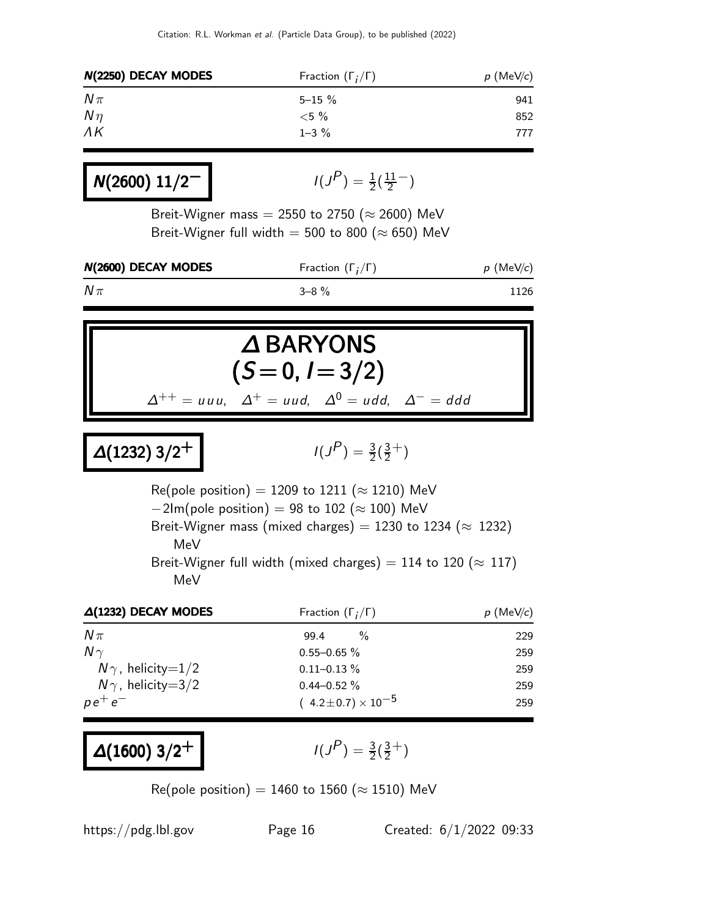| **N(2250) DECAY MODES** | Fraction ($\Gamma_i/\Gamma$) | $p$ (MeV/$c$) |
|---|---|---|
| $N\pi$ | 5–15 % | 941 |
| $N\eta$ | <5 % | 852 |
| $\Lambda K$ | 1–3 % | 777 |

## N(2600) 11/2$^-$

$$I(J^P) = \tfrac{1}{2}(\tfrac{11}{2}^-)$$

Breit-Wigner mass = 2550 to 2750 (≈ 2600) MeV
Breit-Wigner full width = 500 to 800 (≈ 650) MeV

| **N(2600) DECAY MODES** | Fraction ($\Gamma_i/\Gamma$) | $p$ (MeV/$c$) |
|---|---|---|
| $N\pi$ | 3–8 % | 1126 |

# Δ BARYONS
# $(S=0, I=3/2)$

$\Delta^{++} = uuu$, $\Delta^{+} = uud$, $\Delta^{0} = udd$, $\Delta^{-} = ddd$

## Δ(1232) 3/2$^+$

$$I(J^P) = \tfrac{3}{2}(\tfrac{3}{2}^+)$$

Re(pole position) = 1209 to 1211 (≈ 1210) MeV
$-2$Im(pole position) = 98 to 102 (≈ 100) MeV
Breit-Wigner mass (mixed charges) = 1230 to 1234 (≈ 1232) MeV
Breit-Wigner full width (mixed charges) = 114 to 120 (≈ 117) MeV

| **Δ(1232) DECAY MODES** | Fraction ($\Gamma_i/\Gamma$) | $p$ (MeV/$c$) |
|---|---|---|
| $N\pi$ | 99.4 % | 229 |
| $N\gamma$ | 0.55–0.65 % | 259 |
| $N\gamma$, helicity=1/2 | 0.11–0.13 % | 259 |
| $N\gamma$, helicity=3/2 | 0.44–0.52 % | 259 |
| $p e^+ e^-$ | $(4.2\pm0.7)\times10^{-5}$ | 259 |

## Δ(1600) 3/2$^+$

$$I(J^P) = \tfrac{3}{2}(\tfrac{3}{2}^+)$$

Re(pole position) = 1460 to 1560 (≈ 1510) MeV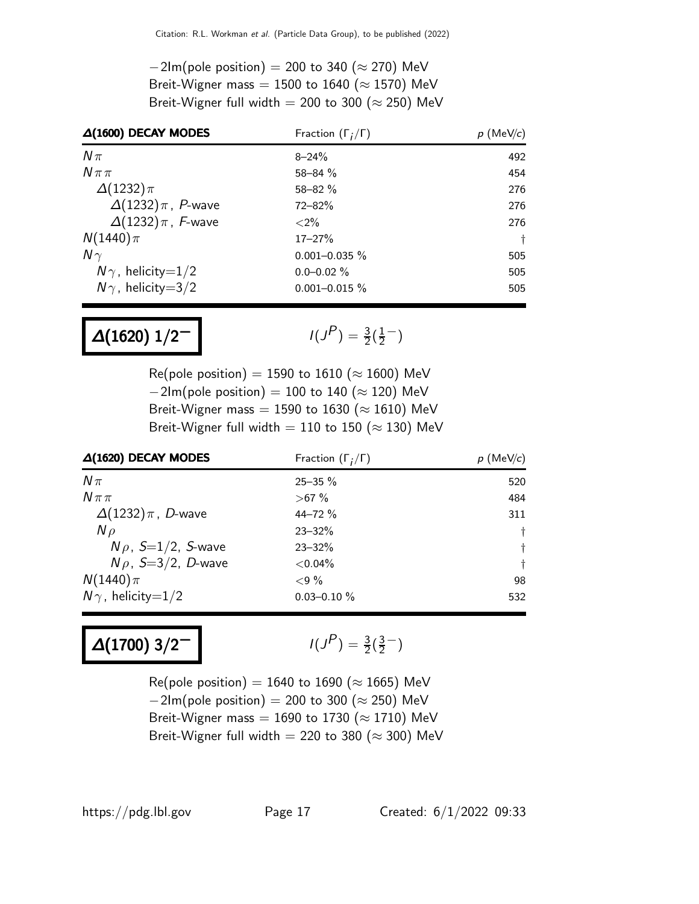$-2\text{Im(pole position)}$ = 200 to 340 ($\approx$ 270) MeV
Breit-Wigner mass = 1500 to 1640 ($\approx$ 1570) MeV
Breit-Wigner full width = 200 to 300 ($\approx$ 250) MeV

| **Δ(1600) DECAY MODES** | Fraction ($\Gamma_i/\Gamma$) | $p$ (MeV/$c$) |
|---|---|---|
| $N\pi$ | 8–24% | 492 |
| $N\pi\pi$ | 58–84 % | 454 |
| $\Delta(1232)\pi$ | 58–82 % | 276 |
| $\Delta(1232)\pi$, $P$-wave | 72–82% | 276 |
| $\Delta(1232)\pi$, $F$-wave | <2% | 276 |
| $N(1440)\pi$ | 17–27% | † |
| $N\gamma$ | 0.001–0.035 % | 505 |
| $N\gamma$, helicity=1/2 | 0.0–0.02 % | 505 |
| $N\gamma$, helicity=3/2 | 0.001–0.015 % | 505 |

## **Δ(1620) 1/2$^-$**

$I(J^P) = \frac{3}{2}(\frac{1}{2}^-)$

Re(pole position) = 1590 to 1610 ($\approx$ 1600) MeV
$-2\text{Im(pole position)}$ = 100 to 140 ($\approx$ 120) MeV
Breit-Wigner mass = 1590 to 1630 ($\approx$ 1610) MeV
Breit-Wigner full width = 110 to 150 ($\approx$ 130) MeV

| **Δ(1620) DECAY MODES** | Fraction ($\Gamma_i/\Gamma$) | $p$ (MeV/$c$) |
|---|---|---|
| $N\pi$ | 25–35 % | 520 |
| $N\pi\pi$ | >67 % | 484 |
| $\Delta(1232)\pi$, $D$-wave | 44–72 % | 311 |
| $N\rho$ | 23–32% | † |
| $N\rho$, $S$=1/2, $S$-wave | 23–32% | † |
| $N\rho$, $S$=3/2, $D$-wave | <0.04% | † |
| $N(1440)\pi$ | <9 % | 98 |
| $N\gamma$, helicity=1/2 | 0.03–0.10 % | 532 |

## **Δ(1700) 3/2$^-$**

$I(J^P) = \frac{3}{2}(\frac{3}{2}^-)$

Re(pole position) = 1640 to 1690 ($\approx$ 1665) MeV
$-2\text{Im(pole position)}$ = 200 to 300 ($\approx$ 250) MeV
Breit-Wigner mass = 1690 to 1730 ($\approx$ 1710) MeV
Breit-Wigner full width = 220 to 380 ($\approx$ 300) MeV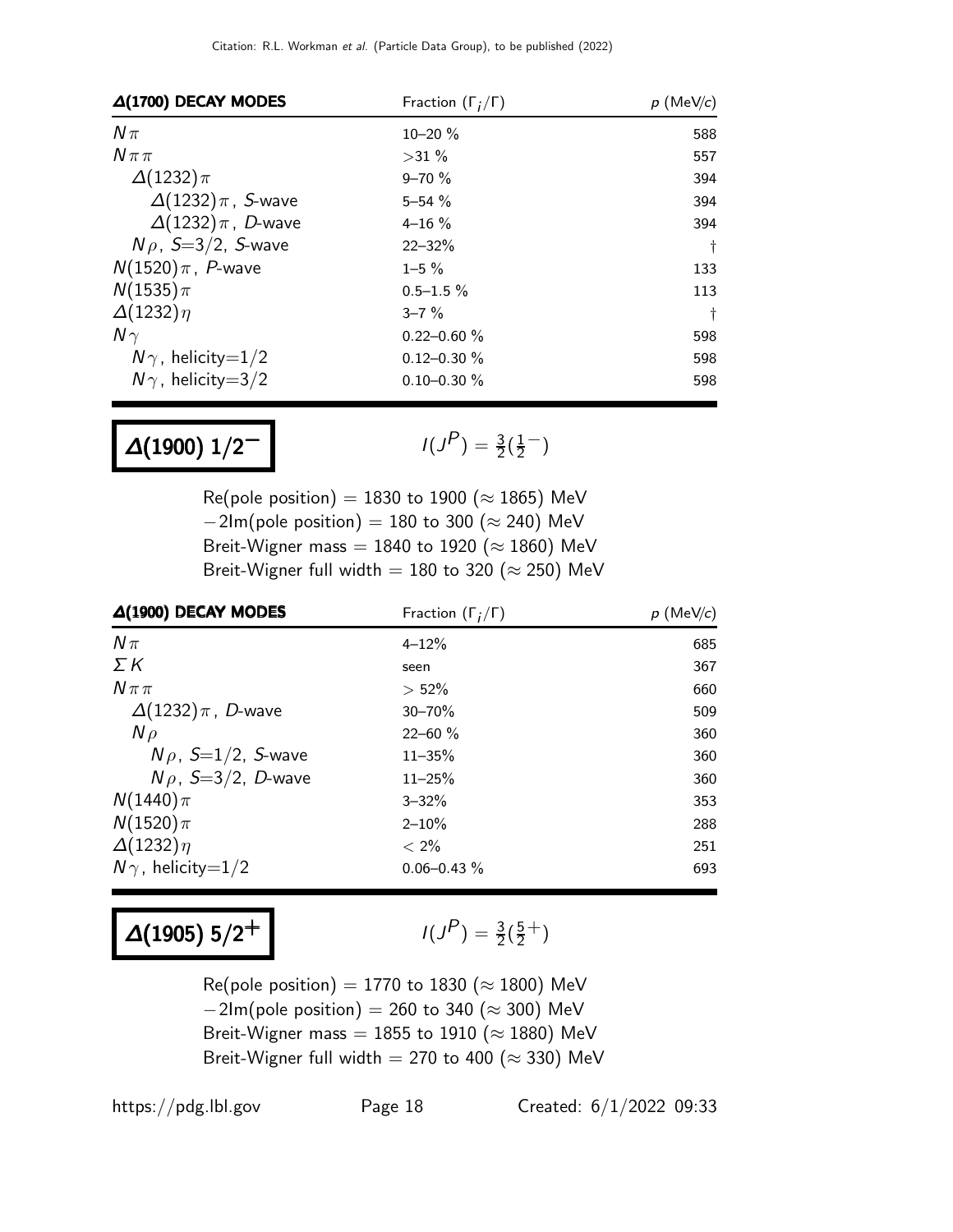| $\Delta(1700)$ DECAY MODES | Fraction ($\Gamma_i/\Gamma$) | $p$ (MeV/$c$) |
|---|---|---|
| $N\pi$ | 10–20 % | 588 |
| $N\pi\pi$ | >31 % | 557 |
| $\Delta(1232)\pi$ | 9–70 % | 394 |
| $\Delta(1232)\pi$, $S$-wave | 5–54 % | 394 |
| $\Delta(1232)\pi$, $D$-wave | 4–16 % | 394 |
| $N\rho$, $S$=3/2, $S$-wave | 22–32% | † |
| $N(1520)\pi$, $P$-wave | 1–5 % | 133 |
| $N(1535)\pi$ | 0.5–1.5 % | 113 |
| $\Delta(1232)\eta$ | 3–7 % | † |
| $N\gamma$ | 0.22–0.60 % | 598 |
| $N\gamma$, helicity=1/2 | 0.12–0.30 % | 598 |
| $N\gamma$, helicity=3/2 | 0.10–0.30 % | 598 |

## $\Delta(1900)$ $1/2^-$

$I(J^P) = \frac{3}{2}(\frac{1}{2}^-)$

Re(pole position) = 1830 to 1900 ($\approx$ 1865) MeV
$-2$Im(pole position) = 180 to 300 ($\approx$ 240) MeV
Breit-Wigner mass = 1840 to 1920 ($\approx$ 1860) MeV
Breit-Wigner full width = 180 to 320 ($\approx$ 250) MeV

| $\Delta(1900)$ DECAY MODES | Fraction ($\Gamma_i/\Gamma$) | $p$ (MeV/$c$) |
|---|---|---|
| $N\pi$ | 4–12% | 685 |
| $\Sigma K$ | seen | 367 |
| $N\pi\pi$ | > 52% | 660 |
| $\Delta(1232)\pi$, $D$-wave | 30–70% | 509 |
| $N\rho$ | 22–60 % | 360 |
| $N\rho$, $S$=1/2, $S$-wave | 11–35% | 360 |
| $N\rho$, $S$=3/2, $D$-wave | 11–25% | 360 |
| $N(1440)\pi$ | 3–32% | 353 |
| $N(1520)\pi$ | 2–10% | 288 |
| $\Delta(1232)\eta$ | < 2% | 251 |
| $N\gamma$, helicity=1/2 | 0.06–0.43 % | 693 |

## $\Delta(1905)$ $5/2^+$

$I(J^P) = \frac{3}{2}(\frac{5}{2}^+)$

Re(pole position) = 1770 to 1830 ($\approx$ 1800) MeV
$-2$Im(pole position) = 260 to 340 ($\approx$ 300) MeV
Breit-Wigner mass = 1855 to 1910 ($\approx$ 1880) MeV
Breit-Wigner full width = 270 to 400 ($\approx$ 330) MeV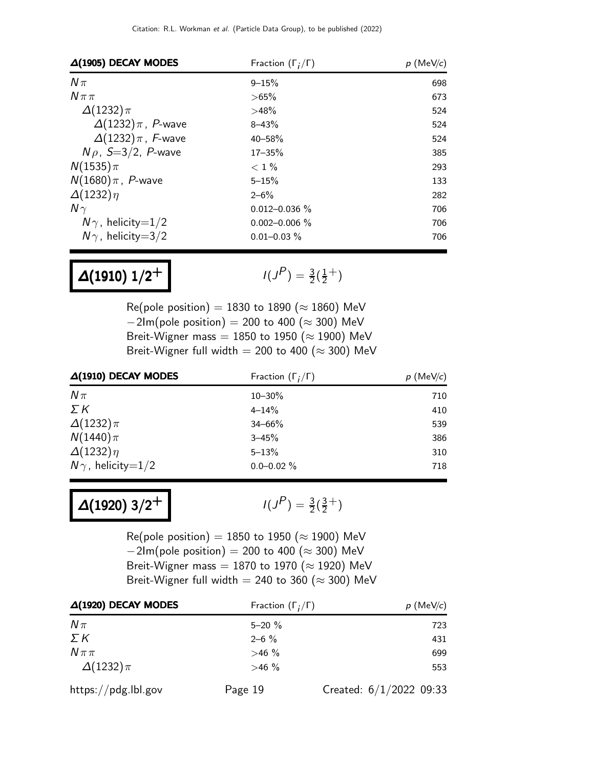| **$\Delta(1905)$ DECAY MODES** | Fraction ($\Gamma_i/\Gamma$) | $p$ (MeV/$c$) |
|---|---|---|
| $N\pi$ | 9–15% | 698 |
| $N\pi\pi$ | >65% | 673 |
| $\Delta(1232)\pi$ | >48% | 524 |
| $\Delta(1232)\pi$, $P$-wave | 8–43% | 524 |
| $\Delta(1232)\pi$, $F$-wave | 40–58% | 524 |
| $N\rho$, $S$=3/2, $P$-wave | 17–35% | 385 |
| $N(1535)\pi$ | < 1 % | 293 |
| $N(1680)\pi$, $P$-wave | 5–15% | 133 |
| $\Delta(1232)\eta$ | 2–6% | 282 |
| $N\gamma$ | 0.012–0.036 % | 706 |
| $N\gamma$, helicity=1/2 | 0.002–0.006 % | 706 |
| $N\gamma$, helicity=3/2 | 0.01–0.03 % | 706 |

## $\Delta(1910)$ $1/2^+$

$I(J^P) = \frac{3}{2}(\frac{1}{2}^+)$

Re(pole position) = 1830 to 1890 ($\approx$ 1860) MeV
$-2$Im(pole position) = 200 to 400 ($\approx$ 300) MeV
Breit-Wigner mass = 1850 to 1950 ($\approx$ 1900) MeV
Breit-Wigner full width = 200 to 400 ($\approx$ 300) MeV

| **$\Delta(1910)$ DECAY MODES** | Fraction ($\Gamma_i/\Gamma$) | $p$ (MeV/$c$) |
|---|---|---|
| $N\pi$ | 10–30% | 710 |
| $\Sigma K$ | 4–14% | 410 |
| $\Delta(1232)\pi$ | 34–66% | 539 |
| $N(1440)\pi$ | 3–45% | 386 |
| $\Delta(1232)\eta$ | 5–13% | 310 |
| $N\gamma$, helicity=1/2 | 0.0–0.02 % | 718 |

## $\Delta(1920)$ $3/2^+$

$I(J^P) = \frac{3}{2}(\frac{3}{2}^+)$

Re(pole position) = 1850 to 1950 ($\approx$ 1900) MeV
$-2$Im(pole position) = 200 to 400 ($\approx$ 300) MeV
Breit-Wigner mass = 1870 to 1970 ($\approx$ 1920) MeV
Breit-Wigner full width = 240 to 360 ($\approx$ 300) MeV

| **$\Delta(1920)$ DECAY MODES** | Fraction ($\Gamma_i/\Gamma$) | $p$ (MeV/$c$) |
|---|---|---|
| $N\pi$ | 5–20 % | 723 |
| $\Sigma K$ | 2–6 % | 431 |
| $N\pi\pi$ | >46 % | 699 |
| $\Delta(1232)\pi$ | >46 % | 553 |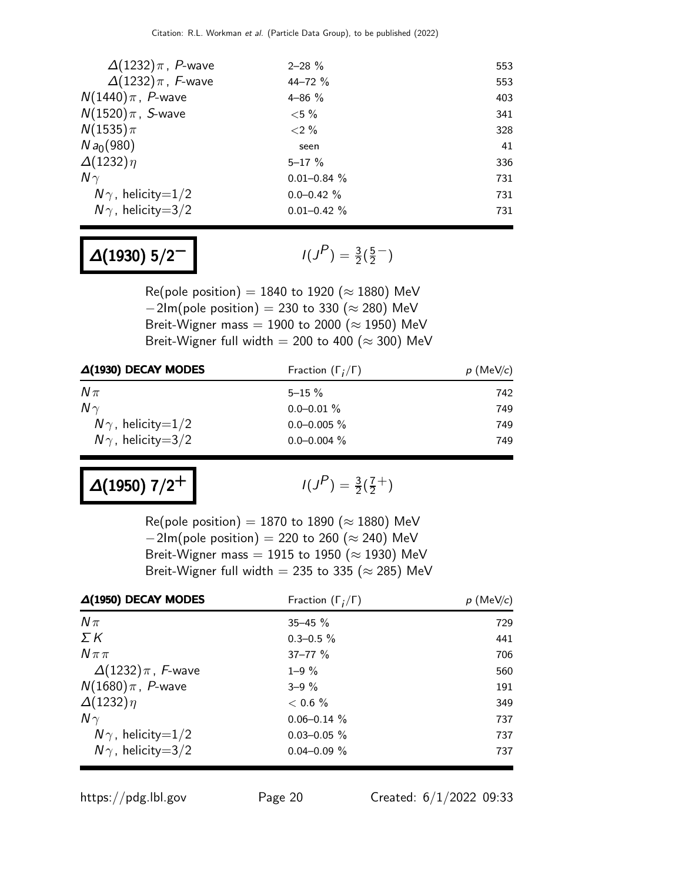| | | |
|---|---|---|
| $\Delta(1232)\pi$, $P$-wave | 2–28 % | 553 |
| $\Delta(1232)\pi$, $F$-wave | 44–72 % | 553 |
| $N(1440)\pi$, $P$-wave | 4–86 % | 403 |
| $N(1520)\pi$, $S$-wave | <5 % | 341 |
| $N(1535)\pi$ | <2 % | 328 |
| $N a_0(980)$ | seen | 41 |
| $\Delta(1232)\eta$ | 5–17 % | 336 |
| $N\gamma$ | 0.01–0.84 % | 731 |
| $N\gamma$, helicity=1/2 | 0.0–0.42 % | 731 |
| $N\gamma$, helicity=3/2 | 0.01–0.42 % | 731 |

# $\Delta(1930)$ $5/2^-$

$I(J^P) = \frac{3}{2}(\frac{5}{2}^-)$

Re(pole position) = 1840 to 1920 ($\approx$ 1880) MeV
$-2$Im(pole position) = 230 to 330 ($\approx$ 280) MeV
Breit-Wigner mass = 1900 to 2000 ($\approx$ 1950) MeV
Breit-Wigner full width = 200 to 400 ($\approx$ 300) MeV

| **$\Delta(1930)$ DECAY MODES** | Fraction ($\Gamma_i/\Gamma$) | $p$ (MeV/$c$) |
|---|---|---|
| $N\pi$ | 5–15 % | 742 |
| $N\gamma$ | 0.0–0.01 % | 749 |
| $N\gamma$, helicity=1/2 | 0.0–0.005 % | 749 |
| $N\gamma$, helicity=3/2 | 0.0–0.004 % | 749 |

# $\Delta(1950)$ $7/2^+$

$I(J^P) = \frac{3}{2}(\frac{7}{2}^+)$

Re(pole position) = 1870 to 1890 ($\approx$ 1880) MeV
$-2$Im(pole position) = 220 to 260 ($\approx$ 240) MeV
Breit-Wigner mass = 1915 to 1950 ($\approx$ 1930) MeV
Breit-Wigner full width = 235 to 335 ($\approx$ 285) MeV

| **$\Delta(1950)$ DECAY MODES** | Fraction ($\Gamma_i/\Gamma$) | $p$ (MeV/$c$) |
|---|---|---|
| $N\pi$ | 35–45 % | 729 |
| $\Sigma K$ | 0.3–0.5 % | 441 |
| $N\pi\pi$ | 37–77 % | 706 |
| $\Delta(1232)\pi$, $F$-wave | 1–9 % | 560 |
| $N(1680)\pi$, $P$-wave | 3–9 % | 191 |
| $\Delta(1232)\eta$ | < 0.6 % | 349 |
| $N\gamma$ | 0.06–0.14 % | 737 |
| $N\gamma$, helicity=1/2 | 0.03–0.05 % | 737 |
| $N\gamma$, helicity=3/2 | 0.04–0.09 % | 737 |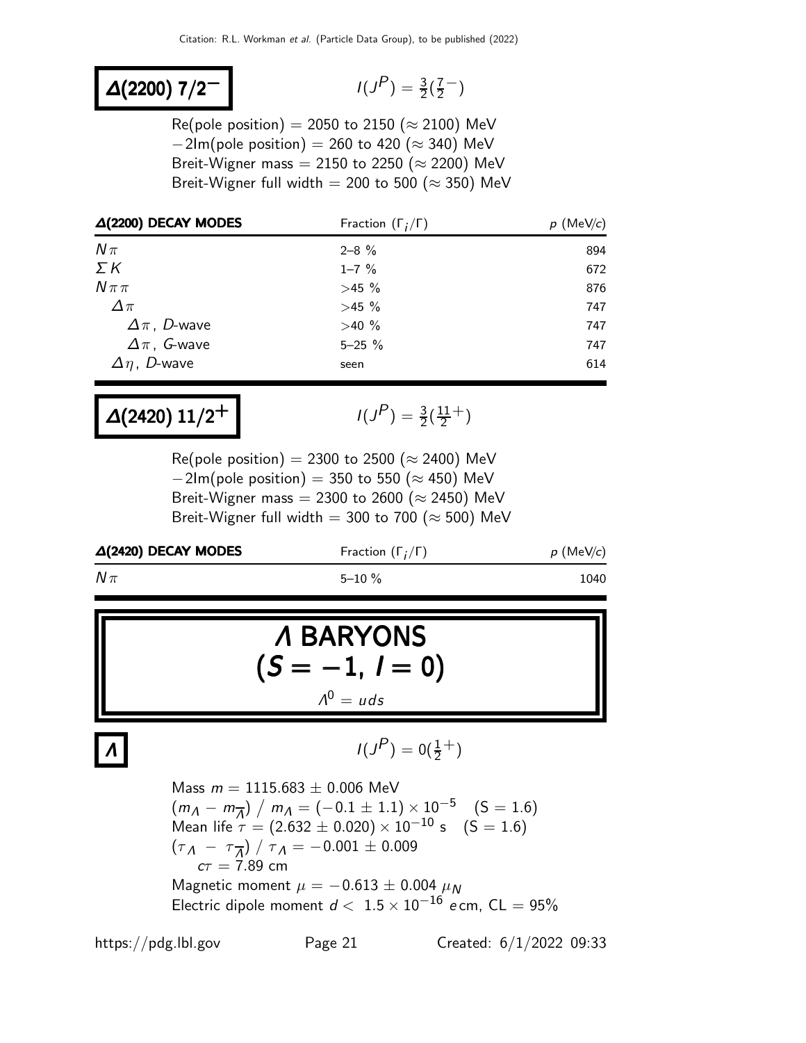## $\Delta(2200)\ 7/2^-$

$I(J^P) = \frac{3}{2}(\frac{7}{2}^-)$

Re(pole position) = 2050 to 2150 ($\approx$ 2100) MeV
$-2$Im(pole position) = 260 to 420 ($\approx$ 340) MeV
Breit-Wigner mass = 2150 to 2250 ($\approx$ 2200) MeV
Breit-Wigner full width = 200 to 500 ($\approx$ 350) MeV

| $\Delta(2200)$ DECAY MODES | Fraction ($\Gamma_i/\Gamma$) | $p$ (MeV/$c$) |
|---|---|---|
| $N\pi$ | 2–8 % | 894 |
| $\Sigma K$ | 1–7 % | 672 |
| $N\pi\pi$ | >45 % | 876 |
| $\Delta\pi$ | >45 % | 747 |
| $\Delta\pi$, $D$-wave | >40 % | 747 |
| $\Delta\pi$, $G$-wave | 5–25 % | 747 |
| $\Delta\eta$, $D$-wave | seen | 614 |

## $\Delta(2420)\ 11/2^+$

$I(J^P) = \frac{3}{2}(\frac{11}{2}^+)$

Re(pole position) = 2300 to 2500 ($\approx$ 2400) MeV
$-2$Im(pole position) = 350 to 550 ($\approx$ 450) MeV
Breit-Wigner mass = 2300 to 2600 ($\approx$ 2450) MeV
Breit-Wigner full width = 300 to 700 ($\approx$ 500) MeV

| $\Delta(2420)$ DECAY MODES | Fraction ($\Gamma_i/\Gamma$) | $p$ (MeV/$c$) |
|---|---|---|
| $N\pi$ | 5–10 % | 1040 |

# $\Lambda$ BARYONS ($S = -1$, $I = 0$)

$\Lambda^0 = uds$

## $\Lambda$

$I(J^P) = 0(\frac{1}{2}^+)$

Mass $m = 1115.683 \pm 0.006$ MeV
$(m_\Lambda - m_{\overline{\Lambda}})\ /\ m_\Lambda = (-0.1 \pm 1.1) \times 10^{-5}$ (S = 1.6)
Mean life $\tau = (2.632 \pm 0.020) \times 10^{-10}$ s (S = 1.6)
$(\tau_\Lambda\ -\ \tau_{\overline{\Lambda}})\ /\ \tau_\Lambda = -0.001 \pm 0.009$
$c\tau = 7.89$ cm
Magnetic moment $\mu = -0.613 \pm 0.004\ \mu_N$
Electric dipole moment $d <\ 1.5 \times 10^{-16}\ e\,$cm, CL = 95%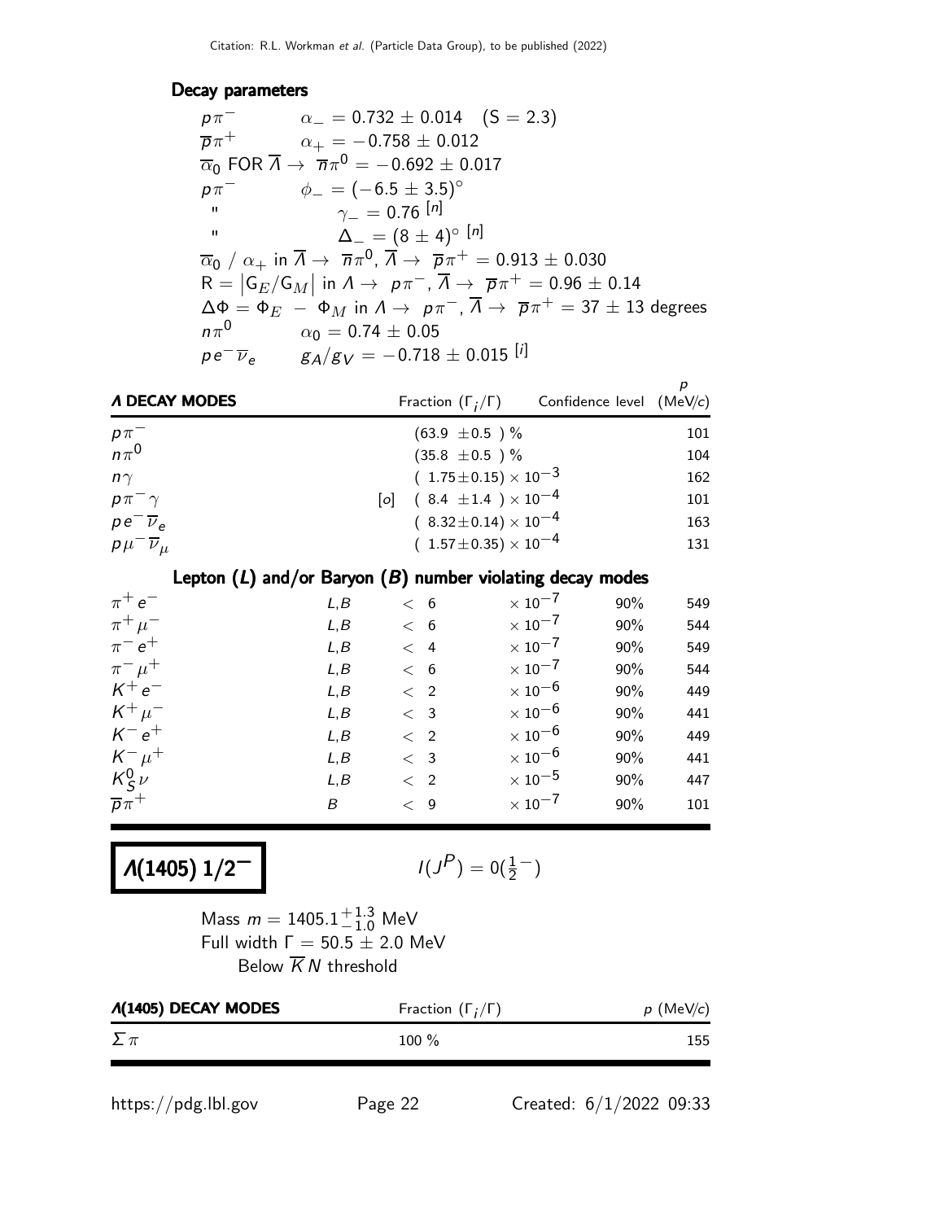### Decay parameters

| | |
|---|---|
| $p\pi^-$ | $\alpha_- = 0.732 \pm 0.014$ (S = 2.3) |
| $\overline{p}\pi^+$ | $\alpha_+ = -0.758 \pm 0.012$ |
| $\overline{\alpha}_0$ FOR $\overline{\Lambda} \to \overline{n}\pi^0 = -0.692 \pm 0.017$ | |
| $p\pi^-$ | $\phi_- = (-6.5 \pm 3.5)^\circ$ |
| " | $\gamma_- = 0.76$ [n] |
| " | $\Delta_- = (8 \pm 4)^\circ$ [n] |

$\overline{\alpha}_0 / \alpha_+$ in $\overline{\Lambda} \to \overline{n}\pi^0$, $\overline{\Lambda} \to \overline{p}\pi^+ = 0.913 \pm 0.030$

$R = |G_E/G_M|$ in $\Lambda \to p\pi^-$, $\overline{\Lambda} \to \overline{p}\pi^+ = 0.96 \pm 0.14$

$\Delta\Phi = \Phi_E - \Phi_M$ in $\Lambda \to p\pi^-$, $\overline{\Lambda} \to \overline{p}\pi^+ = 37 \pm 13$ degrees

| | |
|---|---|
| $n\pi^0$ | $\alpha_0 = 0.74 \pm 0.05$ |
| $pe^-\overline{\nu}_e$ | $g_A/g_V = -0.718 \pm 0.015$ [i] |

| Λ DECAY MODES | | Fraction ($\Gamma_i/\Gamma$) | Confidence level | $p$ (MeV/c) |
|---|---|---|---|---|
| $p\pi^-$ | | $(63.9 \pm 0.5)$ % | | 101 |
| $n\pi^0$ | | $(35.8 \pm 0.5)$ % | | 104 |
| $n\gamma$ | | $(1.75 \pm 0.15) \times 10^{-3}$ | | 162 |
| $p\pi^-\gamma$ | [o] | $(8.4 \pm 1.4) \times 10^{-4}$ | | 101 |
| $pe^-\overline{\nu}_e$ | | $(8.32 \pm 0.14) \times 10^{-4}$ | | 163 |
| $p\mu^-\overline{\nu}_\mu$ | | $(1.57 \pm 0.35) \times 10^{-4}$ | | 131 |
| **Lepton ($L$) and/or Baryon ($B$) number violating decay modes** | | | | |
| $\pi^+e^-$ | $L,B$ | $< 6 \times 10^{-7}$ | 90% | 549 |
| $\pi^+\mu^-$ | $L,B$ | $< 6 \times 10^{-7}$ | 90% | 544 |
| $\pi^-e^+$ | $L,B$ | $< 4 \times 10^{-7}$ | 90% | 549 |
| $\pi^-\mu^+$ | $L,B$ | $< 6 \times 10^{-7}$ | 90% | 544 |
| $K^+e^-$ | $L,B$ | $< 2 \times 10^{-6}$ | 90% | 449 |
| $K^+\mu^-$ | $L,B$ | $< 3 \times 10^{-6}$ | 90% | 441 |
| $K^-e^+$ | $L,B$ | $< 2 \times 10^{-6}$ | 90% | 449 |
| $K^-\mu^+$ | $L,B$ | $< 3 \times 10^{-6}$ | 90% | 441 |
| $K^0_S\nu$ | $L,B$ | $< 2 \times 10^{-5}$ | 90% | 447 |
| $\overline{p}\pi^+$ | $B$ | $< 9 \times 10^{-7}$ | 90% | 101 |

## Λ(1405) 1/2$^-$

$I(J^P) = 0(\frac{1}{2}^-)$

Mass $m = 1405.1^{+1.3}_{-1.0}$ MeV
Full width $\Gamma = 50.5 \pm 2.0$ MeV
Below $\overline{K}N$ threshold

| Λ(1405) DECAY MODES | Fraction ($\Gamma_i/\Gamma$) | $p$ (MeV/c) |
|---|---|---|
| $\Sigma\pi$ | 100 % | 155 |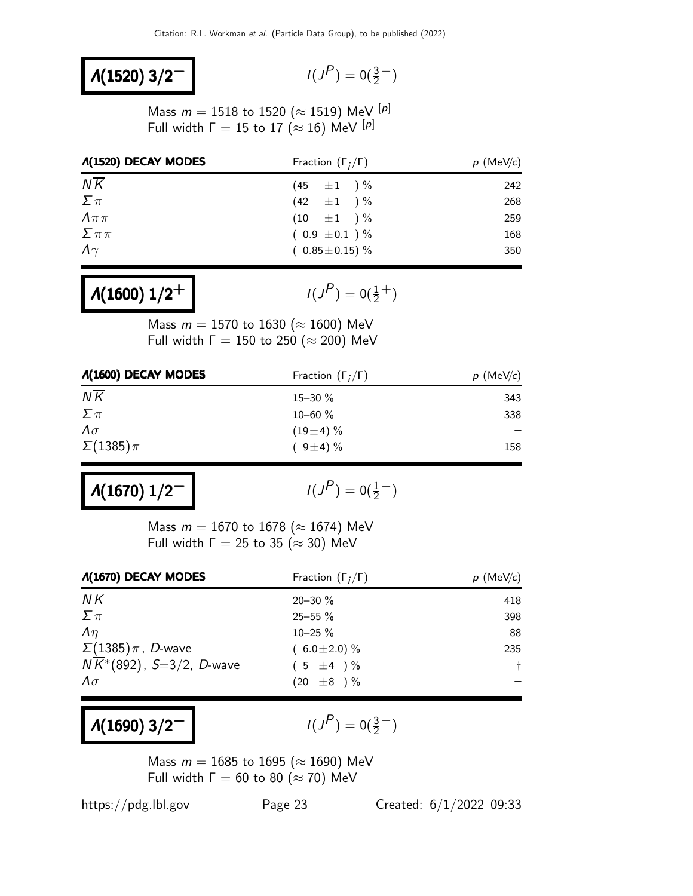## $\Lambda(1520)$ $3/2^-$

$I(J^P) = 0(\frac{3}{2}^-)$

Mass $m = 1518$ to $1520$ ($\approx 1519$) MeV [p]
Full width $\Gamma = 15$ to $17$ ($\approx 16$) MeV [p]

| $\Lambda$(1520) DECAY MODES | Fraction ($\Gamma_i/\Gamma$) | $p$ (MeV/$c$) |
|---|---|---|
| $N\overline{K}$ | $(45 \pm 1)$ % | 242 |
| $\Sigma\pi$ | $(42 \pm 1)$ % | 268 |
| $\Lambda\pi\pi$ | $(10 \pm 1)$ % | 259 |
| $\Sigma\pi\pi$ | $(0.9 \pm 0.1)$ % | 168 |
| $\Lambda\gamma$ | $(0.85 \pm 0.15)$ % | 350 |

## $\Lambda(1600)$ $1/2^+$

$I(J^P) = 0(\frac{1}{2}^+)$

Mass $m = 1570$ to $1630$ ($\approx 1600$) MeV
Full width $\Gamma = 150$ to $250$ ($\approx 200$) MeV

| $\Lambda$(1600) DECAY MODES | Fraction ($\Gamma_i/\Gamma$) | $p$ (MeV/$c$) |
|---|---|---|
| $N\overline{K}$ | 15–30 % | 343 |
| $\Sigma\pi$ | 10–60 % | 338 |
| $\Lambda\sigma$ | $(19 \pm 4)$ % | – |
| $\Sigma(1385)\pi$ | $(9 \pm 4)$ % | 158 |

## $\Lambda(1670)$ $1/2^-$

$I(J^P) = 0(\frac{1}{2}^-)$

Mass $m = 1670$ to $1678$ ($\approx 1674$) MeV
Full width $\Gamma = 25$ to $35$ ($\approx 30$) MeV

| $\Lambda$(1670) DECAY MODES | Fraction ($\Gamma_i/\Gamma$) | $p$ (MeV/$c$) |
|---|---|---|
| $N\overline{K}$ | 20–30 % | 418 |
| $\Sigma\pi$ | 25–55 % | 398 |
| $\Lambda\eta$ | 10–25 % | 88 |
| $\Sigma(1385)\pi$, $D$-wave | $(6.0 \pm 2.0)$ % | 235 |
| $N\overline{K}^*(892)$, $S$=3/2, $D$-wave | $(5 \pm 4)$ % | † |
| $\Lambda\sigma$ | $(20 \pm 8)$ % | – |

## $\Lambda(1690)$ $3/2^-$

$I(J^P) = 0(\frac{3}{2}^-)$

Mass $m = 1685$ to $1695$ ($\approx 1690$) MeV
Full width $\Gamma = 60$ to $80$ ($\approx 70$) MeV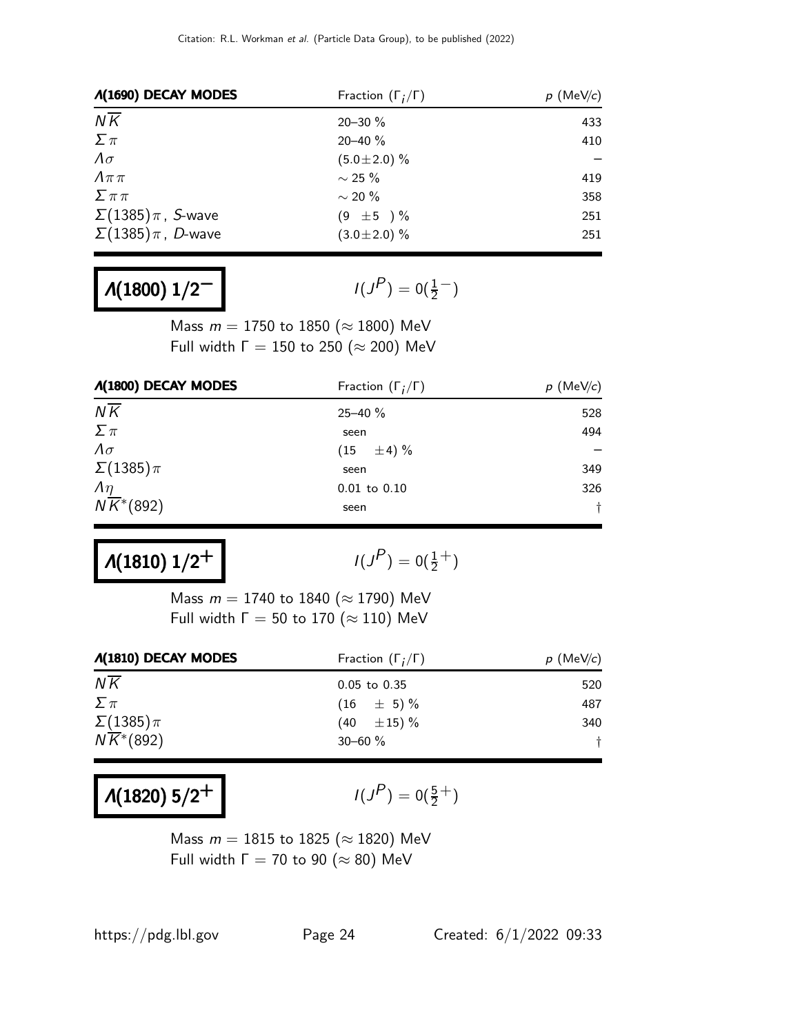| $\Lambda(1690)$ DECAY MODES | Fraction ($\Gamma_i/\Gamma$) | $p$ (MeV/$c$) |
|---|---|---|
| $N\overline{K}$ | 20–30 % | 433 |
| $\Sigma\pi$ | 20–40 % | 410 |
| $\Lambda\sigma$ | $(5.0\pm2.0)$ % | – |
| $\Lambda\pi\pi$ | $\sim 25$ % | 419 |
| $\Sigma\pi\pi$ | $\sim 20$ % | 358 |
| $\Sigma(1385)\pi$, $S$-wave | $(9 \pm5)$ % | 251 |
| $\Sigma(1385)\pi$, $D$-wave | $(3.0\pm2.0)$ % | 251 |

# $\Lambda(1800)$ $1/2^-$

$I(J^P) = 0(\frac{1}{2}^-)$

Mass $m = 1750$ to $1850$ ($\approx 1800$) MeV
Full width $\Gamma = 150$ to $250$ ($\approx 200$) MeV

| $\Lambda(1800)$ DECAY MODES | Fraction ($\Gamma_i/\Gamma$) | $p$ (MeV/$c$) |
|---|---|---|
| $N\overline{K}$ | 25–40 % | 528 |
| $\Sigma\pi$ | seen | 494 |
| $\Lambda\sigma$ | $(15 \pm4)$ % | – |
| $\Sigma(1385)\pi$ | seen | 349 |
| $\Lambda\eta$ | 0.01 to 0.10 | 326 |
| $N\overline{K}^*(892)$ | seen | † |

# $\Lambda(1810)$ $1/2^+$

$I(J^P) = 0(\frac{1}{2}^+)$

Mass $m = 1740$ to $1840$ ($\approx 1790$) MeV
Full width $\Gamma = 50$ to $170$ ($\approx 110$) MeV

| $\Lambda(1810)$ DECAY MODES | Fraction ($\Gamma_i/\Gamma$) | $p$ (MeV/$c$) |
|---|---|---|
| $N\overline{K}$ | 0.05 to 0.35 | 520 |
| $\Sigma\pi$ | $(16 \pm 5)$ % | 487 |
| $\Sigma(1385)\pi$ | $(40 \pm15)$ % | 340 |
| $N\overline{K}^*(892)$ | 30–60 % | † |

# $\Lambda(1820)$ $5/2^+$

$I(J^P) = 0(\frac{5}{2}^+)$

Mass $m = 1815$ to $1825$ ($\approx 1820$) MeV
Full width $\Gamma = 70$ to $90$ ($\approx 80$) MeV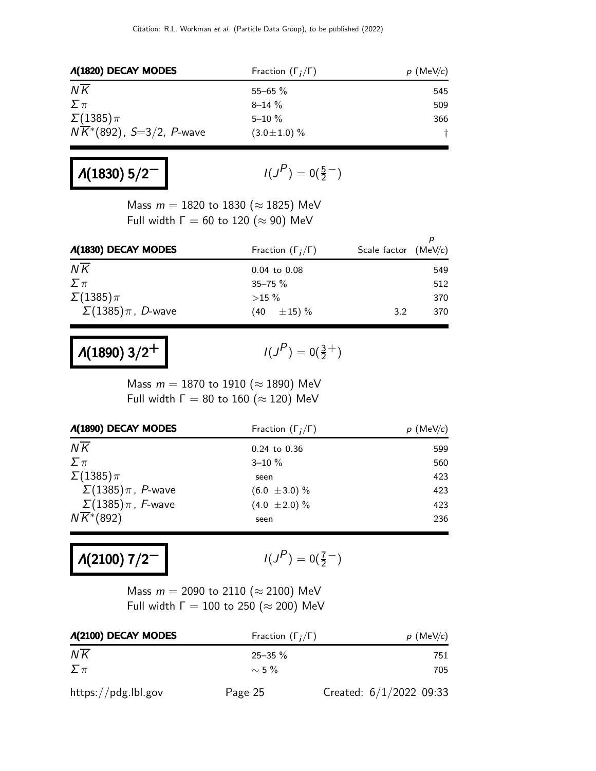| $\Lambda(1820)$ DECAY MODES | Fraction ($\Gamma_i/\Gamma$) | $p$ (MeV/$c$) |
|---|---|---|
| $N\overline{K}$ | 55–65 % | 545 |
| $\Sigma\pi$ | 8–14 % | 509 |
| $\Sigma(1385)\pi$ | 5–10 % | 366 |
| $N\overline{K}^*(892)$, $S$=3/2, $P$-wave | $(3.0\pm1.0)$ % | † |

## $\Lambda(1830)$ 5/2$^-$

$I(J^P) = 0(\frac{5}{2}^-)$

Mass $m$ = 1820 to 1830 ($\approx$ 1825) MeV
Full width $\Gamma$ = 60 to 120 ($\approx$ 90) MeV

| $\Lambda(1830)$ DECAY MODES | Fraction ($\Gamma_i/\Gamma$) | Scale factor | $p$ (MeV/$c$) |
|---|---|---|---|
| $N\overline{K}$ | 0.04 to 0.08 | | 549 |
| $\Sigma\pi$ | 35–75 % | | 512 |
| $\Sigma(1385)\pi$ | >15 % | | 370 |
| $\Sigma(1385)\pi$, $D$-wave | $(40\ \pm15)$ % | 3.2 | 370 |

## $\Lambda(1890)$ 3/2$^+$

$I(J^P) = 0(\frac{3}{2}^+)$

Mass $m$ = 1870 to 1910 ($\approx$ 1890) MeV
Full width $\Gamma$ = 80 to 160 ($\approx$ 120) MeV

| $\Lambda(1890)$ DECAY MODES | Fraction ($\Gamma_i/\Gamma$) | $p$ (MeV/$c$) |
|---|---|---|
| $N\overline{K}$ | 0.24 to 0.36 | 599 |
| $\Sigma\pi$ | 3–10 % | 560 |
| $\Sigma(1385)\pi$ | seen | 423 |
| $\Sigma(1385)\pi$, $P$-wave | $(6.0\ \pm3.0)$ % | 423 |
| $\Sigma(1385)\pi$, $F$-wave | $(4.0\ \pm2.0)$ % | 423 |
| $N\overline{K}^*(892)$ | seen | 236 |

## $\Lambda(2100)$ 7/2$^-$

$I(J^P) = 0(\frac{7}{2}^-)$

Mass $m$ = 2090 to 2110 ($\approx$ 2100) MeV
Full width $\Gamma$ = 100 to 250 ($\approx$ 200) MeV

| $\Lambda(2100)$ DECAY MODES | Fraction ($\Gamma_i/\Gamma$) | $p$ (MeV/$c$) |
|---|---|---|
| $N\overline{K}$ | 25–35 % | 751 |
| $\Sigma\pi$ | $\sim$ 5 % | 705 |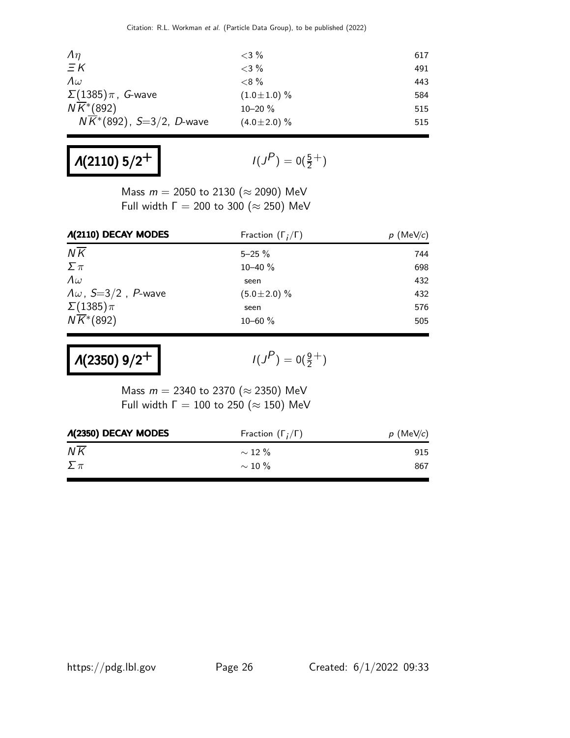| | | |
|---|---|---|
| $\Lambda\eta$ | <3 % | 617 |
| $\Xi K$ | <3 % | 491 |
| $\Lambda\omega$ | <8 % | 443 |
| $\Sigma(1385)\pi$, G-wave | $(1.0\pm1.0)$ % | 584 |
| $N\overline{K}^*(892)$ | 10–20 % | 515 |
| $N\overline{K}^*(892)$, $S=3/2$, D-wave | $(4.0\pm2.0)$ % | 515 |

## **Λ(2110) 5/2+**

$I(J^P) = 0(\frac{5}{2}^+)$

Mass $m = 2050$ to $2130$ ($\approx 2090$) MeV
Full width $\Gamma = 200$ to $300$ ($\approx 250$) MeV

| **Λ(2110) DECAY MODES** | Fraction ($\Gamma_i/\Gamma$) | $p$ (MeV/$c$) |
|---|---|---|
| $N\overline{K}$ | 5–25 % | 744 |
| $\Sigma\pi$ | 10–40 % | 698 |
| $\Lambda\omega$ | seen | 432 |
| $\Lambda\omega$, $S=3/2$ , P-wave | $(5.0\pm2.0)$ % | 432 |
| $\Sigma(1385)\pi$ | seen | 576 |
| $N\overline{K}^*(892)$ | 10–60 % | 505 |

## **Λ(2350) 9/2+**

$I(J^P) = 0(\frac{9}{2}^+)$

Mass $m = 2340$ to $2370$ ($\approx 2350$) MeV
Full width $\Gamma = 100$ to $250$ ($\approx 150$) MeV

| **Λ(2350) DECAY MODES** | Fraction ($\Gamma_i/\Gamma$) | $p$ (MeV/$c$) |
|---|---|---|
| $N\overline{K}$ | $\sim 12$ % | 915 |
| $\Sigma\pi$ | $\sim 10$ % | 867 |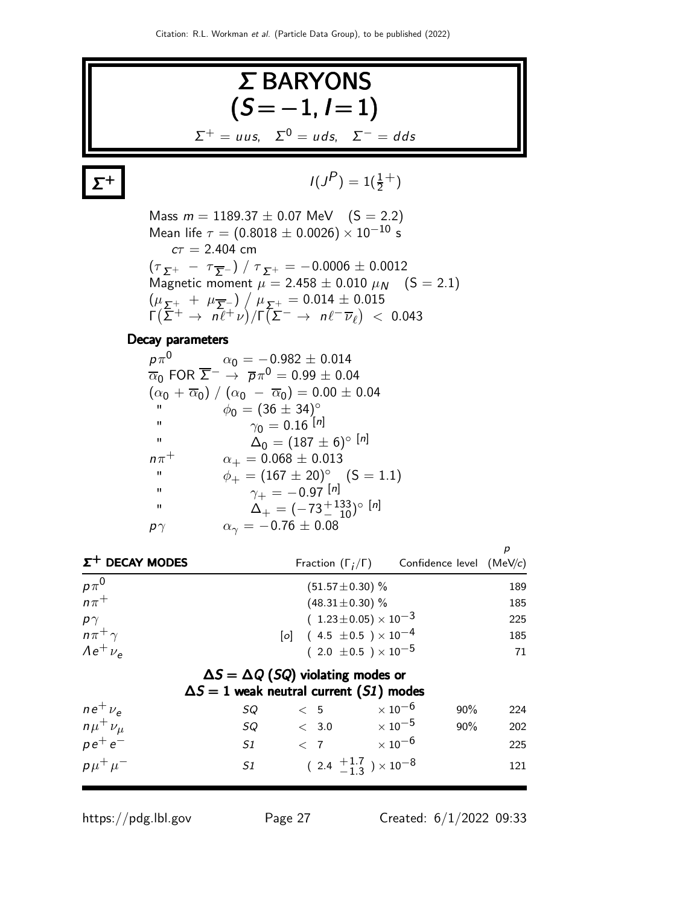# $\Sigma$ BARYONS $(S = -1, I = 1)$

$\Sigma^+ = uus, \quad \Sigma^0 = uds, \quad \Sigma^- = dds$

## $\Sigma^+$

$I(J^P) = 1(\frac{1}{2}^+)$

Mass $m = 1189.37 \pm 0.07$ MeV (S = 2.2)
Mean life $\tau = (0.8018 \pm 0.0026) \times 10^{-10}$ s
$c\tau = 2.404$ cm
$(\tau_{\Sigma^+} - \tau_{\overline{\Sigma}^-}) / \tau_{\Sigma^+} = -0.0006 \pm 0.0012$
Magnetic moment $\mu = 2.458 \pm 0.010$ $\mu_N$ (S = 2.1)
$(\mu_{\Sigma^+} + \mu_{\overline{\Sigma}^-}) / \mu_{\Sigma^+} = 0.014 \pm 0.015$
$\Gamma(\Sigma^+ \to n\ell^+\nu)/\Gamma(\Sigma^- \to n\ell^-\overline{\nu}_\ell) < 0.043$

### Decay parameters

$p\pi^0$ $\alpha_0 = -0.982 \pm 0.014$
$\overline{\alpha}_0$ FOR $\overline{\Sigma}^- \to \overline{p}\pi^0 = 0.99 \pm 0.04$
$(\alpha_0 + \overline{\alpha}_0) / (\alpha_0 - \overline{\alpha}_0) = 0.00 \pm 0.04$
" $\phi_0 = (36 \pm 34)^\circ$
" $\gamma_0 = 0.16$ [n]
" $\Delta_0 = (187 \pm 6)^\circ$ [n]
$n\pi^+$ $\alpha_+ = 0.068 \pm 0.013$
" $\phi_+ = (167 \pm 20)^\circ$ (S = 1.1)
" $\gamma_+ = -0.97$ [n]
" $\Delta_+ = (-73^{+133}_{-10})^\circ$ [n]
$p\gamma$ $\alpha_\gamma = -0.76 \pm 0.08$

| $\Sigma^+$ DECAY MODES | | Fraction $(\Gamma_i/\Gamma)$ | Confidence level | $p$ (MeV/c) |
|---|---|---|---|---|
| $p\pi^0$ | | $(51.57 \pm 0.30)$ % | | 189 |
| $n\pi^+$ | | $(48.31 \pm 0.30)$ % | | 185 |
| $p\gamma$ | | $(1.23 \pm 0.05) \times 10^{-3}$ | | 225 |
| $n\pi^+\gamma$ | [o] | $(4.5 \pm 0.5) \times 10^{-4}$ | | 185 |
| $\Lambda e^+\nu_e$ | | $(2.0 \pm 0.5) \times 10^{-5}$ | | 71 |
| **$\Delta S = \Delta Q$ (SQ) violating modes or $\Delta S = 1$ weak neutral current (S1) modes** | | | | |
| $ne^+\nu_e$ | SQ | $< 5 \times 10^{-6}$ | 90% | 224 |
| $n\mu^+\nu_\mu$ | SQ | $< 3.0 \times 10^{-5}$ | 90% | 202 |
| $pe^+e^-$ | S1 | $< 7 \times 10^{-6}$ | | 225 |
| $p\mu^+\mu^-$ | S1 | $(2.4\ ^{+1.7}_{-1.3}) \times 10^{-8}$ | | 121 |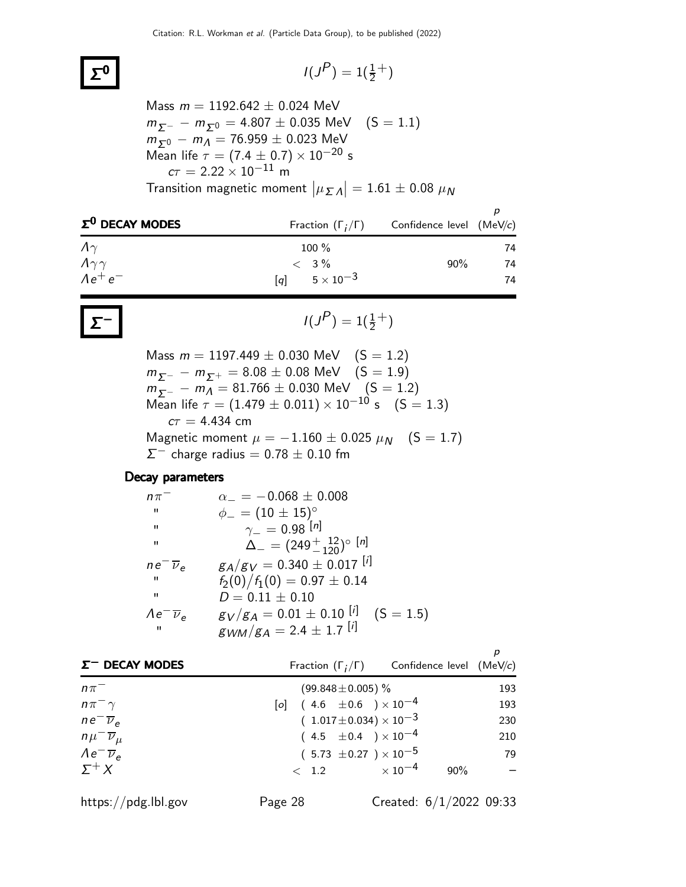# $\Sigma^0$

$I(J^P) = 1(\frac{1}{2}^+)$

Mass $m = 1192.642 \pm 0.024$ MeV
$m_{\Sigma^-} - m_{\Sigma^0} = 4.807 \pm 0.035$ MeV  (S = 1.1)
$m_{\Sigma^0} - m_\Lambda = 76.959 \pm 0.023$ MeV
Mean life $\tau = (7.4 \pm 0.7) \times 10^{-20}$ s
  $c\tau = 2.22 \times 10^{-11}$ m
Transition magnetic moment $\left|\mu_{\Sigma\Lambda}\right| = 1.61 \pm 0.08\ \mu_N$

| $\Sigma^0$ DECAY MODES | Fraction $(\Gamma_i/\Gamma)$ | Confidence level | $p$ (MeV/$c$) |
|---|---|---|---|
| $\Lambda\gamma$ | 100 % | | 74 |
| $\Lambda\gamma\gamma$ | $<$ 3 % | 90% | 74 |
| $\Lambda e^+ e^-$ | [q] $5 \times 10^{-3}$ | | 74 |

# $\Sigma^-$

$I(J^P) = 1(\frac{1}{2}^+)$

Mass $m = 1197.449 \pm 0.030$ MeV  (S = 1.2)
$m_{\Sigma^-} - m_{\Sigma^+} = 8.08 \pm 0.08$ MeV  (S = 1.9)
$m_{\Sigma^-} - m_\Lambda = 81.766 \pm 0.030$ MeV  (S = 1.2)
Mean life $\tau = (1.479 \pm 0.011) \times 10^{-10}$ s  (S = 1.3)
  $c\tau = 4.434$ cm
Magnetic moment $\mu = -1.160 \pm 0.025\ \mu_N$  (S = 1.7)
$\Sigma^-$ charge radius $= 0.78 \pm 0.10$ fm

### Decay parameters

| | |
|---|---|
| $n\pi^-$ | $\alpha_- = -0.068 \pm 0.008$ |
| " | $\phi_- = (10 \pm 15)^\circ$ |
| " | $\gamma_- = 0.98$ [n] |
| " | $\Delta_- = (249^{+12}_{-120})^\circ$ [n] |
| $n e^- \overline{\nu}_e$ | $g_A/g_V = 0.340 \pm 0.017$ [i] |
| " | $f_2(0)/f_1(0) = 0.97 \pm 0.14$ |
| " | $D = 0.11 \pm 0.10$ |
| $\Lambda e^- \overline{\nu}_e$ | $g_V/g_A = 0.01 \pm 0.10$ [i]  (S = 1.5) |
| " | $g_{WM}/g_A = 2.4 \pm 1.7$ [i] |

| $\Sigma^-$ DECAY MODES | Fraction $(\Gamma_i/\Gamma)$ | Confidence level | $p$ (MeV/$c$) |
|---|---|---|---|
| $n\pi^-$ | $(99.848 \pm 0.005)$ % | | 193 |
| $n\pi^-\gamma$ | [o] $(4.6 \pm 0.6) \times 10^{-4}$ | | 193 |
| $n e^- \overline{\nu}_e$ | $(1.017 \pm 0.034) \times 10^{-3}$ | | 230 |
| $n \mu^- \overline{\nu}_\mu$ | $(4.5 \pm 0.4) \times 10^{-4}$ | | 210 |
| $\Lambda e^- \overline{\nu}_e$ | $(5.73 \pm 0.27) \times 10^{-5}$ | | 79 |
| $\Sigma^+ X$ | $< 1.2 \times 10^{-4}$ | 90% | – |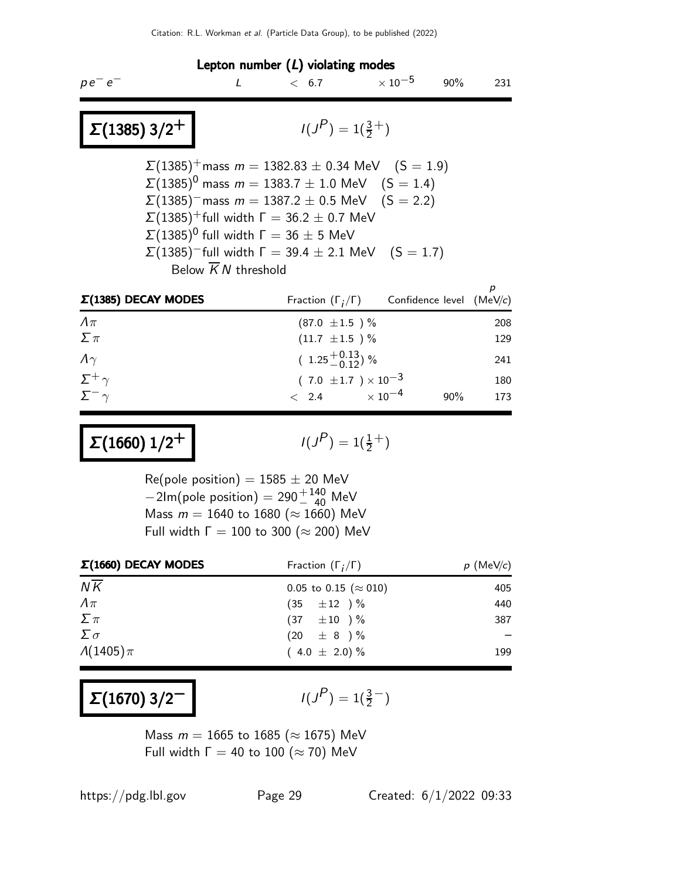### Lepton number ($L$) violating modes

| | | | | | |
|---|---|---|---|---|---|
| $p e^- e^-$ | $L$ | $< 6.7$ | $\times 10^{-5}$ | 90% | 231 |

## $\Sigma(1385)$ $3/2^+$

$I(J^P) = 1(\frac{3}{2}^+)$

$\Sigma(1385)^+$ mass $m = 1382.83 \pm 0.34$ MeV (S = 1.9)
$\Sigma(1385)^0$ mass $m = 1383.7 \pm 1.0$ MeV (S = 1.4)
$\Sigma(1385)^-$ mass $m = 1387.2 \pm 0.5$ MeV (S = 2.2)
$\Sigma(1385)^+$ full width $\Gamma = 36.2 \pm 0.7$ MeV
$\Sigma(1385)^0$ full width $\Gamma = 36 \pm 5$ MeV
$\Sigma(1385)^-$ full width $\Gamma = 39.4 \pm 2.1$ MeV (S = 1.7)
Below $\overline{K}N$ threshold

| $\Sigma$(1385) DECAY MODES | Fraction ($\Gamma_i/\Gamma$) | Confidence level | $p$ (MeV/$c$) |
|---|---|---|---|
| $\Lambda\pi$ | $(87.0 \pm 1.5)$ % | | 208 |
| $\Sigma\pi$ | $(11.7 \pm 1.5)$ % | | 129 |
| $\Lambda\gamma$ | $(1.25^{+0.13}_{-0.12})$ % | | 241 |
| $\Sigma^+\gamma$ | $(7.0 \pm 1.7) \times 10^{-3}$ | | 180 |
| $\Sigma^-\gamma$ | $< 2.4 \times 10^{-4}$ | 90% | 173 |

## $\Sigma(1660)$ $1/2^+$

$I(J^P) = 1(\frac{1}{2}^+)$

Re(pole position) $= 1585 \pm 20$ MeV
$-2$Im(pole position) $= 290^{+140}_{-\ 40}$ MeV
Mass $m = 1640$ to $1680$ ($\approx 1660$) MeV
Full width $\Gamma = 100$ to $300$ ($\approx 200$) MeV

| $\Sigma$(1660) DECAY MODES | Fraction ($\Gamma_i/\Gamma$) | $p$ (MeV/$c$) |
|---|---|---|
| $N\overline{K}$ | 0.05 to 0.15 ($\approx 010$) | 405 |
| $\Lambda\pi$ | $(35 \pm 12)$ % | 440 |
| $\Sigma\pi$ | $(37 \pm 10)$ % | 387 |
| $\Sigma\sigma$ | $(20 \pm 8)$ % | – |
| $\Lambda(1405)\pi$ | $(4.0 \pm 2.0)$ % | 199 |

## $\Sigma(1670)$ $3/2^-$

$I(J^P) = 1(\frac{3}{2}^-)$

Mass $m = 1665$ to $1685$ ($\approx 1675$) MeV
Full width $\Gamma = 40$ to $100$ ($\approx 70$) MeV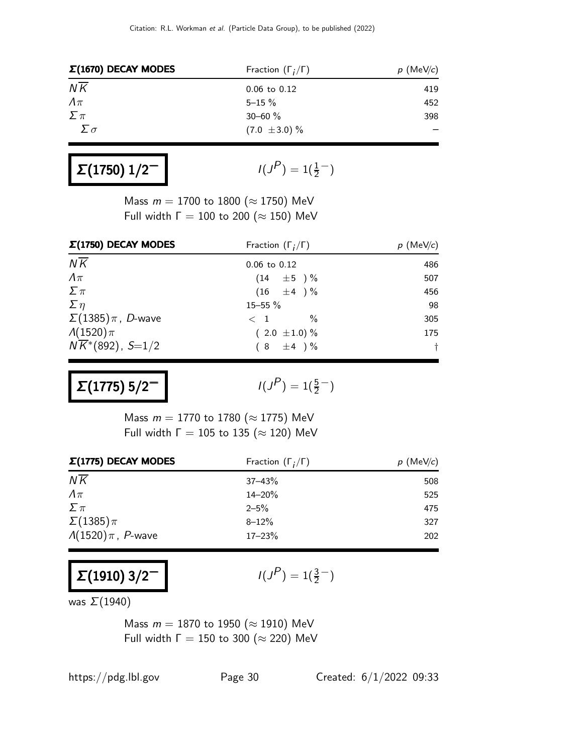| $\Sigma(1670)$ DECAY MODES | Fraction ($\Gamma_i/\Gamma$) | $p$ (MeV/$c$) |
|---|---|---|
| $N\overline{K}$ | 0.06 to 0.12 | 419 |
| $\Lambda\pi$ | 5–15 % | 452 |
| $\Sigma\pi$ | 30–60 % | 398 |
| $\Sigma\sigma$ | $(7.0 \pm 3.0)$ % | – |

## $\Sigma(1750)$ $1/2^-$

$I(J^P) = 1(\frac{1}{2}^-)$

Mass $m$ = 1700 to 1800 ($\approx$ 1750) MeV
Full width $\Gamma$ = 100 to 200 ($\approx$ 150) MeV

| $\Sigma(1750)$ DECAY MODES | Fraction ($\Gamma_i/\Gamma$) | $p$ (MeV/$c$) |
|---|---|---|
| $N\overline{K}$ | 0.06 to 0.12 | 486 |
| $\Lambda\pi$ | $(14 \pm 5)$ % | 507 |
| $\Sigma\pi$ | $(16 \pm 4)$ % | 456 |
| $\Sigma\eta$ | 15–55 % | 98 |
| $\Sigma(1385)\pi$, $D$-wave | $< 1$ % | 305 |
| $\Lambda(1520)\pi$ | $(2.0 \pm 1.0)$ % | 175 |
| $N\overline{K}^*(892)$, $S$=1/2 | $(8 \pm 4)$ % | † |

## $\Sigma(1775)$ $5/2^-$

$I(J^P) = 1(\frac{5}{2}^-)$

Mass $m$ = 1770 to 1780 ($\approx$ 1775) MeV
Full width $\Gamma$ = 105 to 135 ($\approx$ 120) MeV

| $\Sigma(1775)$ DECAY MODES | Fraction ($\Gamma_i/\Gamma$) | $p$ (MeV/$c$) |
|---|---|---|
| $N\overline{K}$ | 37–43% | 508 |
| $\Lambda\pi$ | 14–20% | 525 |
| $\Sigma\pi$ | 2–5% | 475 |
| $\Sigma(1385)\pi$ | 8–12% | 327 |
| $\Lambda(1520)\pi$, $P$-wave | 17–23% | 202 |

## $\Sigma(1910)$ $3/2^-$

$I(J^P) = 1(\frac{3}{2}^-)$

was $\Sigma(1940)$

Mass $m$ = 1870 to 1950 ($\approx$ 1910) MeV
Full width $\Gamma$ = 150 to 300 ($\approx$ 220) MeV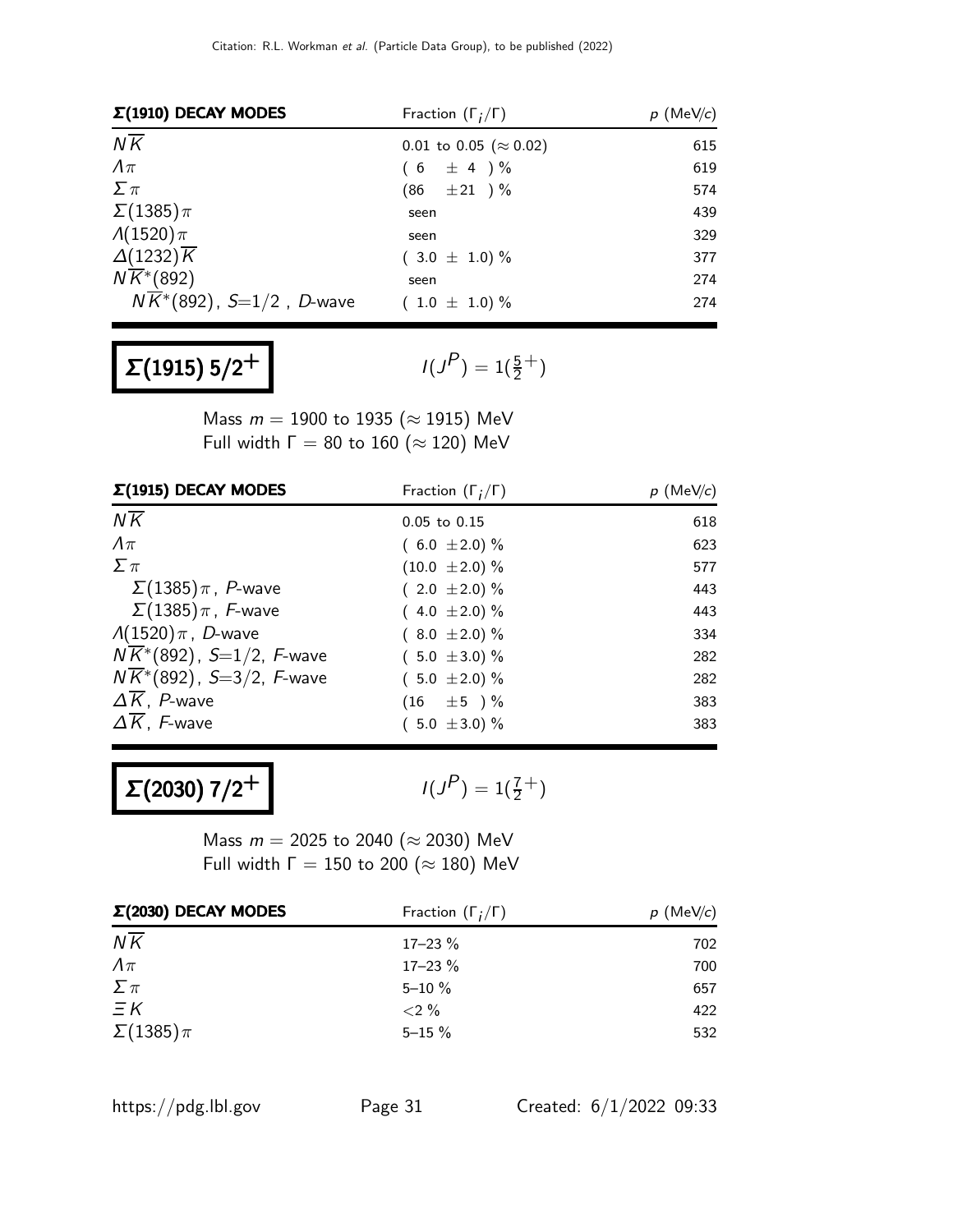| $\Sigma(1910)$ DECAY MODES | Fraction ($\Gamma_i/\Gamma$) | $p$ (MeV/$c$) |
|---|---|---|
| $N\overline{K}$ | 0.01 to 0.05 ($\approx$ 0.02) | 615 |
| $\Lambda\pi$ | ( 6 $\pm$ 4 ) % | 619 |
| $\Sigma\pi$ | (86 $\pm$21 ) % | 574 |
| $\Sigma(1385)\pi$ | seen | 439 |
| $\Lambda(1520)\pi$ | seen | 329 |
| $\Delta(1232)\overline{K}$ | ( 3.0 $\pm$ 1.0) % | 377 |
| $N\overline{K}^*(892)$ | seen | 274 |
| $N\overline{K}^*(892)$, $S$=1/2 , $D$-wave | ( 1.0 $\pm$ 1.0) % | 274 |

# $\Sigma(1915)$ 5/2$^+$

$I(J^P) = 1(\frac{5}{2}^+)$

Mass $m$ = 1900 to 1935 ($\approx$ 1915) MeV
Full width $\Gamma$ = 80 to 160 ($\approx$ 120) MeV

| $\Sigma(1915)$ DECAY MODES | Fraction ($\Gamma_i/\Gamma$) | $p$ (MeV/$c$) |
|---|---|---|
| $N\overline{K}$ | 0.05 to 0.15 | 618 |
| $\Lambda\pi$ | ( 6.0 $\pm$2.0) % | 623 |
| $\Sigma\pi$ | (10.0 $\pm$2.0) % | 577 |
| $\Sigma(1385)\pi$, $P$-wave | ( 2.0 $\pm$2.0) % | 443 |
| $\Sigma(1385)\pi$, $F$-wave | ( 4.0 $\pm$2.0) % | 443 |
| $\Lambda(1520)\pi$, $D$-wave | ( 8.0 $\pm$2.0) % | 334 |
| $N\overline{K}^*(892)$, $S$=1/2, $F$-wave | ( 5.0 $\pm$3.0) % | 282 |
| $N\overline{K}^*(892)$, $S$=3/2, $F$-wave | ( 5.0 $\pm$2.0) % | 282 |
| $\Delta\overline{K}$, $P$-wave | (16 $\pm$5 ) % | 383 |
| $\Delta\overline{K}$, $F$-wave | ( 5.0 $\pm$3.0) % | 383 |

# $\Sigma(2030)$ 7/2$^+$

$I(J^P) = 1(\frac{7}{2}^+)$

Mass $m$ = 2025 to 2040 ($\approx$ 2030) MeV
Full width $\Gamma$ = 150 to 200 ($\approx$ 180) MeV

| $\Sigma(2030)$ DECAY MODES | Fraction ($\Gamma_i/\Gamma$) | $p$ (MeV/$c$) |
|---|---|---|
| $N\overline{K}$ | 17–23 % | 702 |
| $\Lambda\pi$ | 17–23 % | 700 |
| $\Sigma\pi$ | 5–10 % | 657 |
| $\Xi K$ | <2 % | 422 |
| $\Sigma(1385)\pi$ | 5–15 % | 532 |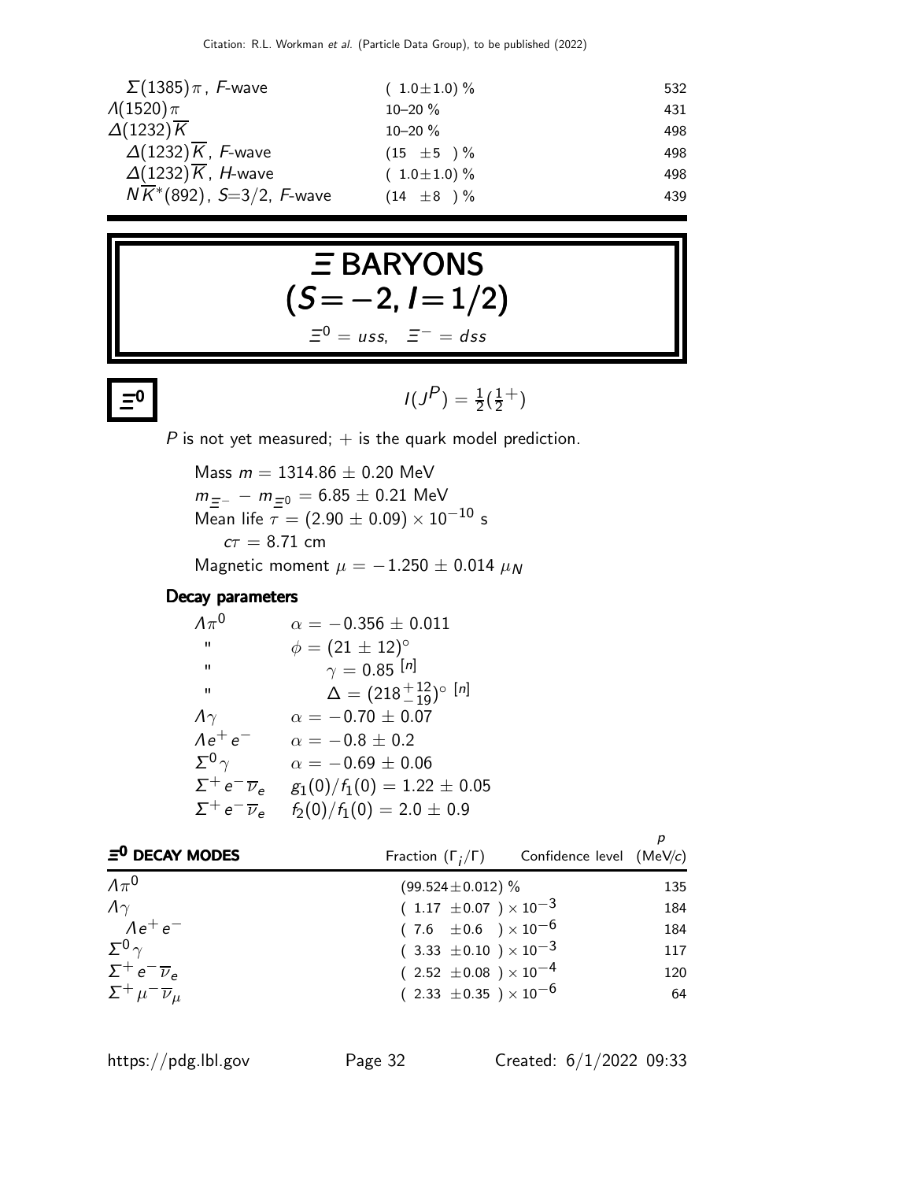| | | |
|---|---|---|
| $\Sigma(1385)\pi$, $F$-wave | $(1.0\pm1.0)$ % | 532 |
| $\Lambda(1520)\pi$ | 10–20 % | 431 |
| $\Delta(1232)\overline{K}$ | 10–20 % | 498 |
| $\Delta(1232)\overline{K}$, $F$-wave | $(15 \pm5)$ % | 498 |
| $\Delta(1232)\overline{K}$, $H$-wave | $(1.0\pm1.0)$ % | 498 |
| $N\overline{K}^*(892)$, $S$=3/2, $F$-wave | $(14 \pm8)$ % | 439 |

# $\Xi$ BARYONS $(S=-2, I=1/2)$

$\Xi^0 = uss$, $\Xi^- = dss$

## $\Xi^0$

$I(J^P) = \frac{1}{2}(\frac{1}{2}^+)$

$P$ is not yet measured; + is the quark model prediction.

Mass $m = 1314.86 \pm 0.20$ MeV
$m_{\Xi^-} - m_{\Xi^0} = 6.85 \pm 0.21$ MeV
Mean life $\tau = (2.90 \pm 0.09) \times 10^{-10}$ s
$c\tau = 8.71$ cm
Magnetic moment $\mu = -1.250 \pm 0.014\ \mu_N$

### Decay parameters

| | |
|---|---|
| $\Lambda\pi^0$ | $\alpha = -0.356 \pm 0.011$ |
| " | $\phi = (21 \pm 12)^\circ$ |
| " | $\gamma = 0.85$ [n] |
| " | $\Delta = (218^{+12}_{-19})^\circ$ [n] |
| $\Lambda\gamma$ | $\alpha = -0.70 \pm 0.07$ |
| $\Lambda e^+e^-$ | $\alpha = -0.8 \pm 0.2$ |
| $\Sigma^0\gamma$ | $\alpha = -0.69 \pm 0.06$ |
| $\Sigma^+e^-\overline{\nu}_e$ | $g_1(0)/f_1(0) = 1.22 \pm 0.05$ |
| $\Sigma^+e^-\overline{\nu}_e$ | $f_2(0)/f_1(0) = 2.0 \pm 0.9$ |

| $\Xi^0$ DECAY MODES | Fraction $(\Gamma_i/\Gamma)$ | Confidence level | $p$ (MeV/$c$) |
|---|---|---|---|
| $\Lambda\pi^0$ | $(99.524\pm0.012)$ % | | 135 |
| $\Lambda\gamma$ | $(1.17 \pm0.07) \times 10^{-3}$ | | 184 |
| $\Lambda e^+e^-$ | $(7.6 \pm0.6) \times 10^{-6}$ | | 184 |
| $\Sigma^0\gamma$ | $(3.33 \pm0.10) \times 10^{-3}$ | | 117 |
| $\Sigma^+e^-\overline{\nu}_e$ | $(2.52 \pm0.08) \times 10^{-4}$ | | 120 |
| $\Sigma^+\mu^-\overline{\nu}_\mu$ | $(2.33 \pm0.35) \times 10^{-6}$ | | 64 |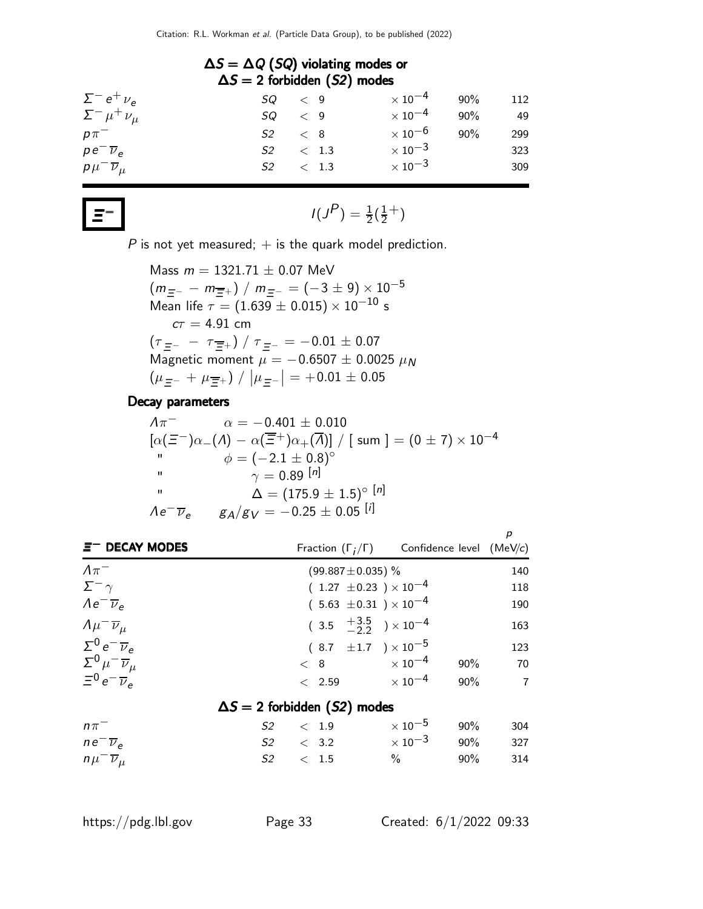## $\Delta S = \Delta Q$ (*SQ*) violating modes or $\Delta S = 2$ forbidden (*S2*) modes

| | | | | | |
|---|---|---|---|---|---|
| $\Sigma^- e^+ \nu_e$ | *SQ* | $< 9$ | $\times 10^{-4}$ | 90% | 112 |
| $\Sigma^- \mu^+ \nu_\mu$ | *SQ* | $< 9$ | $\times 10^{-4}$ | 90% | 49 |
| $p \pi^-$ | *S2* | $< 8$ | $\times 10^{-6}$ | 90% | 299 |
| $p e^- \overline{\nu}_e$ | *S2* | $< 1.3$ | $\times 10^{-3}$ | | 323 |
| $p \mu^- \overline{\nu}_\mu$ | *S2* | $< 1.3$ | $\times 10^{-3}$ | | 309 |

# $\Xi^-$

$I(J^P) = \frac{1}{2}(\frac{1}{2}^+)$

$P$ is not yet measured; + is the quark model prediction.

Mass $m = 1321.71 \pm 0.07$ MeV
$(m_{\Xi^-} - m_{\overline{\Xi}^+}) \ / \ m_{\Xi^-} = (-3 \pm 9) \times 10^{-5}$
Mean life $\tau = (1.639 \pm 0.015) \times 10^{-10}$ s
$c\tau = 4.91$ cm
$(\tau_{\Xi^-} - \tau_{\overline{\Xi}^+}) \ / \ \tau_{\Xi^-} = -0.01 \pm 0.07$
Magnetic moment $\mu = -0.6507 \pm 0.0025 \ \mu_N$
$(\mu_{\Xi^-} + \mu_{\overline{\Xi}^+}) \ / \ \left|\mu_{\Xi^-}\right| = +0.01 \pm 0.05$

### Decay parameters

$\Lambda \pi^-$ $\quad \alpha = -0.401 \pm 0.010$
$[\alpha(\Xi^-)\alpha_-(\Lambda) - \alpha(\overline{\Xi}^+)\alpha_+(\overline{\Lambda})] \ / \ [\text{ sum }] = (0 \pm 7) \times 10^{-4}$
" $\quad \phi = (-2.1 \pm 0.8)^\circ$
" $\quad \gamma = 0.89$ [n]
" $\quad \Delta = (175.9 \pm 1.5)^\circ$ [n]
$\Lambda e^- \overline{\nu}_e$ $\quad g_A/g_V = -0.25 \pm 0.05$ [i]

| $\Xi^-$ DECAY MODES | Fraction ($\Gamma_i/\Gamma$) | Confidence level | $p$ (MeV/c) |
|---|---|---|---|
| $\Lambda \pi^-$ | $(99.887 \pm 0.035)$ % | | 140 |
| $\Sigma^- \gamma$ | $(1.27 \pm 0.23) \times 10^{-4}$ | | 118 |
| $\Lambda e^- \overline{\nu}_e$ | $(5.63 \pm 0.31) \times 10^{-4}$ | | 190 |
| $\Lambda \mu^- \overline{\nu}_\mu$ | $(3.5 \ {}^{+3.5}_{-2.2}) \times 10^{-4}$ | | 163 |
| $\Sigma^0 e^- \overline{\nu}_e$ | $(8.7 \pm 1.7) \times 10^{-5}$ | | 123 |
| $\Sigma^0 \mu^- \overline{\nu}_\mu$ | $< 8 \times 10^{-4}$ | 90% | 70 |
| $\Xi^0 e^- \overline{\nu}_e$ | $< 2.59 \times 10^{-4}$ | 90% | 7 |

## $\Delta S = 2$ forbidden (*S2*) modes

| | | | | | |
|---|---|---|---|---|---|
| $n \pi^-$ | *S2* | $< 1.9$ | $\times 10^{-5}$ | 90% | 304 |
| $n e^- \overline{\nu}_e$ | *S2* | $< 3.2$ | $\times 10^{-3}$ | 90% | 327 |
| $n \mu^- \overline{\nu}_\mu$ | *S2* | $< 1.5$ | % | 90% | 314 |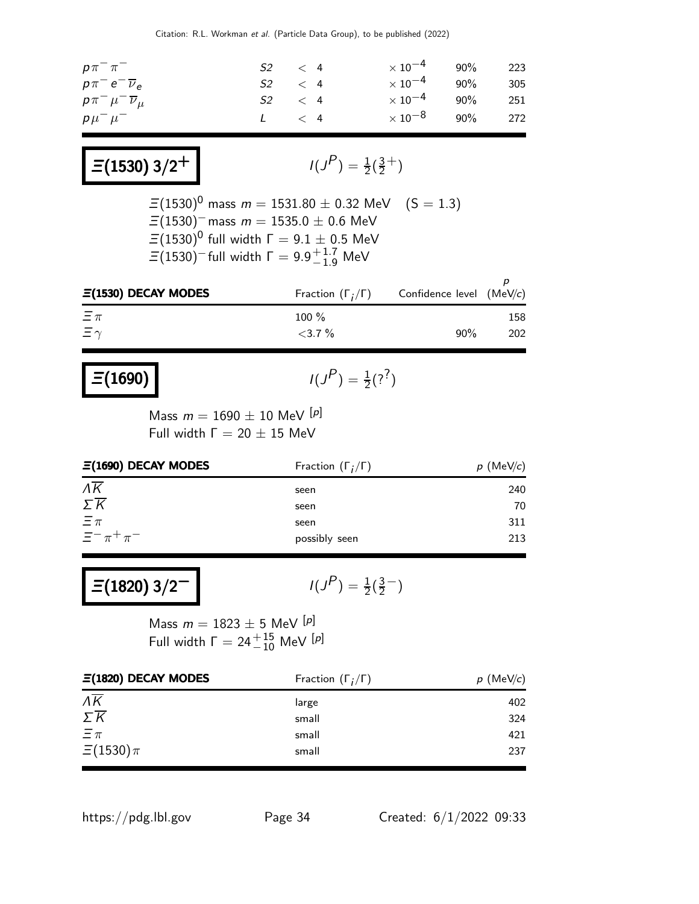| | | | | | |
|---|---|---|---|---|---|
| $p\pi^-\pi^-$ | $S2$ | $< 4$ | $\times 10^{-4}$ | 90% | 223 |
| $p\pi^- e^- \overline{\nu}_e$ | $S2$ | $< 4$ | $\times 10^{-4}$ | 90% | 305 |
| $p\pi^- \mu^- \overline{\nu}_\mu$ | $S2$ | $< 4$ | $\times 10^{-4}$ | 90% | 251 |
| $p\mu^-\mu^-$ | $L$ | $< 4$ | $\times 10^{-8}$ | 90% | 272 |

## $\Xi(1530)\ 3/2^+$

$I(J^P) = \frac{1}{2}(\frac{3}{2}^+)$

$\Xi(1530)^0$ mass $m = 1531.80 \pm 0.32$ MeV $\quad (S = 1.3)$
$\Xi(1530)^-$ mass $m = 1535.0 \pm 0.6$ MeV
$\Xi(1530)^0$ full width $\Gamma = 9.1 \pm 0.5$ MeV
$\Xi(1530)^-$ full width $\Gamma = 9.9^{+1.7}_{-1.9}$ MeV

| $\Xi$(1530) DECAY MODES | Fraction ($\Gamma_i/\Gamma$) | Confidence level | $p$ (MeV/$c$) |
|---|---|---|---|
| $\Xi\pi$ | 100 % | | 158 |
| $\Xi\gamma$ | <3.7 % | 90% | 202 |

## $\Xi(1690)$

$I(J^P) = \frac{1}{2}(?^?)$

Mass $m = 1690 \pm 10$ MeV [p]
Full width $\Gamma = 20 \pm 15$ MeV

| $\Xi$(1690) DECAY MODES | Fraction ($\Gamma_i/\Gamma$) | $p$ (MeV/$c$) |
|---|---|---|
| $\Lambda\overline{K}$ | seen | 240 |
| $\Sigma\overline{K}$ | seen | 70 |
| $\Xi\pi$ | seen | 311 |
| $\Xi^-\pi^+\pi^-$ | possibly seen | 213 |

## $\Xi(1820)\ 3/2^-$

$I(J^P) = \frac{1}{2}(\frac{3}{2}^-)$

Mass $m = 1823 \pm 5$ MeV [p]
Full width $\Gamma = 24^{+15}_{-10}$ MeV [p]

| $\Xi$(1820) DECAY MODES | Fraction ($\Gamma_i/\Gamma$) | $p$ (MeV/$c$) |
|---|---|---|
| $\Lambda\overline{K}$ | large | 402 |
| $\Sigma\overline{K}$ | small | 324 |
| $\Xi\pi$ | small | 421 |
| $\Xi(1530)\pi$ | small | 237 |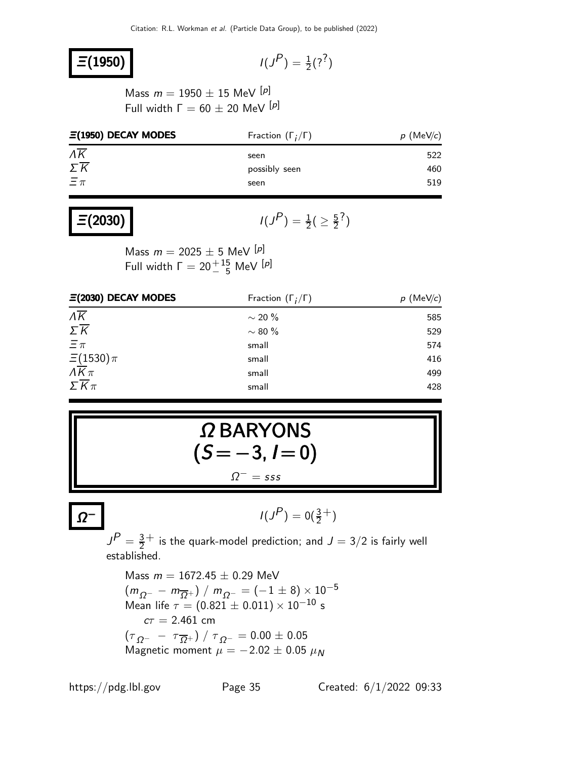## $\Xi(1950)$

$I(J^P) = \frac{1}{2}(?^?)$

Mass $m = 1950 \pm 15$ MeV [p]
Full width $\Gamma = 60 \pm 20$ MeV [p]

| $\Xi(1950)$ DECAY MODES | Fraction ($\Gamma_i/\Gamma$) | $p$ (MeV/$c$) |
|---|---|---|
| $\Lambda \overline{K}$ | seen | 522 |
| $\Sigma \overline{K}$ | possibly seen | 460 |
| $\Xi \pi$ | seen | 519 |

## $\Xi(2030)$

$I(J^P) = \frac{1}{2}(\geq \frac{5}{2}^?)$

Mass $m = 2025 \pm 5$ MeV [p]
Full width $\Gamma = 20^{+15}_{-\ 5}$ MeV [p]

| $\Xi(2030)$ DECAY MODES | Fraction ($\Gamma_i/\Gamma$) | $p$ (MeV/$c$) |
|---|---|---|
| $\Lambda \overline{K}$ | $\sim 20$ % | 585 |
| $\Sigma \overline{K}$ | $\sim 80$ % | 529 |
| $\Xi \pi$ | small | 574 |
| $\Xi(1530)\pi$ | small | 416 |
| $\Lambda \overline{K} \pi$ | small | 499 |
| $\Sigma \overline{K} \pi$ | small | 428 |

# $\Omega$ BARYONS $(S = -3, I = 0)$

$\Omega^- = sss$

## $\Omega^-$

$I(J^P) = 0(\frac{3}{2}^+)$

$J^P = \frac{3}{2}^+$ is the quark-model prediction; and $J = 3/2$ is fairly well established.

Mass $m = 1672.45 \pm 0.29$ MeV
$(m_{\Omega^-} - m_{\overline{\Omega}^+}) \,/\, m_{\Omega^-} = (-1 \pm 8) \times 10^{-5}$
Mean life $\tau = (0.821 \pm 0.011) \times 10^{-10}$ s
$c\tau = 2.461$ cm
$(\tau_{\Omega^-} - \tau_{\overline{\Omega}^+}) \,/\, \tau_{\Omega^-} = 0.00 \pm 0.05$
Magnetic moment $\mu = -2.02 \pm 0.05\ \mu_N$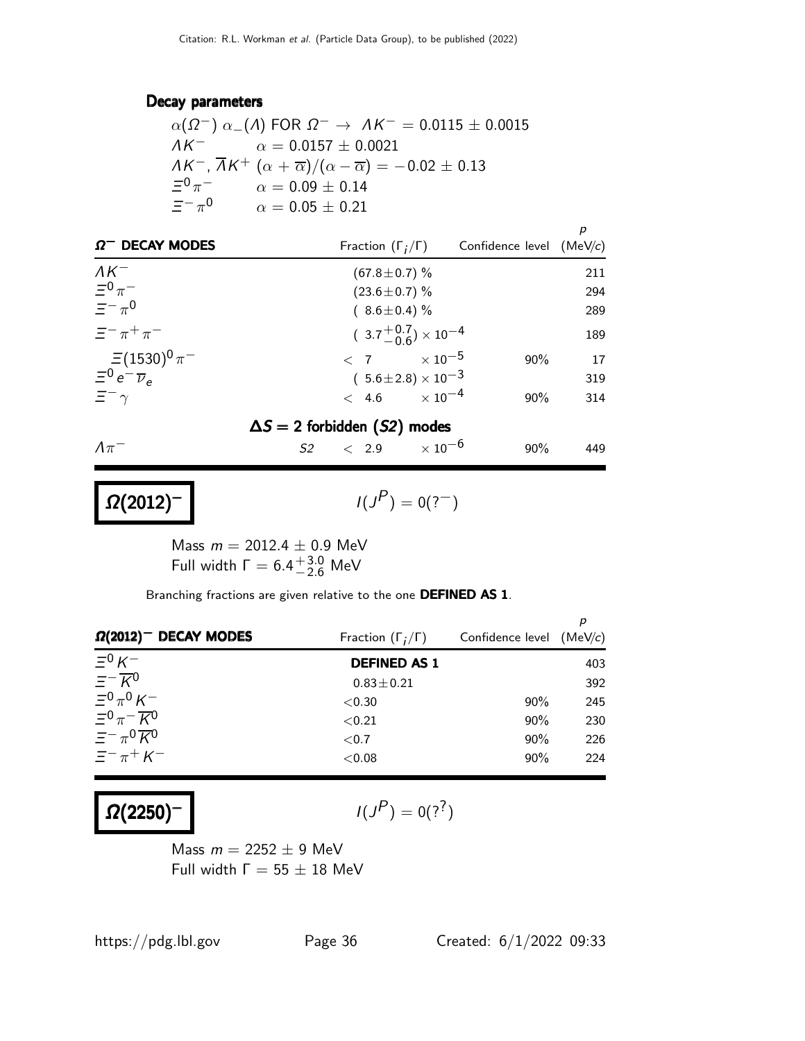### Decay parameters

$\alpha(\Omega^-)\ \alpha_-(\Lambda)$ FOR $\Omega^- \rightarrow \Lambda K^- = 0.0115 \pm 0.0015$

$\Lambda K^-$ $\quad \alpha = 0.0157 \pm 0.0021$

$\Lambda K^-$, $\overline{\Lambda} K^+$ $\quad (\alpha + \overline{\alpha})/(\alpha - \overline{\alpha}) = -0.02 \pm 0.13$

$\Xi^0 \pi^-$ $\quad \alpha = 0.09 \pm 0.14$

$\Xi^- \pi^0$ $\quad \alpha = 0.05 \pm 0.21$

| $\Omega^-$ DECAY MODES | Fraction $(\Gamma_i/\Gamma)$ | Confidence level | $p$ (MeV/$c$) |
|---|---|---|---|
| $\Lambda K^-$ | $(67.8 \pm 0.7)$ % | | 211 |
| $\Xi^0 \pi^-$ | $(23.6 \pm 0.7)$ % | | 294 |
| $\Xi^- \pi^0$ | $(8.6 \pm 0.4)$ % | | 289 |
| $\Xi^- \pi^+ \pi^-$ | $(3.7^{+0.7}_{-0.6}) \times 10^{-4}$ | | 189 |
| $\Xi(1530)^0 \pi^-$ | $< 7 \times 10^{-5}$ | 90% | 17 |
| $\Xi^0 e^- \overline{\nu}_e$ | $(5.6 \pm 2.8) \times 10^{-3}$ | | 319 |
| $\Xi^- \gamma$ | $< 4.6 \times 10^{-4}$ | 90% | 314 |
| **$\Delta S = 2$ forbidden ($S2$) modes** | | | |
| $\Lambda \pi^-$ $\quad S2$ | $< 2.9 \times 10^{-6}$ | 90% | 449 |

## $\Omega(2012)^-$

$I(J^P) = 0(?^-)$

Mass $m = 2012.4 \pm 0.9$ MeV

Full width $\Gamma = 6.4^{+3.0}_{-2.6}$ MeV

Branching fractions are given relative to the one **DEFINED AS 1**.

| $\Omega(2012)^-$ DECAY MODES | Fraction $(\Gamma_i/\Gamma)$ | Confidence level | $p$ (MeV/$c$) |
|---|---|---|---|
| $\Xi^0 K^-$ | **DEFINED AS 1** | | 403 |
| $\Xi^- \overline{K}^0$ | $0.83 \pm 0.21$ | | 392 |
| $\Xi^0 \pi^0 K^-$ | $<0.30$ | 90% | 245 |
| $\Xi^0 \pi^- \overline{K}^0$ | $<0.21$ | 90% | 230 |
| $\Xi^- \pi^0 \overline{K}^0$ | $<0.7$ | 90% | 226 |
| $\Xi^- \pi^+ K^-$ | $<0.08$ | 90% | 224 |

## $\Omega(2250)^-$

$I(J^P) = 0(?^?)$

Mass $m = 2252 \pm 9$ MeV

Full width $\Gamma = 55 \pm 18$ MeV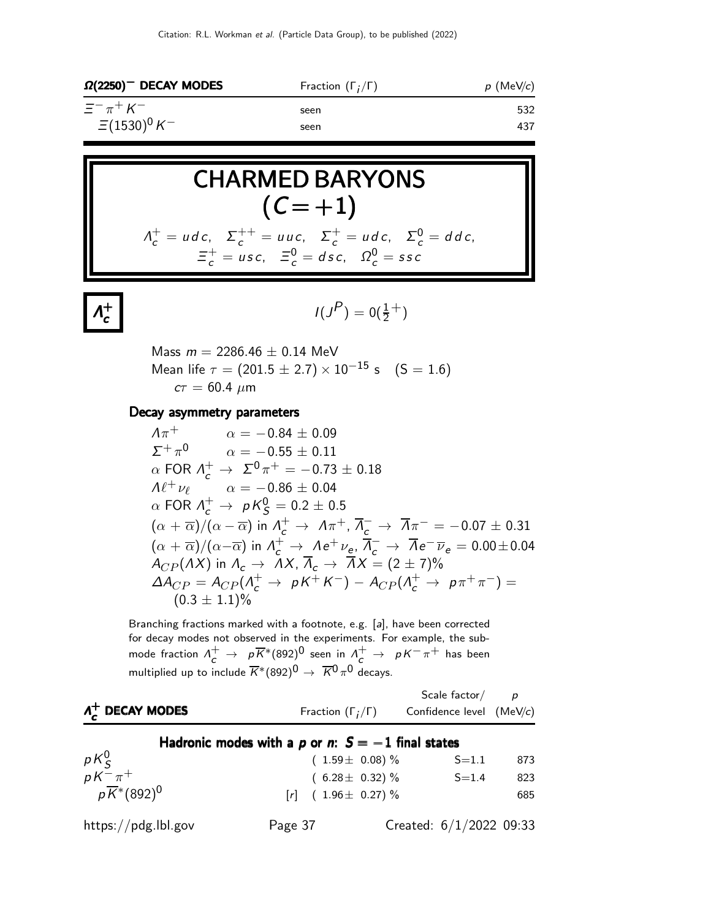| $\Omega(2250)^-$ DECAY MODES | Fraction ($\Gamma_i/\Gamma$) | $p$ (MeV/$c$) |
|---|---|---|
| $\Xi^-\pi^+K^-$ | seen | 532 |
| $\Xi(1530)^0K^-$ | seen | 437 |

# CHARMED BARYONS ($C=+1$)

$\Lambda_c^+ = udc$, $\Sigma_c^{++} = uuc$, $\Sigma_c^+ = udc$, $\Sigma_c^0 = ddc$,
$\Xi_c^+ = usc$, $\Xi_c^0 = dsc$, $\Omega_c^0 = ssc$

## $\Lambda_c^+$

$I(J^P) = 0(\frac{1}{2}^+)$

Mass $m = 2286.46 \pm 0.14$ MeV
Mean life $\tau = (201.5 \pm 2.7) \times 10^{-15}$ s (S = 1.6)
$c\tau = 60.4$ $\mu$m

### Decay asymmetry parameters

$\Lambda\pi^+$ $\quad\alpha = -0.84 \pm 0.09$
$\Sigma^+\pi^0$ $\quad\alpha = -0.55 \pm 0.11$
$\alpha$ FOR $\Lambda_c^+ \to \Sigma^0\pi^+ = -0.73 \pm 0.18$
$\Lambda\ell^+\nu_\ell$ $\quad\alpha = -0.86 \pm 0.04$
$\alpha$ FOR $\Lambda_c^+ \to pK_S^0 = 0.2 \pm 0.5$
$(\alpha + \overline{\alpha})/(\alpha - \overline{\alpha})$ in $\Lambda_c^+ \to \Lambda\pi^+$, $\overline{\Lambda}_c^- \to \overline{\Lambda}\pi^- = -0.07 \pm 0.31$
$(\alpha + \overline{\alpha})/(\alpha - \overline{\alpha})$ in $\Lambda_c^+ \to \Lambda e^+\nu_e$, $\overline{\Lambda}_c^- \to \overline{\Lambda}e^-\overline{\nu}_e = 0.00 \pm 0.04$
$A_{CP}(\Lambda X)$ in $\Lambda_c \to \Lambda X$, $\overline{\Lambda}_c \to \overline{\Lambda}X = (2 \pm 7)\%$
$\Delta A_{CP} = A_{CP}(\Lambda_c^+ \to pK^+K^-) - A_{CP}(\Lambda_c^+ \to p\pi^+\pi^-) = (0.3 \pm 1.1)\%$

Branching fractions marked with a footnote, e.g. [a], have been corrected for decay modes not observed in the experiments. For example, the submode fraction $\Lambda_c^+ \to p\overline{K}^*(892)^0$ seen in $\Lambda_c^+ \to pK^-\pi^+$ has been multiplied up to include $\overline{K}^*(892)^0 \to \overline{K}^0\pi^0$ decays.

| $\Lambda_c^+$ DECAY MODES | Fraction ($\Gamma_i/\Gamma$) | Scale factor/ Confidence level | $p$ (MeV/$c$) |
|---|---|---|---|
| **Hadronic modes with a $p$ or $n$: $S = -1$ final states** | | | |
| $pK_S^0$ | $(1.59 \pm 0.08)$ % | S=1.1 | 873 |
| $pK^-\pi^+$ | $(6.28 \pm 0.32)$ % | S=1.4 | 823 |
| $p\overline{K}^*(892)^0$ | [r] $(1.96 \pm 0.27)$ % | | 685 |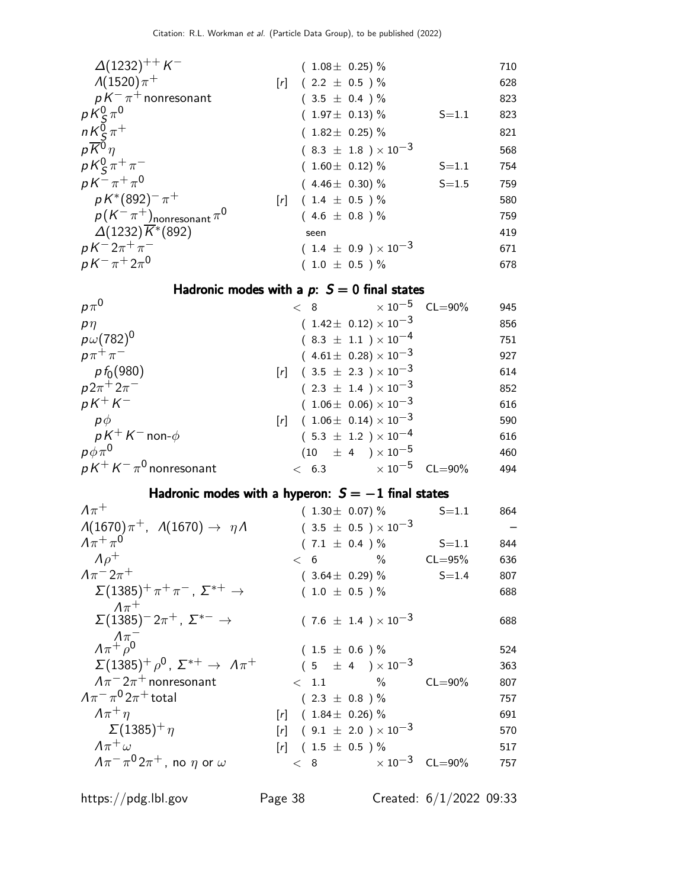| Mode | | Fraction | Scale factor/ Confidence level | p (MeV/c) |
|---|---|---|---|---|
| $\Delta(1232)^{++} K^-$ | | $(1.08 \pm 0.25)$ % | | 710 |
| $\Lambda(1520)\pi^+$ | [r] | $(2.2 \pm 0.5)$ % | | 628 |
| $pK^-\pi^+$ nonresonant | | $(3.5 \pm 0.4)$ % | | 823 |
| $pK^0_S\pi^0$ | | $(1.97 \pm 0.13)$ % | S=1.1 | 823 |
| $nK^0_S\pi^+$ | | $(1.82 \pm 0.25)$ % | | 821 |
| $p\overline{K}^0\eta$ | | $(8.3 \pm 1.8) \times 10^{-3}$ | | 568 |
| $pK^0_S\pi^+\pi^-$ | | $(1.60 \pm 0.12)$ % | S=1.1 | 754 |
| $pK^-\pi^+\pi^0$ | | $(4.46 \pm 0.30)$ % | S=1.5 | 759 |
| $pK^*(892)^-\pi^+$ | [r] | $(1.4 \pm 0.5)$ % | | 580 |
| $p(K^-\pi^+)_{\text{nonresonant}}\pi^0$ | | $(4.6 \pm 0.8)$ % | | 759 |
| $\Delta(1232)\overline{K}^*(892)$ | | seen | | 419 |
| $pK^-2\pi^+\pi^-$ | | $(1.4 \pm 0.9) \times 10^{-3}$ | | 671 |
| $pK^-\pi^+2\pi^0$ | | $(1.0 \pm 0.5)$ % | | 678 |

## Hadronic modes with a $p$: $S = 0$ final states

| Mode | | Fraction | Scale factor/ Confidence level | p (MeV/c) |
|---|---|---|---|---|
| $p\pi^0$ | | $< 8 \times 10^{-5}$ | CL=90% | 945 |
| $p\eta$ | | $(1.42 \pm 0.12) \times 10^{-3}$ | | 856 |
| $p\omega(782)^0$ | | $(8.3 \pm 1.1) \times 10^{-4}$ | | 751 |
| $p\pi^+\pi^-$ | | $(4.61 \pm 0.28) \times 10^{-3}$ | | 927 |
| $pf_0(980)$ | [r] | $(3.5 \pm 2.3) \times 10^{-3}$ | | 614 |
| $p2\pi^+2\pi^-$ | | $(2.3 \pm 1.4) \times 10^{-3}$ | | 852 |
| $pK^+K^-$ | | $(1.06 \pm 0.06) \times 10^{-3}$ | | 616 |
| $p\phi$ | [r] | $(1.06 \pm 0.14) \times 10^{-3}$ | | 590 |
| $pK^+K^-$ non-$\phi$ | | $(5.3 \pm 1.2) \times 10^{-4}$ | | 616 |
| $p\phi\pi^0$ | | $(10 \pm 4) \times 10^{-5}$ | | 460 |
| $pK^+K^-\pi^0$ nonresonant | | $< 6.3 \times 10^{-5}$ | CL=90% | 494 |

## Hadronic modes with a hyperon: $S = -1$ final states

| Mode | | Fraction | Scale factor/ Confidence level | p (MeV/c) |
|---|---|---|---|---|
| $\Lambda\pi^+$ | | $(1.30 \pm 0.07)$ % | S=1.1 | 864 |
| $\Lambda(1670)\pi^+$, $\Lambda(1670) \to \eta\Lambda$ | | $(3.5 \pm 0.5) \times 10^{-3}$ | | – |
| $\Lambda\pi^+\pi^0$ | | $(7.1 \pm 0.4)$ % | S=1.1 | 844 |
| $\Lambda\rho^+$ | | $< 6$ % | CL=95% | 636 |
| $\Lambda\pi^-2\pi^+$ | | $(3.64 \pm 0.29)$ % | S=1.4 | 807 |
| $\Sigma(1385)^+\pi^+\pi^-$, $\Sigma^{*+} \to \Lambda\pi^+$ | | $(1.0 \pm 0.5)$ % | | 688 |
| $\Sigma(1385)^-2\pi^+$, $\Sigma^{*-} \to \Lambda\pi^-$ | | $(7.6 \pm 1.4) \times 10^{-3}$ | | 688 |
| $\Lambda\pi^+\rho^0$ | | $(1.5 \pm 0.6)$ % | | 524 |
| $\Sigma(1385)^+\rho^0$, $\Sigma^{*+} \to \Lambda\pi^+$ | | $(5 \pm 4) \times 10^{-3}$ | | 363 |
| $\Lambda\pi^-2\pi^+$ nonresonant | | $< 1.1$ % | CL=90% | 807 |
| $\Lambda\pi^-\pi^0 2\pi^+$ total | | $(2.3 \pm 0.8)$ % | | 757 |
| $\Lambda\pi^+\eta$ | [r] | $(1.84 \pm 0.26)$ % | | 691 |
| $\Sigma(1385)^+\eta$ | [r] | $(9.1 \pm 2.0) \times 10^{-3}$ | | 570 |
| $\Lambda\pi^+\omega$ | [r] | $(1.5 \pm 0.5)$ % | | 517 |
| $\Lambda\pi^-\pi^0 2\pi^+$, no $\eta$ or $\omega$ | | $< 8 \times 10^{-3}$ | CL=90% | 757 |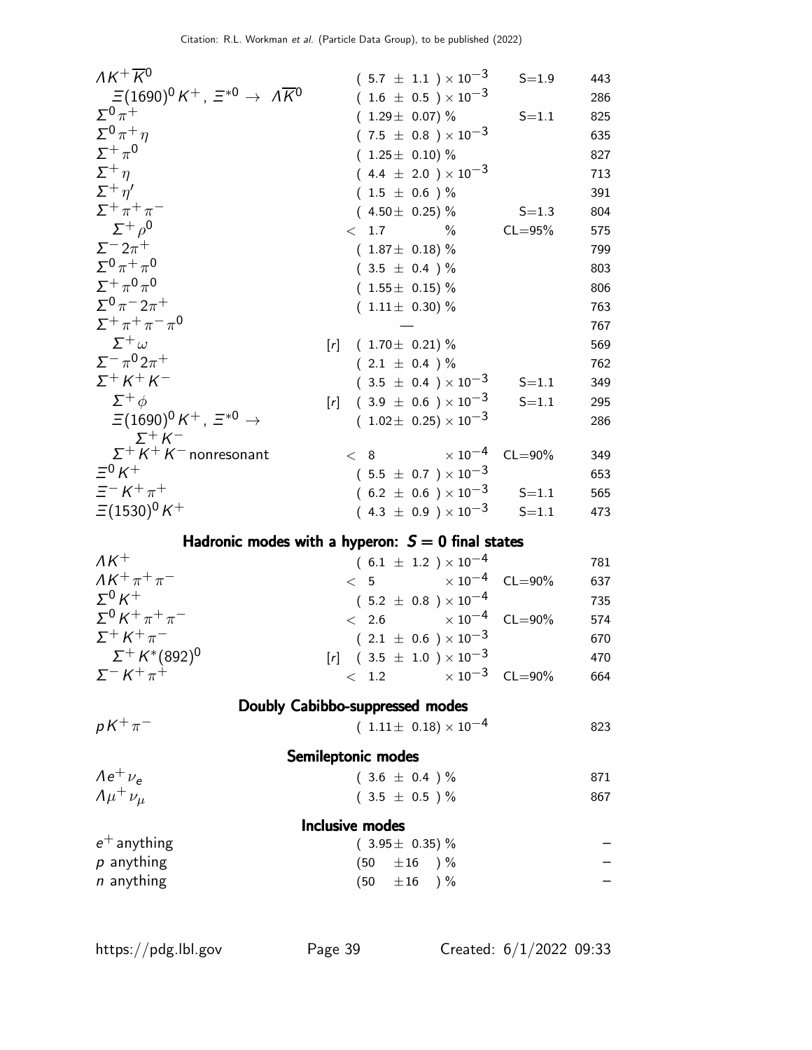| Mode | Fraction ($\Gamma_i/\Gamma$) | Scale factor/Confidence level | p (MeV/c) |
|---|---|---|---|
| $\Lambda K^+ \overline{K}^0$ | $(5.7 \pm 1.1) \times 10^{-3}$ | S=1.9 | 443 |
| $\Xi(1690)^0 K^+$, $\Xi^{*0} \to \Lambda \overline{K}^0$ | $(1.6 \pm 0.5) \times 10^{-3}$ | | 286 |
| $\Sigma^0 \pi^+$ | $(1.29 \pm 0.07)$ % | S=1.1 | 825 |
| $\Sigma^0 \pi^+ \eta$ | $(7.5 \pm 0.8) \times 10^{-3}$ | | 635 |
| $\Sigma^+ \pi^0$ | $(1.25 \pm 0.10)$ % | | 827 |
| $\Sigma^+ \eta$ | $(4.4 \pm 2.0) \times 10^{-3}$ | | 713 |
| $\Sigma^+ \eta'$ | $(1.5 \pm 0.6)$ % | | 391 |
| $\Sigma^+ \pi^+ \pi^-$ | $(4.50 \pm 0.25)$ % | S=1.3 | 804 |
| $\Sigma^+ \rho^0$ | $< 1.7$ % | CL=95% | 575 |
| $\Sigma^- 2\pi^+$ | $(1.87 \pm 0.18)$ % | | 799 |
| $\Sigma^0 \pi^+ \pi^0$ | $(3.5 \pm 0.4)$ % | | 803 |
| $\Sigma^+ \pi^0 \pi^0$ | $(1.55 \pm 0.15)$ % | | 806 |
| $\Sigma^0 \pi^- 2\pi^+$ | $(1.11 \pm 0.30)$ % | | 763 |
| $\Sigma^+ \pi^+ \pi^- \pi^0$ | — | | 767 |
| $\Sigma^+ \omega$ | [r] $(1.70 \pm 0.21)$ % | | 569 |
| $\Sigma^- \pi^0 2\pi^+$ | $(2.1 \pm 0.4)$ % | | 762 |
| $\Sigma^+ K^+ K^-$ | $(3.5 \pm 0.4) \times 10^{-3}$ | S=1.1 | 349 |
| $\Sigma^+ \phi$ | [r] $(3.9 \pm 0.6) \times 10^{-3}$ | S=1.1 | 295 |
| $\Xi(1690)^0 K^+$, $\Xi^{*0} \to \Sigma^+ K^-$ | $(1.02 \pm 0.25) \times 10^{-3}$ | | 286 |
| $\Sigma^+ K^+ K^-$ nonresonant | $< 8 \times 10^{-4}$ | CL=90% | 349 |
| $\Xi^0 K^+$ | $(5.5 \pm 0.7) \times 10^{-3}$ | | 653 |
| $\Xi^- K^+ \pi^+$ | $(6.2 \pm 0.6) \times 10^{-3}$ | S=1.1 | 565 |
| $\Xi(1530)^0 K^+$ | $(4.3 \pm 0.9) \times 10^{-3}$ | S=1.1 | 473 |

**Hadronic modes with a hyperon: $S = 0$ final states**

| Mode | Fraction ($\Gamma_i/\Gamma$) | Scale factor/Confidence level | p (MeV/c) |
|---|---|---|---|
| $\Lambda K^+$ | $(6.1 \pm 1.2) \times 10^{-4}$ | | 781 |
| $\Lambda K^+ \pi^+ \pi^-$ | $< 5 \times 10^{-4}$ | CL=90% | 637 |
| $\Sigma^0 K^+$ | $(5.2 \pm 0.8) \times 10^{-4}$ | | 735 |
| $\Sigma^0 K^+ \pi^+ \pi^-$ | $< 2.6 \times 10^{-4}$ | CL=90% | 574 |
| $\Sigma^+ K^+ \pi^-$ | $(2.1 \pm 0.6) \times 10^{-3}$ | | 670 |
| $\Sigma^+ K^*(892)^0$ | [r] $(3.5 \pm 1.0) \times 10^{-3}$ | | 470 |
| $\Sigma^- K^+ \pi^+$ | $< 1.2 \times 10^{-3}$ | CL=90% | 664 |

**Doubly Cabibbo-suppressed modes**

| Mode | Fraction ($\Gamma_i/\Gamma$) | Scale factor/Confidence level | p (MeV/c) |
|---|---|---|---|
| $p K^+ \pi^-$ | $(1.11 \pm 0.18) \times 10^{-4}$ | | 823 |

**Semileptonic modes**

| Mode | Fraction ($\Gamma_i/\Gamma$) | Scale factor/Confidence level | p (MeV/c) |
|---|---|---|---|
| $\Lambda e^+ \nu_e$ | $(3.6 \pm 0.4)$ % | | 871 |
| $\Lambda \mu^+ \nu_\mu$ | $(3.5 \pm 0.5)$ % | | 867 |

**Inclusive modes**

| Mode | Fraction ($\Gamma_i/\Gamma$) | Scale factor/Confidence level | p (MeV/c) |
|---|---|---|---|
| $e^+$ anything | $(3.95 \pm 0.35)$ % | | – |
| $p$ anything | $(50 \pm 16)$ % | | – |
| $n$ anything | $(50 \pm 16)$ % | | – |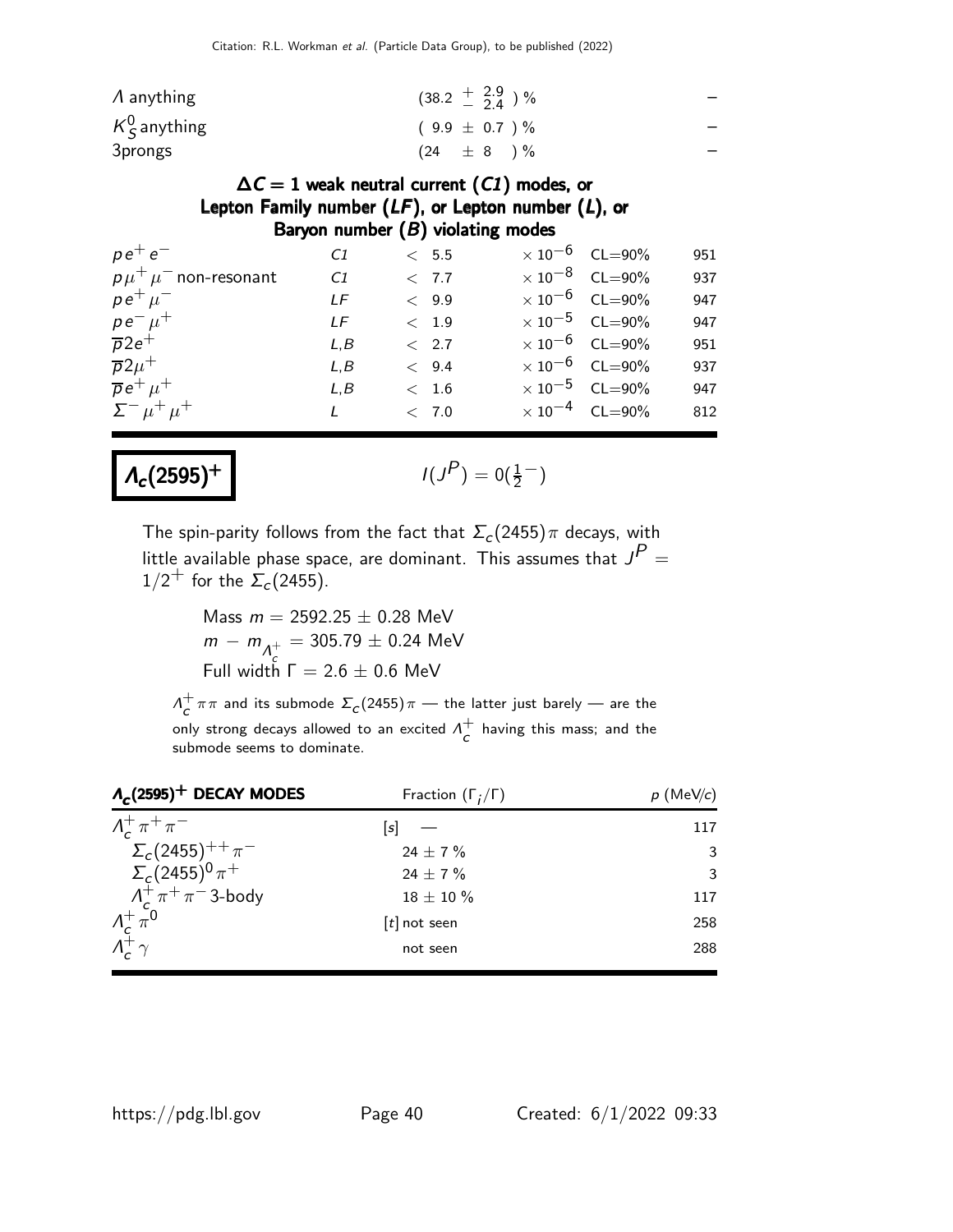| | | | |
|---|---|---|---|
| $\Lambda$ anything | $(38.2 \, ^{+}_{-} \, ^{2.9}_{2.4}) \%$ | | – |
| $K^0_S$ anything | $(9.9 \pm 0.7) \%$ | | – |
| 3prongs | $(24 \pm 8) \%$ | | – |

### $\Delta C = 1$ weak neutral current ($C1$) modes, or Lepton Family number ($LF$), or Lepton number ($L$), or Baryon number ($B$) violating modes

| | | | | |
|---|---|---|---|---|
| $p e^+ e^-$ | $C1$ | $< 5.5 \times 10^{-6}$ | CL=90% | 951 |
| $p \mu^+ \mu^-$ non-resonant | $C1$ | $< 7.7 \times 10^{-8}$ | CL=90% | 937 |
| $p e^+ \mu^-$ | $LF$ | $< 9.9 \times 10^{-6}$ | CL=90% | 947 |
| $p e^- \mu^+$ | $LF$ | $< 1.9 \times 10^{-5}$ | CL=90% | 947 |
| $\overline{p} 2e^+$ | $L,B$ | $< 2.7 \times 10^{-6}$ | CL=90% | 951 |
| $\overline{p} 2\mu^+$ | $L,B$ | $< 9.4 \times 10^{-6}$ | CL=90% | 937 |
| $\overline{p} e^+ \mu^+$ | $L,B$ | $< 1.6 \times 10^{-5}$ | CL=90% | 947 |
| $\Sigma^- \mu^+ \mu^+$ | $L$ | $< 7.0 \times 10^{-4}$ | CL=90% | 812 |

## $\Lambda_c(2595)^+$

$I(J^P) = 0(\frac{1}{2}^-)$

The spin-parity follows from the fact that $\Sigma_c(2455)\pi$ decays, with little available phase space, are dominant. This assumes that $J^P = 1/2^+$ for the $\Sigma_c(2455)$.

Mass $m = 2592.25 \pm 0.28$ MeV
$m - m_{\Lambda_c^+} = 305.79 \pm 0.24$ MeV
Full width $\Gamma = 2.6 \pm 0.6$ MeV

$\Lambda_c^+ \pi\pi$ and its submode $\Sigma_c(2455)\pi$ — the latter just barely — are the only strong decays allowed to an excited $\Lambda_c^+$ having this mass; and the submode seems to dominate.

| $\Lambda_c(2595)^+$ DECAY MODES | Fraction ($\Gamma_i/\Gamma$) | $p$ (MeV/$c$) |
|---|---|---|
| $\Lambda_c^+ \pi^+ \pi^-$ | [s] — | 117 |
| $\Sigma_c(2455)^{++} \pi^-$ | $24 \pm 7$ % | 3 |
| $\Sigma_c(2455)^0 \pi^+$ | $24 \pm 7$ % | 3 |
| $\Lambda_c^+ \pi^+ \pi^-$ 3-body | $18 \pm 10$ % | 117 |
| $\Lambda_c^+ \pi^0$ | [t] not seen | 258 |
| $\Lambda_c^+ \gamma$ | not seen | 288 |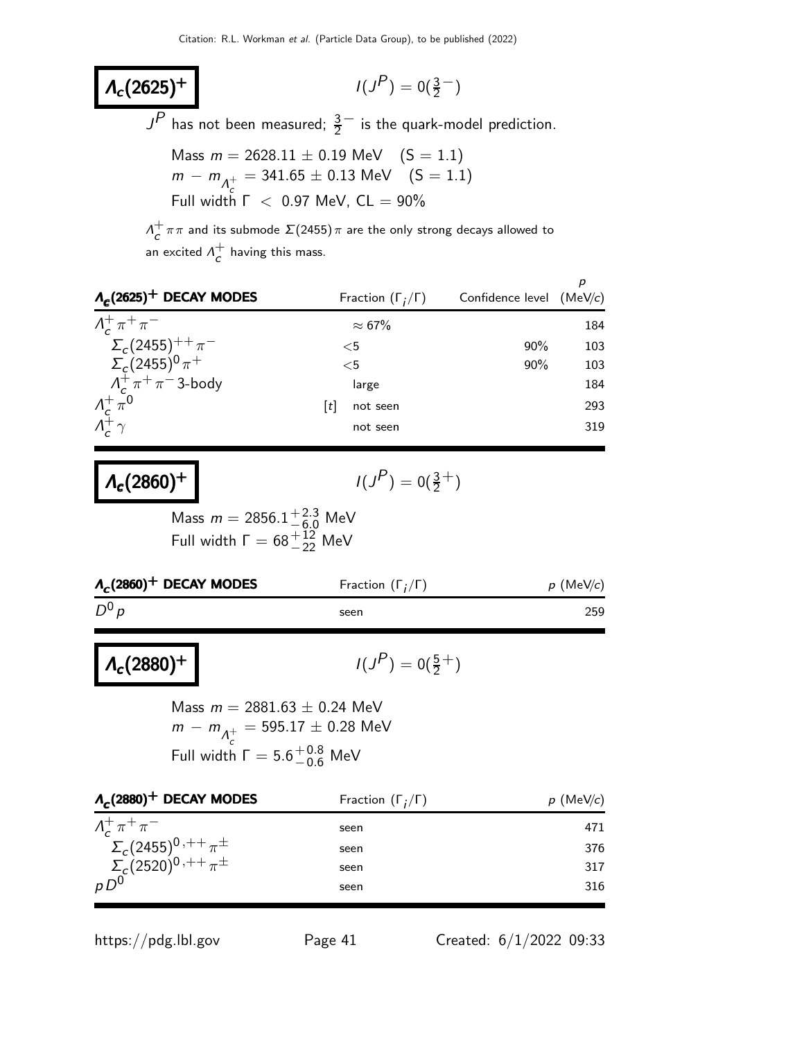## $\Lambda_c(2625)^+$

$I(J^P) = 0(\frac{3}{2}^-)$

$J^P$ has not been measured; $\frac{3}{2}^-$ is the quark-model prediction.

Mass $m = 2628.11 \pm 0.19$ MeV (S = 1.1)
$m - m_{\Lambda_c^+} = 341.65 \pm 0.13$ MeV (S = 1.1)
Full width $\Gamma < 0.97$ MeV, CL = 90%

$\Lambda_c^+ \pi\pi$ and its submode $\Sigma(2455)\pi$ are the only strong decays allowed to an excited $\Lambda_c^+$ having this mass.

| $\Lambda_c(2625)^+$ DECAY MODES | Fraction ($\Gamma_i/\Gamma$) | Confidence level | $p$ (MeV/$c$) |
|---|---|---|---|
| $\Lambda_c^+ \pi^+ \pi^-$ | $\approx 67\%$ | | 184 |
| $\Sigma_c(2455)^{++} \pi^-$ | $<5$ | 90% | 103 |
| $\Sigma_c(2455)^0 \pi^+$ | $<5$ | 90% | 103 |
| $\Lambda_c^+ \pi^+ \pi^-$ 3-body | large | | 184 |
| $\Lambda_c^+ \pi^0$ | [t] not seen | | 293 |
| $\Lambda_c^+ \gamma$ | not seen | | 319 |

## $\Lambda_c(2860)^+$

$I(J^P) = 0(\frac{3}{2}^+)$

Mass $m = 2856.1^{+2.3}_{-6.0}$ MeV
Full width $\Gamma = 68^{+12}_{-22}$ MeV

| $\Lambda_c(2860)^+$ DECAY MODES | Fraction ($\Gamma_i/\Gamma$) | $p$ (MeV/$c$) |
|---|---|---|
| $D^0 p$ | seen | 259 |

## $\Lambda_c(2880)^+$

$I(J^P) = 0(\frac{5}{2}^+)$

Mass $m = 2881.63 \pm 0.24$ MeV
$m - m_{\Lambda_c^+} = 595.17 \pm 0.28$ MeV
Full width $\Gamma = 5.6^{+0.8}_{-0.6}$ MeV

| $\Lambda_c(2880)^+$ DECAY MODES | Fraction ($\Gamma_i/\Gamma$) | $p$ (MeV/$c$) |
|---|---|---|
| $\Lambda_c^+ \pi^+ \pi^-$ | seen | 471 |
| $\Sigma_c(2455)^{0,++} \pi^\pm$ | seen | 376 |
| $\Sigma_c(2520)^{0,++} \pi^\pm$ | seen | 317 |
| $p D^0$ | seen | 316 |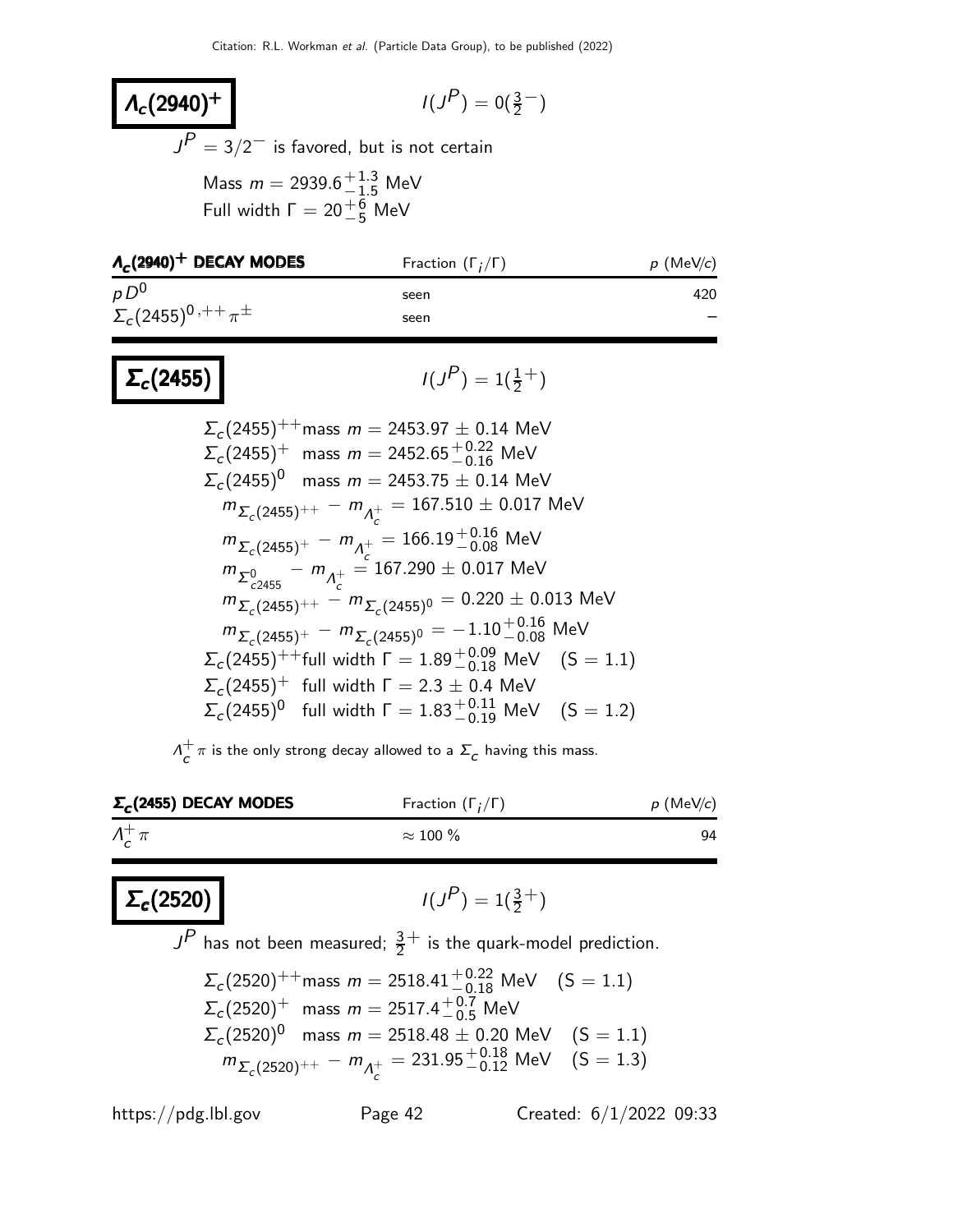## $\Lambda_c(2940)^+$ $\quad I(J^P) = 0(\frac{3}{2}^-)$

$J^P = 3/2^-$ is favored, but is not certain

Mass $m = 2939.6^{+1.3}_{-1.5}$ MeV
Full width $\Gamma = 20^{+6}_{-5}$ MeV

| $\Lambda_c(2940)^+$ DECAY MODES | Fraction ($\Gamma_i/\Gamma$) | $p$ (MeV/$c$) |
|---|---|---|
| $p D^0$ | seen | 420 |
| $\Sigma_c(2455)^{0,++}\pi^\pm$ | seen | – |

## $\Sigma_c(2455)$ $\quad I(J^P) = 1(\frac{1}{2}^+)$

$\Sigma_c(2455)^{++}$mass $m = 2453.97 \pm 0.14$ MeV
$\Sigma_c(2455)^{+}$ mass $m = 2452.65^{+0.22}_{-0.16}$ MeV
$\Sigma_c(2455)^{0}$ mass $m = 2453.75 \pm 0.14$ MeV
$m_{\Sigma_c(2455)^{++}} - m_{\Lambda_c^+} = 167.510 \pm 0.017$ MeV
$m_{\Sigma_c(2455)^{+}} - m_{\Lambda_c^+} = 166.19^{+0.16}_{-0.08}$ MeV
$m_{\Sigma^0_{c2455}} - m_{\Lambda_c^+} = 167.290 \pm 0.017$ MeV
$m_{\Sigma_c(2455)^{++}} - m_{\Sigma_c(2455)^0} = 0.220 \pm 0.013$ MeV
$m_{\Sigma_c(2455)^{+}} - m_{\Sigma_c(2455)^0} = -1.10^{+0.16}_{-0.08}$ MeV
$\Sigma_c(2455)^{++}$full width $\Gamma = 1.89^{+0.09}_{-0.18}$ MeV $\quad$ (S = 1.1)
$\Sigma_c(2455)^{+}$ full width $\Gamma = 2.3 \pm 0.4$ MeV
$\Sigma_c(2455)^{0}$ full width $\Gamma = 1.83^{+0.11}_{-0.19}$ MeV $\quad$ (S = 1.2)

$\Lambda_c^+\pi$ is the only strong decay allowed to a $\Sigma_c$ having this mass.

| $\Sigma_c(2455)$ DECAY MODES | Fraction ($\Gamma_i/\Gamma$) | $p$ (MeV/$c$) |
|---|---|---|
| $\Lambda_c^+\pi$ | $\approx 100$ % | 94 |

## $\Sigma_c(2520)$ $\quad I(J^P) = 1(\frac{3}{2}^+)$

$J^P$ has not been measured; $\frac{3}{2}^+$ is the quark-model prediction.

$\Sigma_c(2520)^{++}$mass $m = 2518.41^{+0.22}_{-0.18}$ MeV $\quad$ (S = 1.1)
$\Sigma_c(2520)^{+}$ mass $m = 2517.4^{+0.7}_{-0.5}$ MeV
$\Sigma_c(2520)^{0}$ mass $m = 2518.48 \pm 0.20$ MeV $\quad$ (S = 1.1)
$m_{\Sigma_c(2520)^{++}} - m_{\Lambda_c^+} = 231.95^{+0.18}_{-0.12}$ MeV $\quad$ (S = 1.3)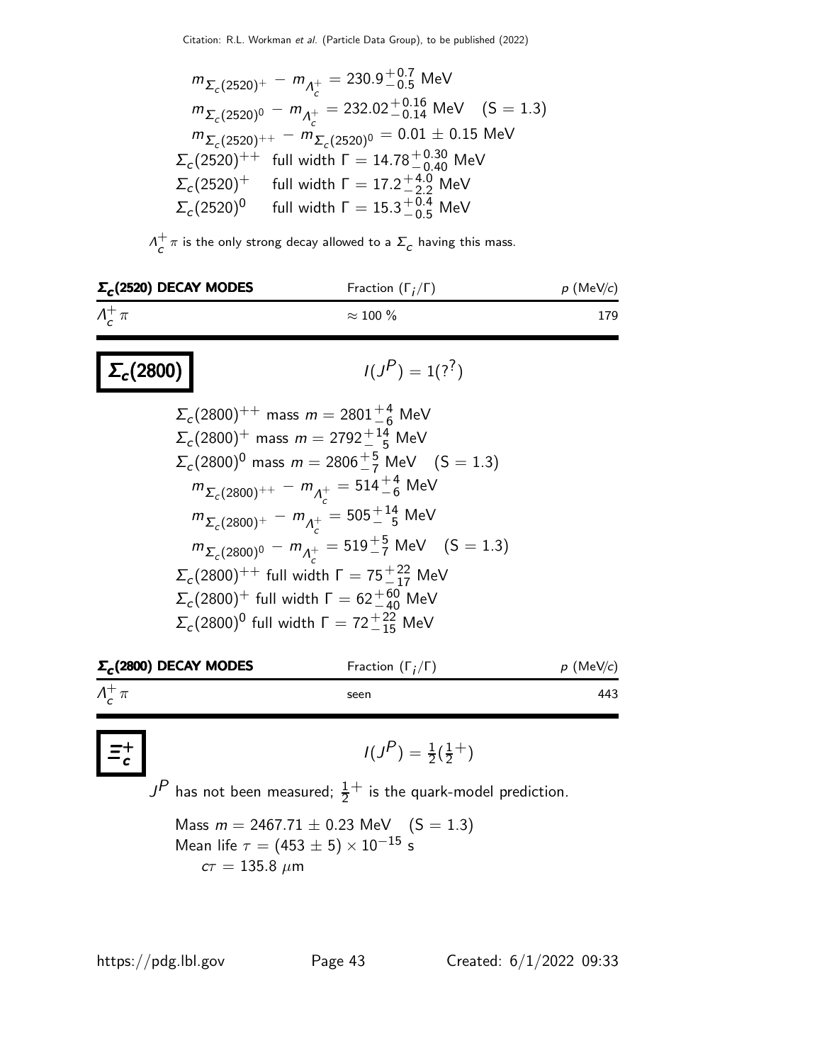$$m_{\Sigma_c(2520)^+} - m_{\Lambda_c^+} = 230.9^{+0.7}_{-0.5} \text{ MeV}$$

$$m_{\Sigma_c(2520)^0} - m_{\Lambda_c^+} = 232.02^{+0.16}_{-0.14} \text{ MeV} \quad (S = 1.3)$$

$$m_{\Sigma_c(2520)^{++}} - m_{\Sigma_c(2520)^0} = 0.01 \pm 0.15 \text{ MeV}$$

$\Sigma_c(2520)^{++}$ full width $\Gamma = 14.78^{+0.30}_{-0.40}$ MeV

$\Sigma_c(2520)^{+}$ full width $\Gamma = 17.2^{+4.0}_{-2.2}$ MeV

$\Sigma_c(2520)^{0}$ full width $\Gamma = 15.3^{+0.4}_{-0.5}$ MeV

$\Lambda_c^+ \pi$ is the only strong decay allowed to a $\Sigma_c$ having this mass.

| $\Sigma_c$(2520) DECAY MODES | Fraction ($\Gamma_i/\Gamma$) | $p$ (MeV/$c$) |
|---|---|---|
| $\Lambda_c^+ \pi$ | $\approx 100$ % | 179 |

# $\Sigma_c(2800)$

$$I(J^P) = 1(?^?)$$

$\Sigma_c(2800)^{++}$ mass $m = 2801^{+4}_{-6}$ MeV

$\Sigma_c(2800)^{+}$ mass $m = 2792^{+14}_{-5}$ MeV

$\Sigma_c(2800)^{0}$ mass $m = 2806^{+5}_{-7}$ MeV $\quad (S = 1.3)$

$$m_{\Sigma_c(2800)^{++}} - m_{\Lambda_c^+} = 514^{+4}_{-6} \text{ MeV}$$

$$m_{\Sigma_c(2800)^{+}} - m_{\Lambda_c^+} = 505^{+14}_{-5} \text{ MeV}$$

$$m_{\Sigma_c(2800)^{0}} - m_{\Lambda_c^+} = 519^{+5}_{-7} \text{ MeV} \quad (S = 1.3)$$

$\Sigma_c(2800)^{++}$ full width $\Gamma = 75^{+22}_{-17}$ MeV

$\Sigma_c(2800)^{+}$ full width $\Gamma = 62^{+60}_{-40}$ MeV

$\Sigma_c(2800)^{0}$ full width $\Gamma = 72^{+22}_{-15}$ MeV

| $\Sigma_c$(2800) DECAY MODES | Fraction ($\Gamma_i/\Gamma$) | $p$ (MeV/$c$) |
|---|---|---|
| $\Lambda_c^+ \pi$ | seen | 443 |

# $\Xi_c^+$

$$I(J^P) = \tfrac{1}{2}(\tfrac{1}{2}^+)$$

$J^P$ has not been measured; $\frac{1}{2}^+$ is the quark-model prediction.

Mass $m = 2467.71 \pm 0.23$ MeV $\quad (S = 1.3)$

Mean life $\tau = (453 \pm 5) \times 10^{-15}$ s

$c\tau = 135.8$ $\mu$m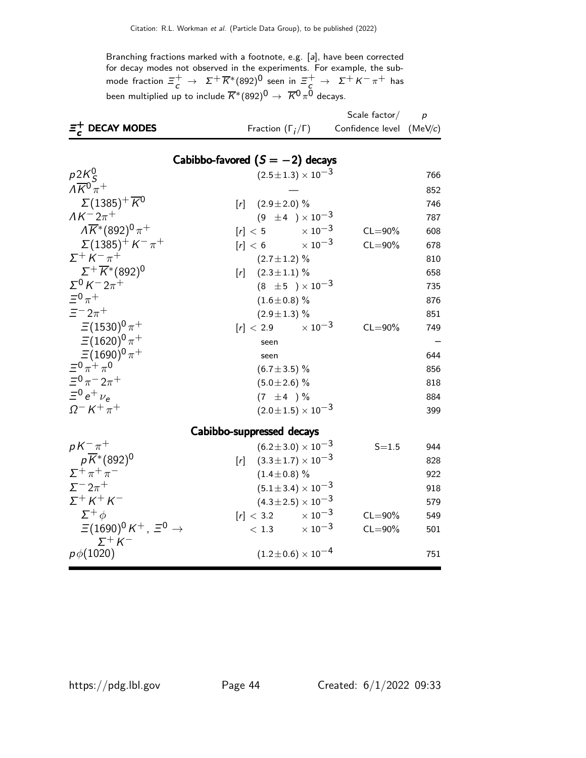Branching fractions marked with a footnote, e.g. [a], have been corrected for decay modes not observed in the experiments. For example, the submode fraction $\Xi_c^+ \to \Sigma^+ \overline{K}^*(892)^0$ seen in $\Xi_c^+ \to \Sigma^+ K^- \pi^+$ has been multiplied up to include $\overline{K}^*(892)^0 \to \overline{K}^0 \pi^0$ decays.

| $\Xi_c^+$ DECAY MODES | Fraction ($\Gamma_i/\Gamma$) | Scale factor/ Confidence level | $p$ (MeV/$c$) |
|---|---|---|---|
| **Cabibbo-favored ($S = -2$) decays** | | | |
| $p 2K_S^0$ | $(2.5 \pm 1.3) \times 10^{-3}$ | | 766 |
| $\Lambda \overline{K}^0 \pi^+$ | — | | 852 |
| $\Sigma(1385)^+ \overline{K}^0$ | [r] $(2.9 \pm 2.0)$ % | | 746 |
| $\Lambda K^- 2\pi^+$ | $(9 \pm 4) \times 10^{-3}$ | | 787 |
| $\Lambda \overline{K}^*(892)^0 \pi^+$ | [r] $< 5 \times 10^{-3}$ | CL=90% | 608 |
| $\Sigma(1385)^+ K^- \pi^+$ | [r] $< 6 \times 10^{-3}$ | CL=90% | 678 |
| $\Sigma^+ K^- \pi^+$ | $(2.7 \pm 1.2)$ % | | 810 |
| $\Sigma^+ \overline{K}^*(892)^0$ | [r] $(2.3 \pm 1.1)$ % | | 658 |
| $\Sigma^0 K^- 2\pi^+$ | $(8 \pm 5) \times 10^{-3}$ | | 735 |
| $\Xi^0 \pi^+$ | $(1.6 \pm 0.8)$ % | | 876 |
| $\Xi^- 2\pi^+$ | $(2.9 \pm 1.3)$ % | | 851 |
| $\Xi(1530)^0 \pi^+$ | [r] $< 2.9 \times 10^{-3}$ | CL=90% | 749 |
| $\Xi(1620)^0 \pi^+$ | seen | | – |
| $\Xi(1690)^0 \pi^+$ | seen | | 644 |
| $\Xi^0 \pi^+ \pi^0$ | $(6.7 \pm 3.5)$ % | | 856 |
| $\Xi^0 \pi^- 2\pi^+$ | $(5.0 \pm 2.6)$ % | | 818 |
| $\Xi^0 e^+ \nu_e$ | $(7 \pm 4)$ % | | 884 |
| $\Omega^- K^+ \pi^+$ | $(2.0 \pm 1.5) \times 10^{-3}$ | | 399 |
| **Cabibbo-suppressed decays** | | | |
| $p K^- \pi^+$ | $(6.2 \pm 3.0) \times 10^{-3}$ | S=1.5 | 944 |
| $p \overline{K}^*(892)^0$ | [r] $(3.3 \pm 1.7) \times 10^{-3}$ | | 828 |
| $\Sigma^+ \pi^+ \pi^-$ | $(1.4 \pm 0.8)$ % | | 922 |
| $\Sigma^- 2\pi^+$ | $(5.1 \pm 3.4) \times 10^{-3}$ | | 918 |
| $\Sigma^+ K^+ K^-$ | $(4.3 \pm 2.5) \times 10^{-3}$ | | 579 |
| $\Sigma^+ \phi$ | [r] $< 3.2 \times 10^{-3}$ | CL=90% | 549 |
| $\Xi(1690)^0 K^+$, $\Xi^0 \to \Sigma^+ K^-$ | $< 1.3 \times 10^{-3}$ | CL=90% | 501 |
| $p \phi(1020)$ | $(1.2 \pm 0.6) \times 10^{-4}$ | | 751 |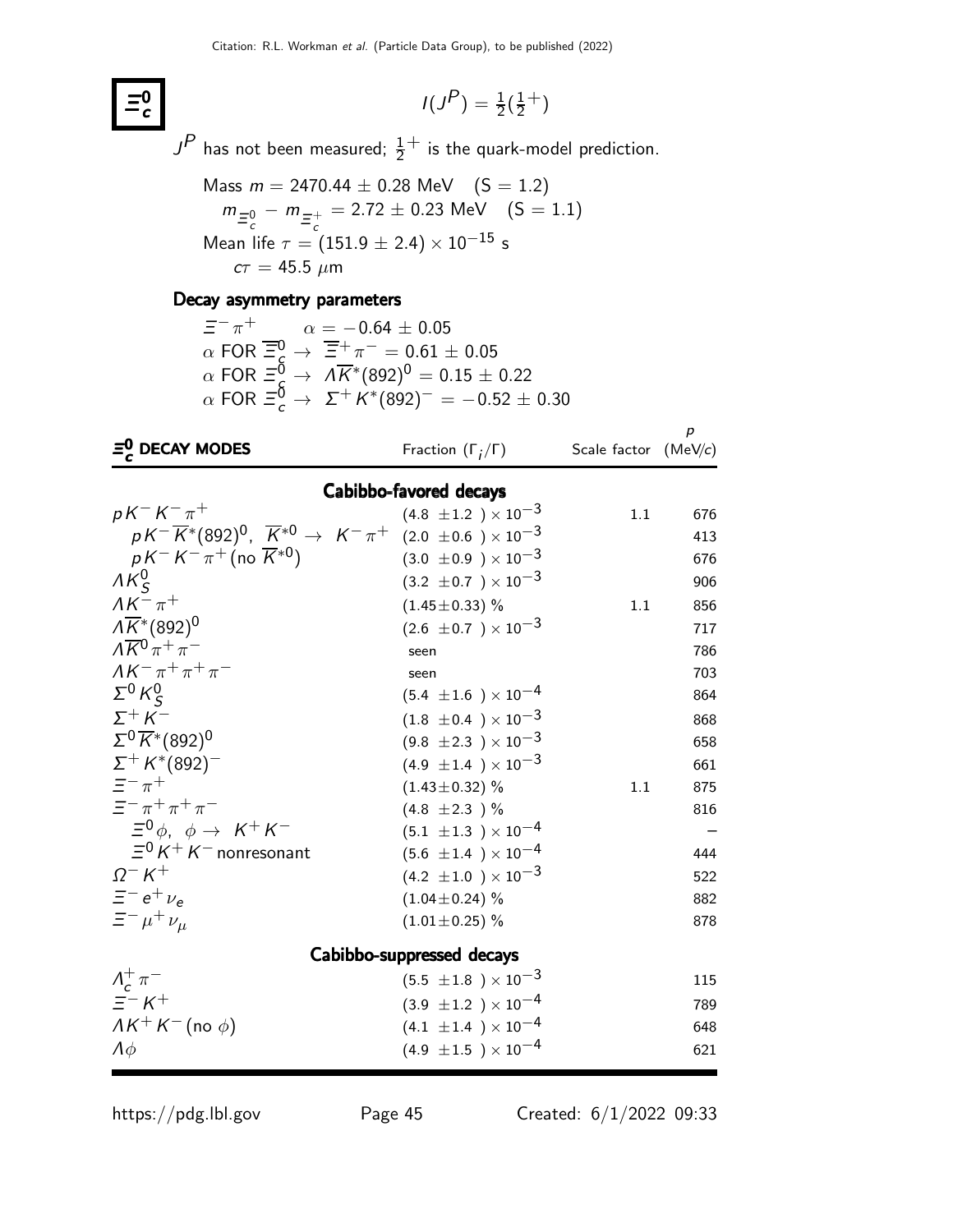# $\Xi_c^0$

$I(J^P) = \frac{1}{2}(\frac{1}{2}^+)$

$J^P$ has not been measured; $\frac{1}{2}^+$ is the quark-model prediction.

Mass $m = 2470.44 \pm 0.28$ MeV (S = 1.2)

$m_{\Xi_c^0} - m_{\Xi_c^+} = 2.72 \pm 0.23$ MeV (S = 1.1)

Mean life $\tau = (151.9 \pm 2.4) \times 10^{-15}$ s

$c\tau = 45.5$ $\mu$m

### Decay asymmetry parameters

$\Xi^- \pi^+$ $\quad \alpha = -0.64 \pm 0.05$

$\alpha$ FOR $\overline{\Xi}_c^0 \to \overline{\Xi}^+ \pi^- = 0.61 \pm 0.05$

$\alpha$ FOR $\Xi_c^0 \to \Lambda \overline{K}^*(892)^0 = 0.15 \pm 0.22$

$\alpha$ FOR $\Xi_c^0 \to \Sigma^+ K^*(892)^- = -0.52 \pm 0.30$

| $\Xi_c^0$ DECAY MODES | Fraction ($\Gamma_i/\Gamma$) | Scale factor | $p$ (MeV/$c$) |
|---|---|---|---|
| **Cabibbo-favored decays** | | | |
| $pK^-K^-\pi^+$ | $(4.8 \pm 1.2) \times 10^{-3}$ | 1.1 | 676 |
| $pK^-\overline{K}^*(892)^0$, $\overline{K}^{*0} \to K^-\pi^+$ | $(2.0 \pm 0.6) \times 10^{-3}$ | | 413 |
| $pK^-K^-\pi^+$ (no $\overline{K}^{*0}$) | $(3.0 \pm 0.9) \times 10^{-3}$ | | 676 |
| $\Lambda K_S^0$ | $(3.2 \pm 0.7) \times 10^{-3}$ | | 906 |
| $\Lambda K^-\pi^+$ | $(1.45 \pm 0.33)$ % | 1.1 | 856 |
| $\Lambda \overline{K}^*(892)^0$ | $(2.6 \pm 0.7) \times 10^{-3}$ | | 717 |
| $\Lambda \overline{K}^0 \pi^+\pi^-$ | seen | | 786 |
| $\Lambda K^-\pi^+\pi^+\pi^-$ | seen | | 703 |
| $\Sigma^0 K_S^0$ | $(5.4 \pm 1.6) \times 10^{-4}$ | | 864 |
| $\Sigma^+ K^-$ | $(1.8 \pm 0.4) \times 10^{-3}$ | | 868 |
| $\Sigma^0 \overline{K}^*(892)^0$ | $(9.8 \pm 2.3) \times 10^{-3}$ | | 658 |
| $\Sigma^+ K^*(892)^-$ | $(4.9 \pm 1.4) \times 10^{-3}$ | | 661 |
| $\Xi^-\pi^+$ | $(1.43 \pm 0.32)$ % | 1.1 | 875 |
| $\Xi^-\pi^+\pi^+\pi^-$ | $(4.8 \pm 2.3)$ % | | 816 |
| $\Xi^0\phi$, $\phi \to K^+K^-$ | $(5.1 \pm 1.3) \times 10^{-4}$ | | – |
| $\Xi^0 K^+K^-$ nonresonant | $(5.6 \pm 1.4) \times 10^{-4}$ | | 444 |
| $\Omega^- K^+$ | $(4.2 \pm 1.0) \times 10^{-3}$ | | 522 |
| $\Xi^- e^+ \nu_e$ | $(1.04 \pm 0.24)$ % | | 882 |
| $\Xi^- \mu^+ \nu_\mu$ | $(1.01 \pm 0.25)$ % | | 878 |
| **Cabibbo-suppressed decays** | | | |
| $\Lambda_c^+ \pi^-$ | $(5.5 \pm 1.8) \times 10^{-3}$ | | 115 |
| $\Xi^- K^+$ | $(3.9 \pm 1.2) \times 10^{-4}$ | | 789 |
| $\Lambda K^+K^-$ (no $\phi$) | $(4.1 \pm 1.4) \times 10^{-4}$ | | 648 |
| $\Lambda\phi$ | $(4.9 \pm 1.5) \times 10^{-4}$ | | 621 |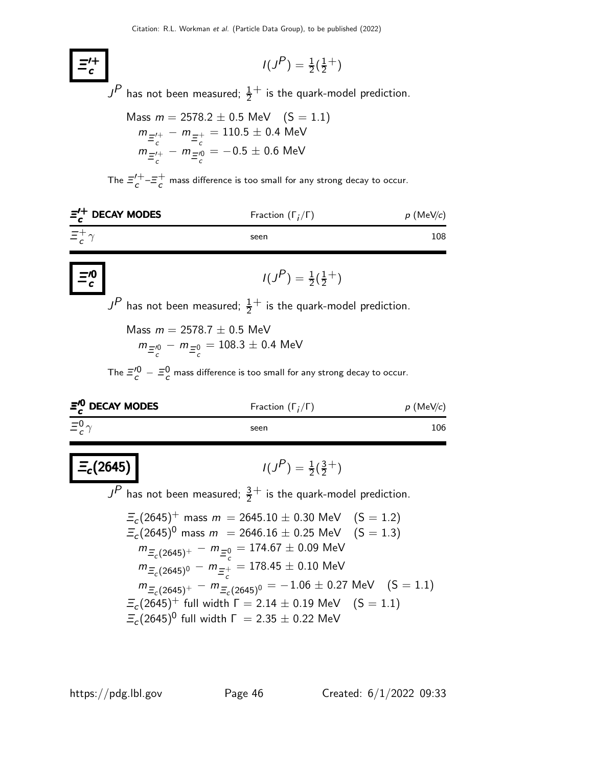## $\Xi_c'^+$

$I(J^P) = \frac{1}{2}(\frac{1}{2}^+)$

$J^P$ has not been measured; $\frac{1}{2}^+$ is the quark-model prediction.

Mass $m = 2578.2 \pm 0.5$ MeV   (S = 1.1)
$m_{\Xi_c'^+} - m_{\Xi_c^+} = 110.5 \pm 0.4$ MeV
$m_{\Xi_c'^+} - m_{\Xi_c'^0} = -0.5 \pm 0.6$ MeV

The $\Xi_c'^+$–$\Xi_c^+$ mass difference is too small for any strong decay to occur.

| $\Xi_c'^+$ DECAY MODES | Fraction ($\Gamma_i/\Gamma$) | $p$ (MeV/$c$) |
|---|---|---|
| $\Xi_c^+ \gamma$ | seen | 108 |

## $\Xi_c'^0$

$I(J^P) = \frac{1}{2}(\frac{1}{2}^+)$

$J^P$ has not been measured; $\frac{1}{2}^+$ is the quark-model prediction.

Mass $m = 2578.7 \pm 0.5$ MeV
$m_{\Xi_c'^0} - m_{\Xi_c^0} = 108.3 \pm 0.4$ MeV

The $\Xi_c'^0 - \Xi_c^0$ mass difference is too small for any strong decay to occur.

| $\Xi_c'^0$ DECAY MODES | Fraction ($\Gamma_i/\Gamma$) | $p$ (MeV/$c$) |
|---|---|---|
| $\Xi_c^0 \gamma$ | seen | 106 |

## $\Xi_c(2645)$

$I(J^P) = \frac{1}{2}(\frac{3}{2}^+)$

$J^P$ has not been measured; $\frac{3}{2}^+$ is the quark-model prediction.

$\Xi_c(2645)^+$ mass $m = 2645.10 \pm 0.30$ MeV   (S = 1.2)
$\Xi_c(2645)^0$ mass $m = 2646.16 \pm 0.25$ MeV   (S = 1.3)
$m_{\Xi_c(2645)^+} - m_{\Xi_c^0} = 174.67 \pm 0.09$ MeV
$m_{\Xi_c(2645)^0} - m_{\Xi_c^+} = 178.45 \pm 0.10$ MeV
$m_{\Xi_c(2645)^+} - m_{\Xi_c(2645)^0} = -1.06 \pm 0.27$ MeV   (S = 1.1)
$\Xi_c(2645)^+$ full width $\Gamma = 2.14 \pm 0.19$ MeV   (S = 1.1)
$\Xi_c(2645)^0$ full width $\Gamma = 2.35 \pm 0.22$ MeV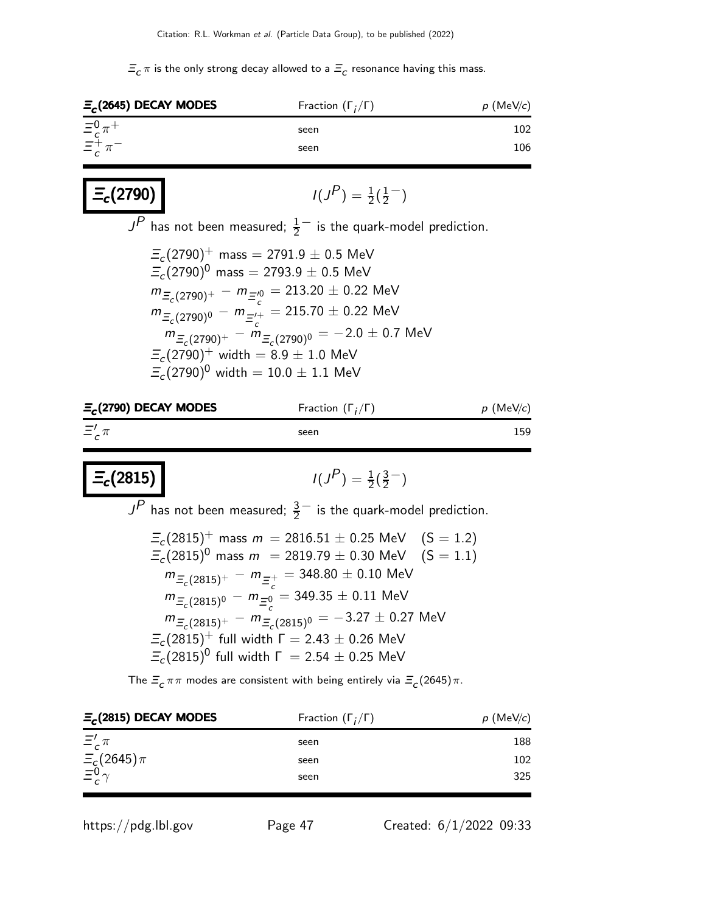$\Xi_c \pi$ is the only strong decay allowed to a $\Xi_c$ resonance having this mass.

| $\Xi_c$(2645) DECAY MODES | Fraction ($\Gamma_i/\Gamma$) | $p$ (MeV/$c$) |
|---|---|---|
| $\Xi_c^0 \pi^+$ | seen | 102 |
| $\Xi_c^+ \pi^-$ | seen | 106 |

## $\Xi_c(2790)$

$I(J^P) = \frac{1}{2}(\frac{1}{2}^-)$

$J^P$ has not been measured; $\frac{1}{2}^-$ is the quark-model prediction.

$\Xi_c(2790)^+$ mass $= 2791.9 \pm 0.5$ MeV
$\Xi_c(2790)^0$ mass $= 2793.9 \pm 0.5$ MeV
$m_{\Xi_c(2790)^+} - m_{\Xi_c'^0} = 213.20 \pm 0.22$ MeV
$m_{\Xi_c(2790)^0} - m_{\Xi_c'^+} = 215.70 \pm 0.22$ MeV
$m_{\Xi_c(2790)^+} - m_{\Xi_c(2790)^0} = -2.0 \pm 0.7$ MeV
$\Xi_c(2790)^+$ width $= 8.9 \pm 1.0$ MeV
$\Xi_c(2790)^0$ width $= 10.0 \pm 1.1$ MeV

| $\Xi_c$(2790) DECAY MODES | Fraction ($\Gamma_i/\Gamma$) | $p$ (MeV/$c$) |
|---|---|---|
| $\Xi_c' \pi$ | seen | 159 |

## $\Xi_c(2815)$

$I(J^P) = \frac{1}{2}(\frac{3}{2}^-)$

$J^P$ has not been measured; $\frac{3}{2}^-$ is the quark-model prediction.

$\Xi_c(2815)^+$ mass $m = 2816.51 \pm 0.25$ MeV  (S = 1.2)
$\Xi_c(2815)^0$ mass $m = 2819.79 \pm 0.30$ MeV  (S = 1.1)
$m_{\Xi_c(2815)^+} - m_{\Xi_c^+} = 348.80 \pm 0.10$ MeV
$m_{\Xi_c(2815)^0} - m_{\Xi_c^0} = 349.35 \pm 0.11$ MeV
$m_{\Xi_c(2815)^+} - m_{\Xi_c(2815)^0} = -3.27 \pm 0.27$ MeV
$\Xi_c(2815)^+$ full width $\Gamma = 2.43 \pm 0.26$ MeV
$\Xi_c(2815)^0$ full width $\Gamma = 2.54 \pm 0.25$ MeV

The $\Xi_c \pi\pi$ modes are consistent with being entirely via $\Xi_c(2645)\pi$.

| $\Xi_c$(2815) DECAY MODES | Fraction ($\Gamma_i/\Gamma$) | $p$ (MeV/$c$) |
|---|---|---|
| $\Xi_c' \pi$ | seen | 188 |
| $\Xi_c(2645)\pi$ | seen | 102 |
| $\Xi_c^0 \gamma$ | seen | 325 |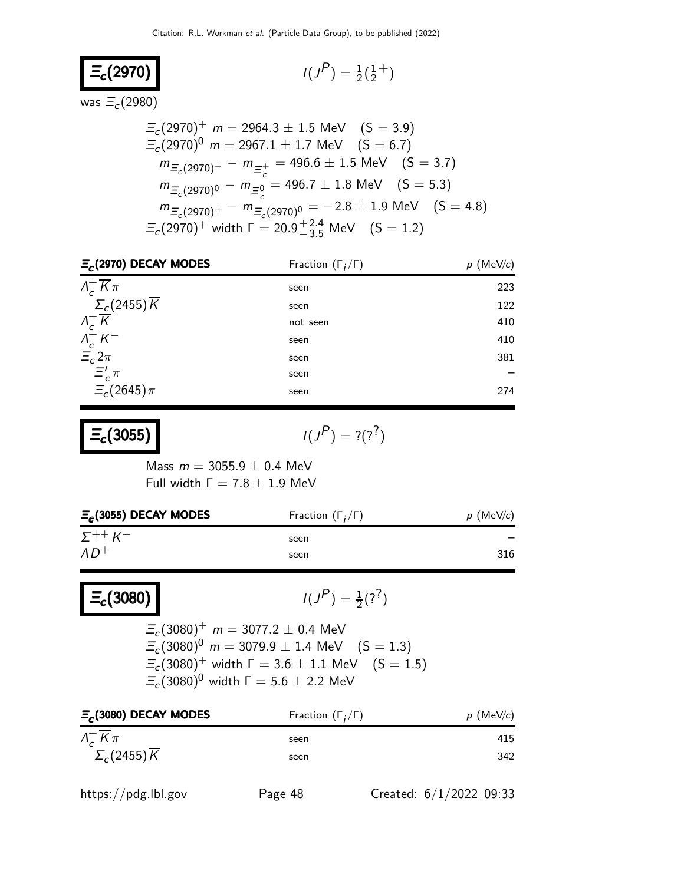## $\Xi_c(2970)$

$I(J^P) = \frac{1}{2}(\frac{1}{2}^+)$

was $\Xi_c(2980)$

$\Xi_c(2970)^+$ $m = 2964.3 \pm 1.5$ MeV (S = 3.9)
$\Xi_c(2970)^0$ $m = 2967.1 \pm 1.7$ MeV (S = 6.7)
$m_{\Xi_c(2970)^+} - m_{\Xi_c^+} = 496.6 \pm 1.5$ MeV (S = 3.7)
$m_{\Xi_c(2970)^0} - m_{\Xi_c^0} = 496.7 \pm 1.8$ MeV (S = 5.3)
$m_{\Xi_c(2970)^+} - m_{\Xi_c(2970)^0} = -2.8 \pm 1.9$ MeV (S = 4.8)
$\Xi_c(2970)^+$ width $\Gamma = 20.9^{+2.4}_{-3.5}$ MeV (S = 1.2)

| $\Xi_c$(2970) DECAY MODES | Fraction ($\Gamma_i/\Gamma$) | $p$ (MeV/$c$) |
|---|---|---|
| $\Lambda_c^+ \overline{K} \pi$ | seen | 223 |
| $\Sigma_c(2455) \overline{K}$ | seen | 122 |
| $\Lambda_c^+ \overline{K}$ | not seen | 410 |
| $\Lambda_c^+ K^-$ | seen | 410 |
| $\Xi_c 2\pi$ | seen | 381 |
| $\Xi_c' \pi$ | seen | – |
| $\Xi_c(2645) \pi$ | seen | 274 |

## $\Xi_c(3055)$

$I(J^P) = ?(?^?)$

Mass $m = 3055.9 \pm 0.4$ MeV
Full width $\Gamma = 7.8 \pm 1.9$ MeV

| $\Xi_c$(3055) DECAY MODES | Fraction ($\Gamma_i/\Gamma$) | $p$ (MeV/$c$) |
|---|---|---|
| $\Sigma^{++} K^-$ | seen | – |
| $\Lambda D^+$ | seen | 316 |

## $\Xi_c(3080)$

$I(J^P) = \frac{1}{2}(?^?)$

$\Xi_c(3080)^+$ $m = 3077.2 \pm 0.4$ MeV
$\Xi_c(3080)^0$ $m = 3079.9 \pm 1.4$ MeV (S = 1.3)
$\Xi_c(3080)^+$ width $\Gamma = 3.6 \pm 1.1$ MeV (S = 1.5)
$\Xi_c(3080)^0$ width $\Gamma = 5.6 \pm 2.2$ MeV

| $\Xi_c$(3080) DECAY MODES | Fraction ($\Gamma_i/\Gamma$) | $p$ (MeV/$c$) |
|---|---|---|
| $\Lambda_c^+ \overline{K} \pi$ | seen | 415 |
| $\Sigma_c(2455) \overline{K}$ | seen | 342 |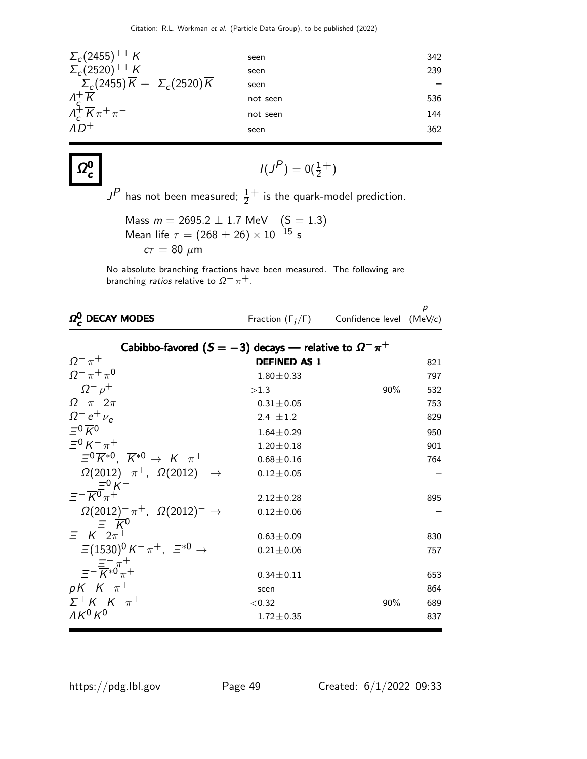| | | |
|---|---|---|
| $\Sigma_c(2455)^{++} K^-$ | seen | 342 |
| $\Sigma_c(2520)^{++} K^-$ | seen | 239 |
| $\Sigma_c(2455)\overline{K} + \Sigma_c(2520)\overline{K}$ | seen | – |
| $\Lambda_c^+ \overline{K}$ | not seen | 536 |
| $\Lambda_c^+ \overline{K} \pi^+ \pi^-$ | not seen | 144 |
| $\Lambda D^+$ | seen | 362 |

## $\Omega_c^0$

$$I(J^P) = 0(\tfrac{1}{2}^+)$$

$J^P$ has not been measured; $\frac{1}{2}^+$ is the quark-model prediction.

Mass $m = 2695.2 \pm 1.7$ MeV $\quad$ (S = 1.3)
Mean life $\tau = (268 \pm 26) \times 10^{-15}$ s
$c\tau = 80\ \mu$m

No absolute branching fractions have been measured. The following are branching *ratios* relative to $\Omega^- \pi^+$.

| $\Omega_c^0$ DECAY MODES | Fraction ($\Gamma_i/\Gamma$) | Confidence level | $p$ (MeV/$c$) |
|---|---|---|---|
| **Cabibbo-favored ($S = -3$) decays — relative to $\Omega^- \pi^+$** | | | |
| $\Omega^- \pi^+$ | **DEFINED AS 1** | | 821 |
| $\Omega^- \pi^+ \pi^0$ | $1.80 \pm 0.33$ | | 797 |
| $\Omega^- \rho^+$ | $>1.3$ | 90% | 532 |
| $\Omega^- \pi^- 2\pi^+$ | $0.31 \pm 0.05$ | | 753 |
| $\Omega^- e^+ \nu_e$ | $2.4 \pm 1.2$ | | 829 |
| $\Xi^0 \overline{K}^0$ | $1.64 \pm 0.29$ | | 950 |
| $\Xi^0 K^- \pi^+$ | $1.20 \pm 0.18$ | | 901 |
| $\Xi^0 \overline{K}^{*0}$, $\overline{K}^{*0} \to K^- \pi^+$ | $0.68 \pm 0.16$ | | 764 |
| $\Omega(2012)^- \pi^+$, $\Omega(2012)^- \to \Xi^0 K^-$ | $0.12 \pm 0.05$ | | – |
| $\Xi^- \overline{K}^0 \pi^+$ | $2.12 \pm 0.28$ | | 895 |
| $\Omega(2012)^- \pi^+$, $\Omega(2012)^- \to \Xi^- \overline{K}^0$ | $0.12 \pm 0.06$ | | – |
| $\Xi^- K^- 2\pi^+$ | $0.63 \pm 0.09$ | | 830 |
| $\Xi(1530)^0 K^- \pi^+$, $\Xi^{*0} \to \Xi^- \pi^+$ | $0.21 \pm 0.06$ | | 757 |
| $\Xi^- \overline{K}^{*0} \pi^+$ | $0.34 \pm 0.11$ | | 653 |
| $p K^- K^- \pi^+$ | seen | | 864 |
| $\Sigma^+ K^- K^- \pi^+$ | $<0.32$ | 90% | 689 |
| $\Lambda \overline{K}^0 \overline{K}^0$ | $1.72 \pm 0.35$ | | 837 |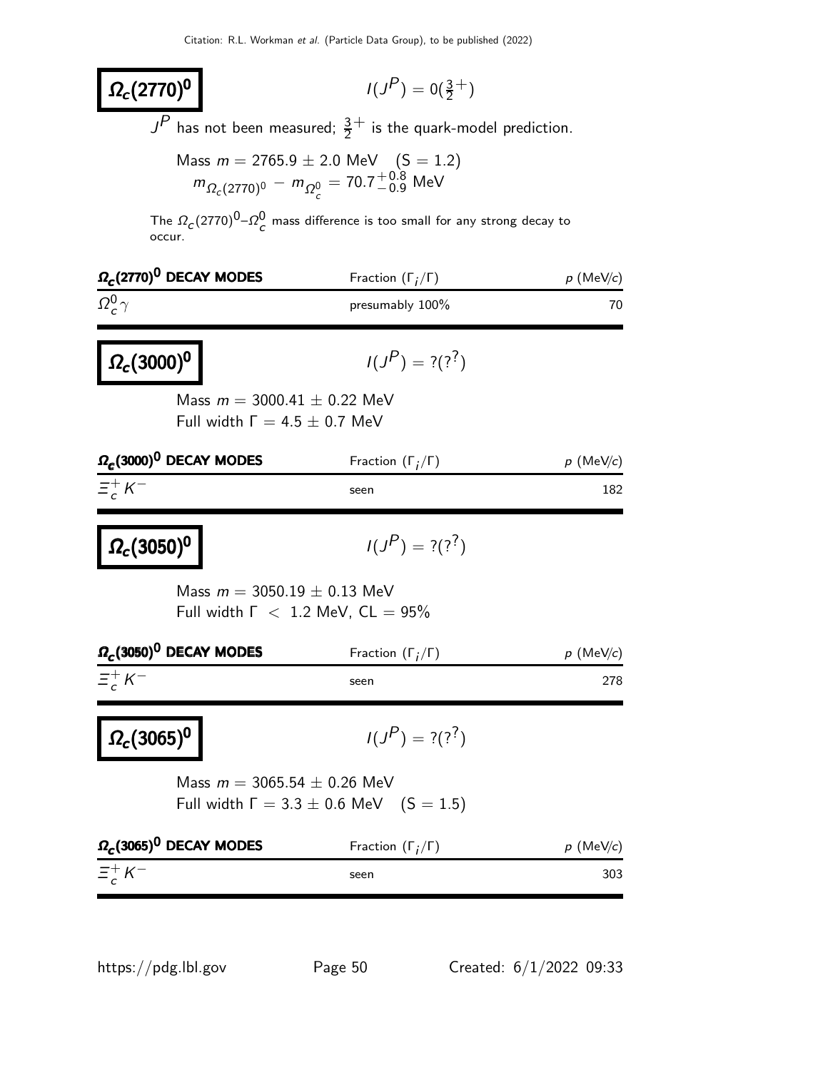## $\Omega_c(2770)^0$

$I(J^P) = 0(\frac{3}{2}^+)$

$J^P$ has not been measured; $\frac{3}{2}^+$ is the quark-model prediction.

Mass $m = 2765.9 \pm 2.0$ MeV   (S = 1.2)
$m_{\Omega_c(2770)^0} - m_{\Omega_c^0} = 70.7^{+0.8}_{-0.9}$ MeV

The $\Omega_c(2770)^0$–$\Omega_c^0$ mass difference is too small for any strong decay to occur.

| $\Omega_c(2770)^0$ DECAY MODES | Fraction ($\Gamma_i/\Gamma$) | $p$ (MeV/$c$) |
|---|---|---|
| $\Omega_c^0 \gamma$ | presumably 100% | 70 |

## $\Omega_c(3000)^0$

$I(J^P) = ?(?^?)$

Mass $m = 3000.41 \pm 0.22$ MeV
Full width $\Gamma = 4.5 \pm 0.7$ MeV

| $\Omega_c(3000)^0$ DECAY MODES | Fraction ($\Gamma_i/\Gamma$) | $p$ (MeV/$c$) |
|---|---|---|
| $\Xi_c^+ K^-$ | seen | 182 |

## $\Omega_c(3050)^0$

$I(J^P) = ?(?^?)$

Mass $m = 3050.19 \pm 0.13$ MeV
Full width $\Gamma < 1.2$ MeV, CL = 95%

| $\Omega_c(3050)^0$ DECAY MODES | Fraction ($\Gamma_i/\Gamma$) | $p$ (MeV/$c$) |
|---|---|---|
| $\Xi_c^+ K^-$ | seen | 278 |

## $\Omega_c(3065)^0$

$I(J^P) = ?(?^?)$

Mass $m = 3065.54 \pm 0.26$ MeV
Full width $\Gamma = 3.3 \pm 0.6$ MeV   (S = 1.5)

| $\Omega_c(3065)^0$ DECAY MODES | Fraction ($\Gamma_i/\Gamma$) | $p$ (MeV/$c$) |
|---|---|---|
| $\Xi_c^+ K^-$ | seen | 303 |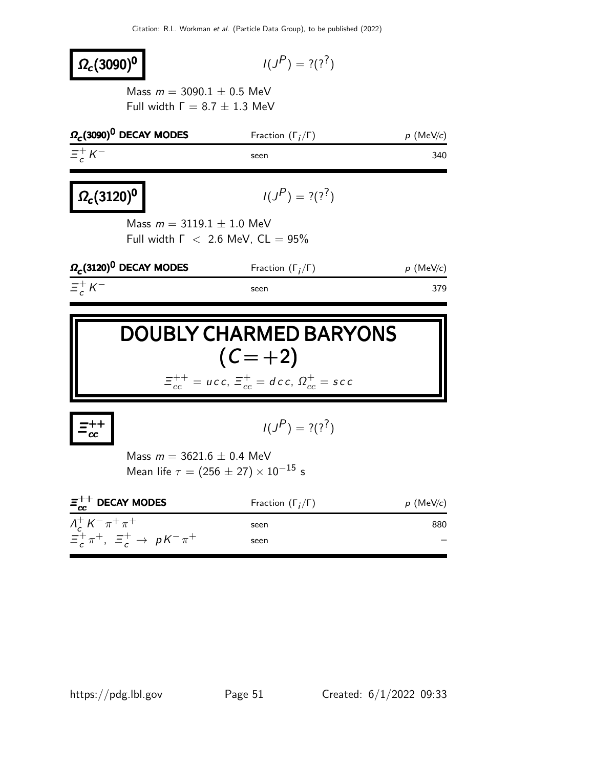## $\Omega_c(3090)^0$

$I(J^P) = ?(?^?)$

Mass $m = 3090.1 \pm 0.5$ MeV
Full width $\Gamma = 8.7 \pm 1.3$ MeV

| $\Omega_c(3090)^0$ DECAY MODES | Fraction $(\Gamma_i/\Gamma)$ | $p$ (MeV/$c$) |
|---|---|---|
| $\Xi_c^+ K^-$ | seen | 340 |

## $\Omega_c(3120)^0$

$I(J^P) = ?(?^?)$

Mass $m = 3119.1 \pm 1.0$ MeV
Full width $\Gamma < 2.6$ MeV, CL = 95%

| $\Omega_c(3120)^0$ DECAY MODES | Fraction $(\Gamma_i/\Gamma)$ | $p$ (MeV/$c$) |
|---|---|---|
| $\Xi_c^+ K^-$ | seen | 379 |

# DOUBLY CHARMED BARYONS ($C=+2$)

$\Xi_{cc}^{++} = u\,c\,c$, $\Xi_{cc}^{+} = d\,c\,c$, $\Omega_{cc}^{+} = s\,c\,c$

## $\Xi_{cc}^{++}$

$I(J^P) = ?(?^?)$

Mass $m = 3621.6 \pm 0.4$ MeV
Mean life $\tau = (256 \pm 27) \times 10^{-15}$ s

| $\Xi_{cc}^{++}$ DECAY MODES | Fraction $(\Gamma_i/\Gamma)$ | $p$ (MeV/$c$) |
|---|---|---|
| $\Lambda_c^+ K^- \pi^+ \pi^+$ | seen | 880 |
| $\Xi_c^+ \pi^+$, $\Xi_c^+ \to p K^- \pi^+$ | seen | – |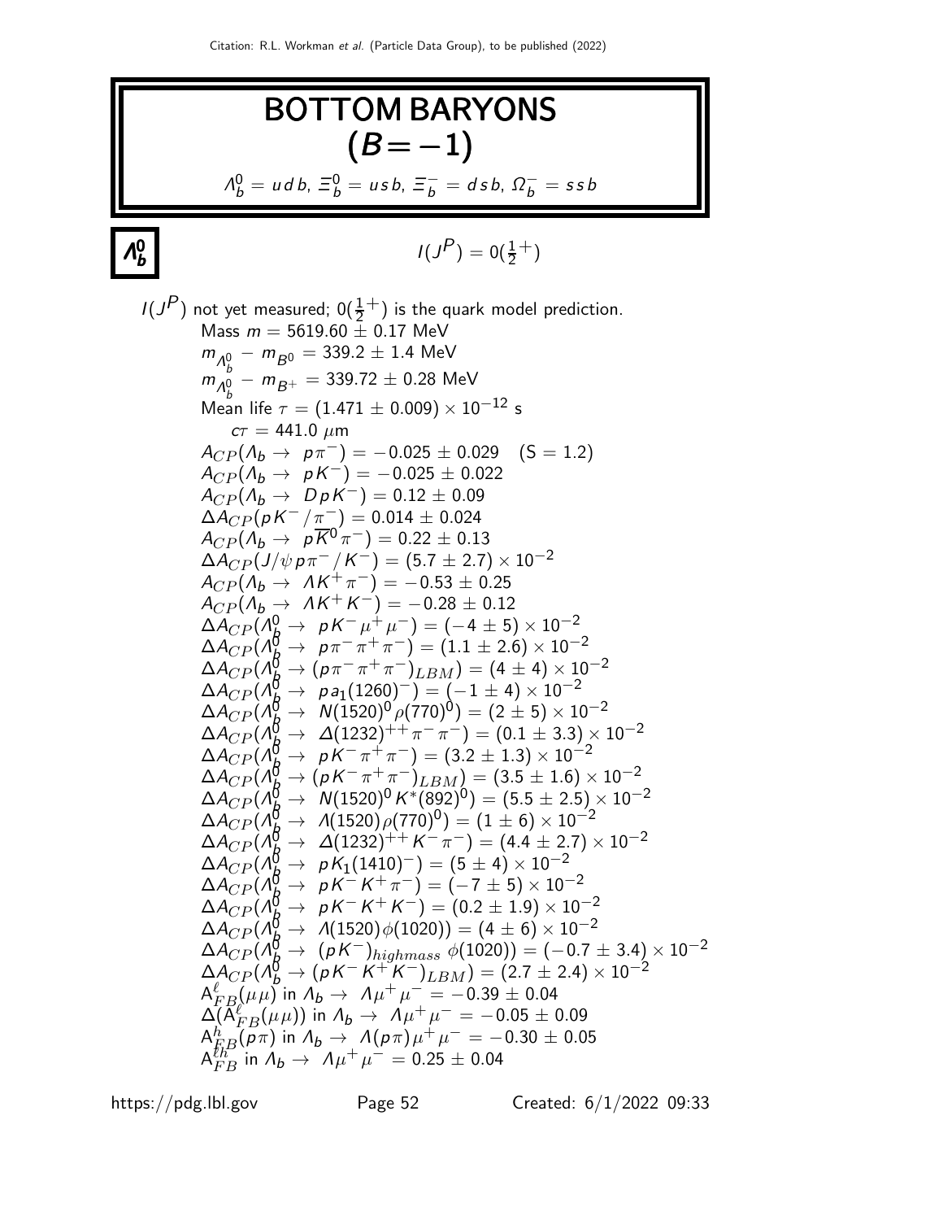# BOTTOM BARYONS ($B = -1$)

$\Lambda_b^0 = u\,d\,b$, $\Xi_b^0 = u\,s\,b$, $\Xi_b^- = d\,s\,b$, $\Omega_b^- = s\,s\,b$

## $\Lambda_b^0$

$I(J^P) = 0(\frac{1}{2}^+)$

$I(J^P)$ not yet measured; $0(\frac{1}{2}^+)$ is the quark model prediction.

- Mass $m = 5619.60 \pm 0.17$ MeV
- $m_{\Lambda_b^0} - m_{B^0} = 339.2 \pm 1.4$ MeV
- $m_{\Lambda_b^0} - m_{B^+} = 339.72 \pm 0.28$ MeV
- Mean life $\tau = (1.471 \pm 0.009) \times 10^{-12}$ s
  - $c\tau = 441.0\ \mu$m
- $A_{CP}(\Lambda_b \to p\pi^-) = -0.025 \pm 0.029 \quad (S = 1.2)$
- $A_{CP}(\Lambda_b \to pK^-) = -0.025 \pm 0.022$
- $A_{CP}(\Lambda_b \to DpK^-) = 0.12 \pm 0.09$
- $\Delta A_{CP}(pK^-/\pi^-) = 0.014 \pm 0.024$
- $A_{CP}(\Lambda_b \to p\overline{K}^0\pi^-) = 0.22 \pm 0.13$
- $\Delta A_{CP}(J/\psi\, p\pi^-/K^-) = (5.7 \pm 2.7) \times 10^{-2}$
- $A_{CP}(\Lambda_b \to \Lambda K^+\pi^-) = -0.53 \pm 0.25$
- $A_{CP}(\Lambda_b \to \Lambda K^+K^-) = -0.28 \pm 0.12$
- $\Delta A_{CP}(\Lambda_b^0 \to pK^-\mu^+\mu^-) = (-4 \pm 5) \times 10^{-2}$
- $\Delta A_{CP}(\Lambda_b^0 \to p\pi^-\pi^+\pi^-) = (1.1 \pm 2.6) \times 10^{-2}$
- $\Delta A_{CP}(\Lambda_b^0 \to (p\pi^-\pi^+\pi^-)_{LBM}) = (4 \pm 4) \times 10^{-2}$
- $\Delta A_{CP}(\Lambda_b^0 \to pa_1(1260)^-) = (-1 \pm 4) \times 10^{-2}$
- $\Delta A_{CP}(\Lambda_b^0 \to N(1520)^0\rho(770)^0) = (2 \pm 5) \times 10^{-2}$
- $\Delta A_{CP}(\Lambda_b^0 \to \Delta(1232)^{++}\pi^-\pi^-) = (0.1 \pm 3.3) \times 10^{-2}$
- $\Delta A_{CP}(\Lambda_b^0 \to pK^-\pi^+\pi^-) = (3.2 \pm 1.3) \times 10^{-2}$
- $\Delta A_{CP}(\Lambda_b^0 \to (pK^-\pi^+\pi^-)_{LBM}) = (3.5 \pm 1.6) \times 10^{-2}$
- $\Delta A_{CP}(\Lambda_b^0 \to N(1520)^0K^*(892)^0) = (5.5 \pm 2.5) \times 10^{-2}$
- $\Delta A_{CP}(\Lambda_b^0 \to \Lambda(1520)\rho(770)^0) = (1 \pm 6) \times 10^{-2}$
- $\Delta A_{CP}(\Lambda_b^0 \to \Delta(1232)^{++}K^-\pi^-) = (4.4 \pm 2.7) \times 10^{-2}$
- $\Delta A_{CP}(\Lambda_b^0 \to pK_1(1410)^-) = (5 \pm 4) \times 10^{-2}$
- $\Delta A_{CP}(\Lambda_b^0 \to pK^-K^+\pi^-) = (-7 \pm 5) \times 10^{-2}$
- $\Delta A_{CP}(\Lambda_b^0 \to pK^-K^+K^-) = (0.2 \pm 1.9) \times 10^{-2}$
- $\Delta A_{CP}(\Lambda_b^0 \to \Lambda(1520)\phi(1020)) = (4 \pm 6) \times 10^{-2}$
- $\Delta A_{CP}(\Lambda_b^0 \to (pK^-)_{highmass}\ \phi(1020)) = (-0.7 \pm 3.4) \times 10^{-2}$
- $\Delta A_{CP}(\Lambda_b^0 \to (pK^-K^+K^-)_{LBM}) = (2.7 \pm 2.4) \times 10^{-2}$
- $A^{\ell}_{FB}(\mu\mu)$ in $\Lambda_b \to \Lambda\mu^+\mu^- = -0.39 \pm 0.04$
- $\Delta(A^{\ell}_{FB}(\mu\mu))$ in $\Lambda_b \to \Lambda\mu^+\mu^- = -0.05 \pm 0.09$
- $A^{h}_{FB}(p\pi)$ in $\Lambda_b \to \Lambda(p\pi)\mu^+\mu^- = -0.30 \pm 0.05$
- $A^{\ell h}_{FB}$ in $\Lambda_b \to \Lambda\mu^+\mu^- = 0.25 \pm 0.04$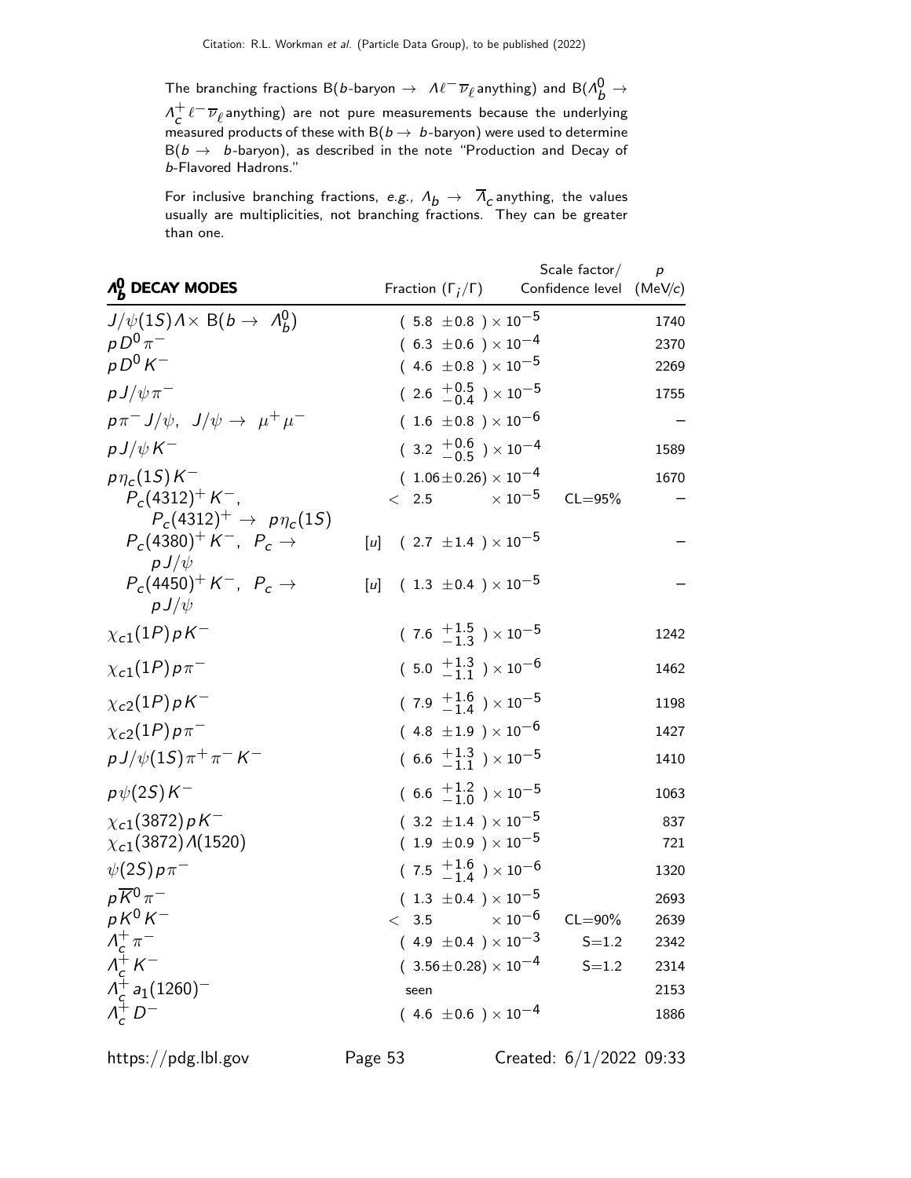The branching fractions B($b$-baryon $\rightarrow$ $\Lambda \ell^- \overline{\nu}_\ell$ anything) and B($\Lambda_b^0 \rightarrow$ $\Lambda_c^+ \ell^- \overline{\nu}_\ell$ anything) are not pure measurements because the underlying measured products of these with B($b \rightarrow$ $b$-baryon) were used to determine B($b \rightarrow$ $b$-baryon), as described in the note "Production and Decay of $b$-Flavored Hadrons."

For inclusive branching fractions, *e.g.*, $\Lambda_b \rightarrow \overline{\Lambda}_c$ anything, the values usually are multiplicities, not branching fractions. They can be greater than one.

| $\Lambda_b^0$ DECAY MODES | Fraction ($\Gamma_i/\Gamma$) | Scale factor/ Confidence level | $p$ (MeV/$c$) |
|---|---|---|---|
| $J/\psi(1S)\Lambda \times$ B($b \rightarrow \Lambda_b^0$) | $(5.8 \pm 0.8) \times 10^{-5}$ | | 1740 |
| $pD^0\pi^-$ | $(6.3 \pm 0.6) \times 10^{-4}$ | | 2370 |
| $pD^0K^-$ | $(4.6 \pm 0.8) \times 10^{-5}$ | | 2269 |
| $pJ/\psi\pi^-$ | $(2.6\ ^{+0.5}_{-0.4}) \times 10^{-5}$ | | 1755 |
| $p\pi^- J/\psi$, $J/\psi \rightarrow \mu^+\mu^-$ | $(1.6 \pm 0.8) \times 10^{-6}$ | | – |
| $pJ/\psi K^-$ | $(3.2\ ^{+0.6}_{-0.5}) \times 10^{-4}$ | | 1589 |
| $p\eta_c(1S)K^-$ | $(1.06 \pm 0.26) \times 10^{-4}$ | | 1670 |
| $P_c(4312)^+K^-$, $P_c(4312)^+ \rightarrow p\eta_c(1S)$ | $< 2.5 \times 10^{-5}$ | CL=95% | – |
| $P_c(4380)^+K^-$, $P_c \rightarrow pJ/\psi$ | [u] $(2.7 \pm 1.4) \times 10^{-5}$ | | – |
| $P_c(4450)^+K^-$, $P_c \rightarrow pJ/\psi$ | [u] $(1.3 \pm 0.4) \times 10^{-5}$ | | – |
| $\chi_{c1}(1P)pK^-$ | $(7.6\ ^{+1.5}_{-1.3}) \times 10^{-5}$ | | 1242 |
| $\chi_{c1}(1P)p\pi^-$ | $(5.0\ ^{+1.3}_{-1.1}) \times 10^{-6}$ | | 1462 |
| $\chi_{c2}(1P)pK^-$ | $(7.9\ ^{+1.6}_{-1.4}) \times 10^{-5}$ | | 1198 |
| $\chi_{c2}(1P)p\pi^-$ | $(4.8 \pm 1.9) \times 10^{-6}$ | | 1427 |
| $pJ/\psi(1S)\pi^+\pi^-K^-$ | $(6.6\ ^{+1.3}_{-1.1}) \times 10^{-5}$ | | 1410 |
| $p\psi(2S)K^-$ | $(6.6\ ^{+1.2}_{-1.0}) \times 10^{-5}$ | | 1063 |
| $\chi_{c1}(3872)pK^-$ | $(3.2 \pm 1.4) \times 10^{-5}$ | | 837 |
| $\chi_{c1}(3872)\Lambda(1520)$ | $(1.9 \pm 0.9) \times 10^{-5}$ | | 721 |
| $\psi(2S)p\pi^-$ | $(7.5\ ^{+1.6}_{-1.4}) \times 10^{-6}$ | | 1320 |
| $p\overline{K}^0\pi^-$ | $(1.3 \pm 0.4) \times 10^{-5}$ | | 2693 |
| $pK^0K^-$ | $< 3.5 \times 10^{-6}$ | CL=90% | 2639 |
| $\Lambda_c^+\pi^-$ | $(4.9 \pm 0.4) \times 10^{-3}$ | S=1.2 | 2342 |
| $\Lambda_c^+K^-$ | $(3.56 \pm 0.28) \times 10^{-4}$ | S=1.2 | 2314 |
| $\Lambda_c^+a_1(1260)^-$ | seen | | 2153 |
| $\Lambda_c^+D^-$ | $(4.6 \pm 0.6) \times 10^{-4}$ | | 1886 |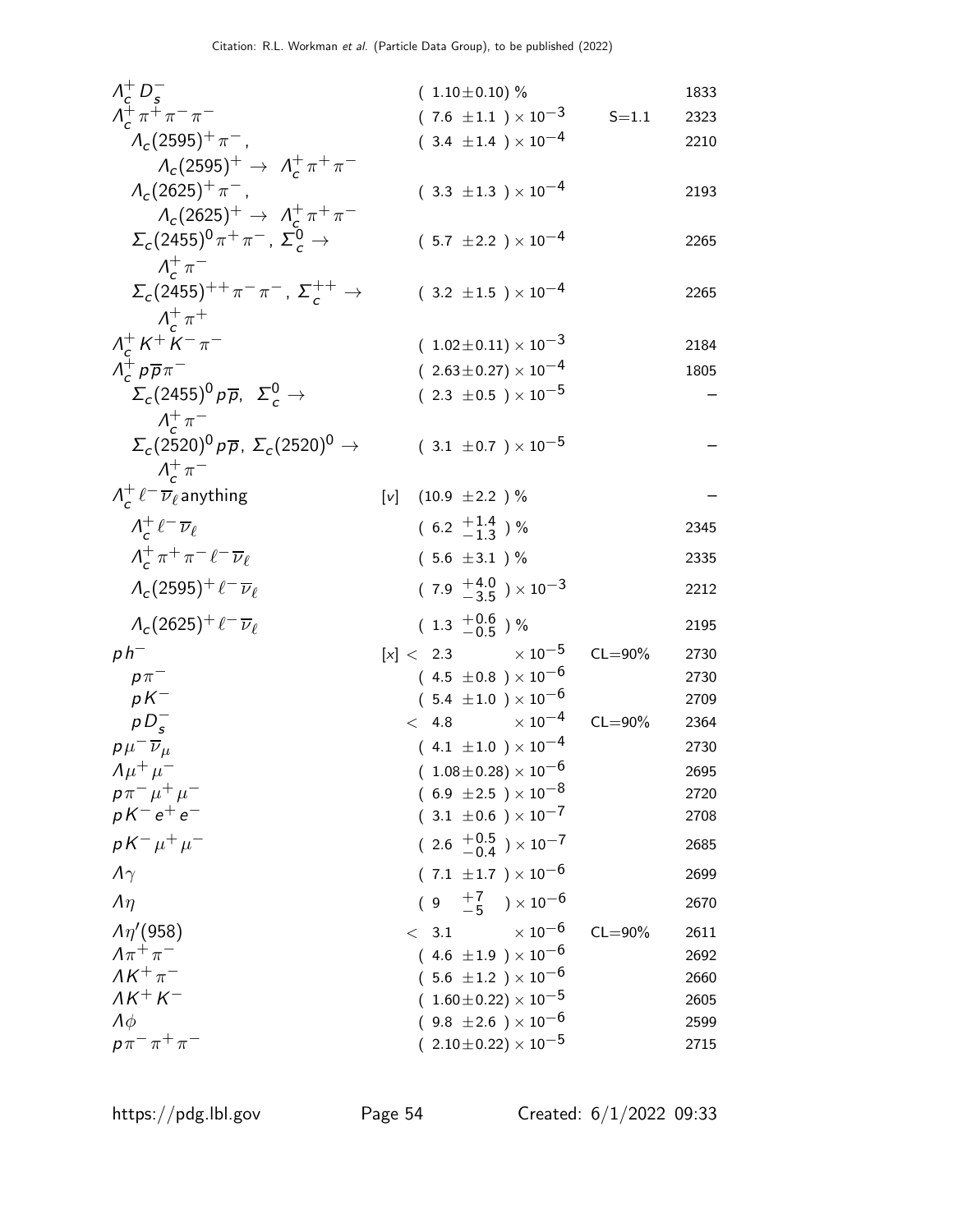| Mode | Fraction ($\Gamma_i/\Gamma$) | Scale factor/ Confidence level | p (MeV/c) |
|---|---|---|---|
| $\Lambda_c^+ D_s^-$ | $(1.10\pm0.10)$ % | | 1833 |
| $\Lambda_c^+ \pi^+ \pi^- \pi^-$ | $(7.6\ \pm1.1\ ) \times 10^{-3}$ | S=1.1 | 2323 |
| $\Lambda_c(2595)^+ \pi^-$, $\Lambda_c(2595)^+ \to \Lambda_c^+ \pi^+ \pi^-$ | $(3.4\ \pm1.4\ ) \times 10^{-4}$ | | 2210 |
| $\Lambda_c(2625)^+ \pi^-$, $\Lambda_c(2625)^+ \to \Lambda_c^+ \pi^+ \pi^-$ | $(3.3\ \pm1.3\ ) \times 10^{-4}$ | | 2193 |
| $\Sigma_c(2455)^0 \pi^+ \pi^-$, $\Sigma_c^0 \to \Lambda_c^+ \pi^-$ | $(5.7\ \pm2.2\ ) \times 10^{-4}$ | | 2265 |
| $\Sigma_c(2455)^{++} \pi^- \pi^-$, $\Sigma_c^{++} \to \Lambda_c^+ \pi^+$ | $(3.2\ \pm1.5\ ) \times 10^{-4}$ | | 2265 |
| $\Lambda_c^+ K^+ K^- \pi^-$ | $(1.02\pm0.11) \times 10^{-3}$ | | 2184 |
| $\Lambda_c^+ p \overline{p} \pi^-$ | $(2.63\pm0.27) \times 10^{-4}$ | | 1805 |
| $\Sigma_c(2455)^0 p \overline{p}$, $\Sigma_c^0 \to \Lambda_c^+ \pi^-$ | $(2.3\ \pm0.5\ ) \times 10^{-5}$ | | – |
| $\Sigma_c(2520)^0 p \overline{p}$, $\Sigma_c(2520)^0 \to \Lambda_c^+ \pi^-$ | $(3.1\ \pm0.7\ ) \times 10^{-5}$ | | – |
| $\Lambda_c^+ \ell^- \overline{\nu}_\ell$ anything | [v] $(10.9\ \pm2.2\ )$ % | | – |
| $\Lambda_c^+ \ell^- \overline{\nu}_\ell$ | $(6.2\ ^{+1.4}_{-1.3}\ )$ % | | 2345 |
| $\Lambda_c^+ \pi^+ \pi^- \ell^- \overline{\nu}_\ell$ | $(5.6\ \pm3.1\ )$ % | | 2335 |
| $\Lambda_c(2595)^+ \ell^- \overline{\nu}_\ell$ | $(7.9\ ^{+4.0}_{-3.5}\ ) \times 10^{-3}$ | | 2212 |
| $\Lambda_c(2625)^+ \ell^- \overline{\nu}_\ell$ | $(1.3\ ^{+0.6}_{-0.5}\ )$ % | | 2195 |
| $p h^-$ | [x] $< 2.3 \times 10^{-5}$ | CL=90% | 2730 |
| $p \pi^-$ | $(4.5\ \pm0.8\ ) \times 10^{-6}$ | | 2730 |
| $p K^-$ | $(5.4\ \pm1.0\ ) \times 10^{-6}$ | | 2709 |
| $p D_s^-$ | $< 4.8 \times 10^{-4}$ | CL=90% | 2364 |
| $p \mu^- \overline{\nu}_\mu$ | $(4.1\ \pm1.0\ ) \times 10^{-4}$ | | 2730 |
| $\Lambda \mu^+ \mu^-$ | $(1.08\pm0.28) \times 10^{-6}$ | | 2695 |
| $p \pi^- \mu^+ \mu^-$ | $(6.9\ \pm2.5\ ) \times 10^{-8}$ | | 2720 |
| $p K^- e^+ e^-$ | $(3.1\ \pm0.6\ ) \times 10^{-7}$ | | 2708 |
| $p K^- \mu^+ \mu^-$ | $(2.6\ ^{+0.5}_{-0.4}\ ) \times 10^{-7}$ | | 2685 |
| $\Lambda \gamma$ | $(7.1\ \pm1.7\ ) \times 10^{-6}$ | | 2699 |
| $\Lambda \eta$ | $(9\ \ ^{+7}_{-5}\ ) \times 10^{-6}$ | | 2670 |
| $\Lambda \eta'(958)$ | $< 3.1 \times 10^{-6}$ | CL=90% | 2611 |
| $\Lambda \pi^+ \pi^-$ | $(4.6\ \pm1.9\ ) \times 10^{-6}$ | | 2692 |
| $\Lambda K^+ \pi^-$ | $(5.6\ \pm1.2\ ) \times 10^{-6}$ | | 2660 |
| $\Lambda K^+ K^-$ | $(1.60\pm0.22) \times 10^{-5}$ | | 2605 |
| $\Lambda \phi$ | $(9.8\ \pm2.6\ ) \times 10^{-6}$ | | 2599 |
| $p \pi^- \pi^+ \pi^-$ | $(2.10\pm0.22) \times 10^{-5}$ | | 2715 |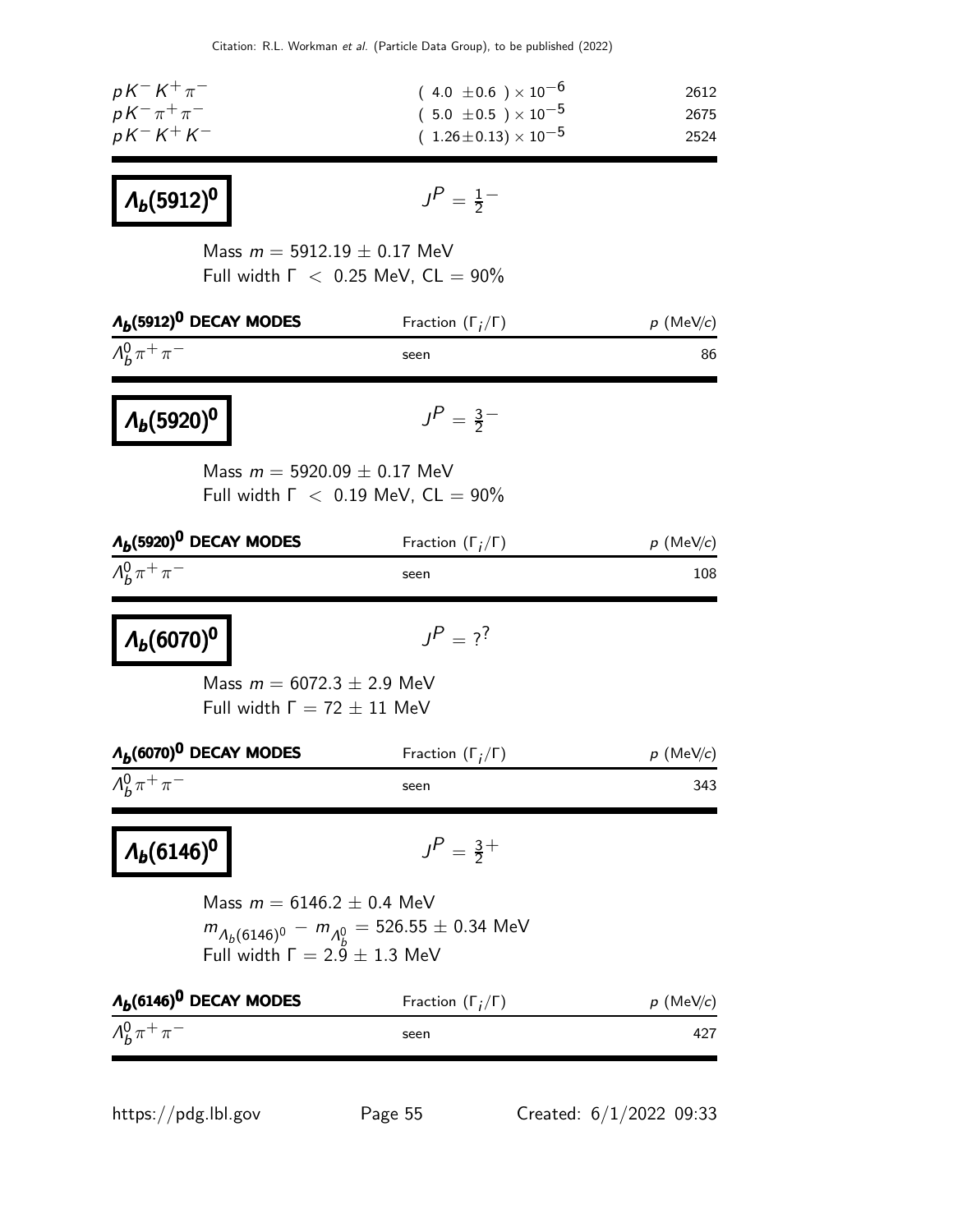| | | |
|---|---|---|
| $pK^- K^+ \pi^-$ | $(4.0 \pm 0.6) \times 10^{-6}$ | 2612 |
| $pK^- \pi^+ \pi^-$ | $(5.0 \pm 0.5) \times 10^{-5}$ | 2675 |
| $pK^- K^+ K^-$ | $(1.26 \pm 0.13) \times 10^{-5}$ | 2524 |

## $\Lambda_b(5912)^0$

$J^P = \frac{1}{2}^-$

Mass $m = 5912.19 \pm 0.17$ MeV
Full width $\Gamma < 0.25$ MeV, CL = 90%

| $\Lambda_b(5912)^0$ DECAY MODES | Fraction $(\Gamma_i/\Gamma)$ | $p$ (MeV/$c$) |
|---|---|---|
| $\Lambda_b^0 \pi^+ \pi^-$ | seen | 86 |

## $\Lambda_b(5920)^0$

$J^P = \frac{3}{2}^-$

Mass $m = 5920.09 \pm 0.17$ MeV
Full width $\Gamma < 0.19$ MeV, CL = 90%

| $\Lambda_b(5920)^0$ DECAY MODES | Fraction $(\Gamma_i/\Gamma)$ | $p$ (MeV/$c$) |
|---|---|---|
| $\Lambda_b^0 \pi^+ \pi^-$ | seen | 108 |

## $\Lambda_b(6070)^0$

$J^P = ?^?$

Mass $m = 6072.3 \pm 2.9$ MeV
Full width $\Gamma = 72 \pm 11$ MeV

| $\Lambda_b(6070)^0$ DECAY MODES | Fraction $(\Gamma_i/\Gamma)$ | $p$ (MeV/$c$) |
|---|---|---|
| $\Lambda_b^0 \pi^+ \pi^-$ | seen | 343 |

## $\Lambda_b(6146)^0$

$J^P = \frac{3}{2}^+$

Mass $m = 6146.2 \pm 0.4$ MeV
$m_{\Lambda_b(6146)^0} - m_{\Lambda_b^0} = 526.55 \pm 0.34$ MeV
Full width $\Gamma = 2.9 \pm 1.3$ MeV

| $\Lambda_b(6146)^0$ DECAY MODES | Fraction $(\Gamma_i/\Gamma)$ | $p$ (MeV/$c$) |
|---|---|---|
| $\Lambda_b^0 \pi^+ \pi^-$ | seen | 427 |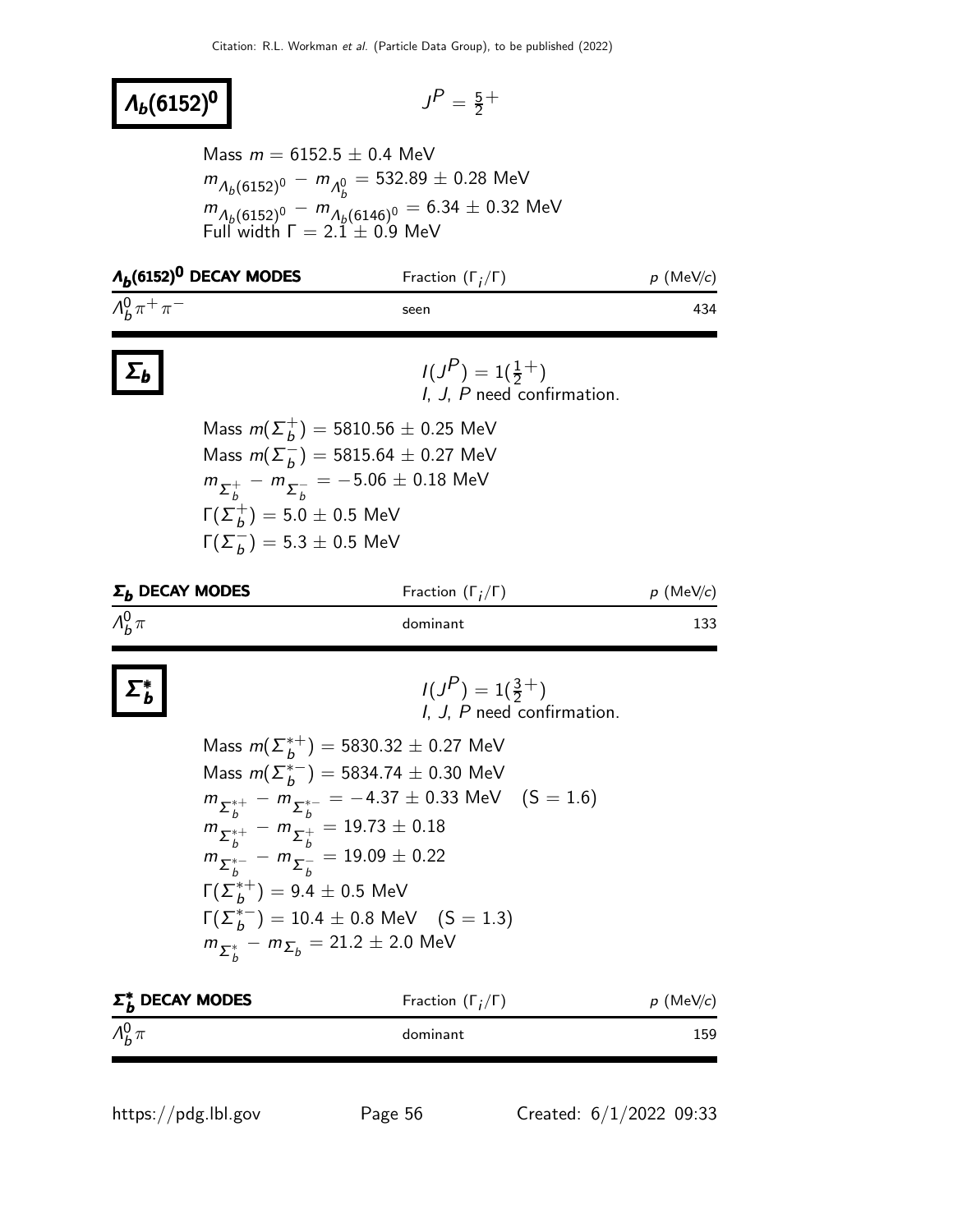# $\Lambda_b(6152)^0$

$J^P = \frac{5}{2}^+$

Mass $m = 6152.5 \pm 0.4$ MeV
$m_{\Lambda_b(6152)^0} - m_{\Lambda_b^0} = 532.89 \pm 0.28$ MeV
$m_{\Lambda_b(6152)^0} - m_{\Lambda_b(6146)^0} = 6.34 \pm 0.32$ MeV
Full width $\Gamma = 2.1 \pm 0.9$ MeV

| $\Lambda_b(6152)^0$ DECAY MODES | Fraction ($\Gamma_i/\Gamma$) | $p$ (MeV/$c$) |
|---|---|---|
| $\Lambda_b^0 \pi^+ \pi^-$ | seen | 434 |

# $\Sigma_b$

$I(J^P) = 1(\frac{1}{2}^+)$
$I$, $J$, $P$ need confirmation.

Mass $m(\Sigma_b^+) = 5810.56 \pm 0.25$ MeV
Mass $m(\Sigma_b^-) = 5815.64 \pm 0.27$ MeV
$m_{\Sigma_b^+} - m_{\Sigma_b^-} = -5.06 \pm 0.18$ MeV
$\Gamma(\Sigma_b^+) = 5.0 \pm 0.5$ MeV
$\Gamma(\Sigma_b^-) = 5.3 \pm 0.5$ MeV

| $\Sigma_b$ DECAY MODES | Fraction ($\Gamma_i/\Gamma$) | $p$ (MeV/$c$) |
|---|---|---|
| $\Lambda_b^0 \pi$ | dominant | 133 |

# $\Sigma_b^*$

$I(J^P) = 1(\frac{3}{2}^+)$
$I$, $J$, $P$ need confirmation.

Mass $m(\Sigma_b^{*+}) = 5830.32 \pm 0.27$ MeV
Mass $m(\Sigma_b^{*-}) = 5834.74 \pm 0.30$ MeV
$m_{\Sigma_b^{*+}} - m_{\Sigma_b^{*-}} = -4.37 \pm 0.33$ MeV (S = 1.6)
$m_{\Sigma_b^{*+}} - m_{\Sigma_b^+} = 19.73 \pm 0.18$
$m_{\Sigma_b^{*-}} - m_{\Sigma_b^-} = 19.09 \pm 0.22$
$\Gamma(\Sigma_b^{*+}) = 9.4 \pm 0.5$ MeV
$\Gamma(\Sigma_b^{*-}) = 10.4 \pm 0.8$ MeV (S = 1.3)
$m_{\Sigma_b^*} - m_{\Sigma_b} = 21.2 \pm 2.0$ MeV

| $\Sigma_b^*$ DECAY MODES | Fraction ($\Gamma_i/\Gamma$) | $p$ (MeV/$c$) |
|---|---|---|
| $\Lambda_b^0 \pi$ | dominant | 159 |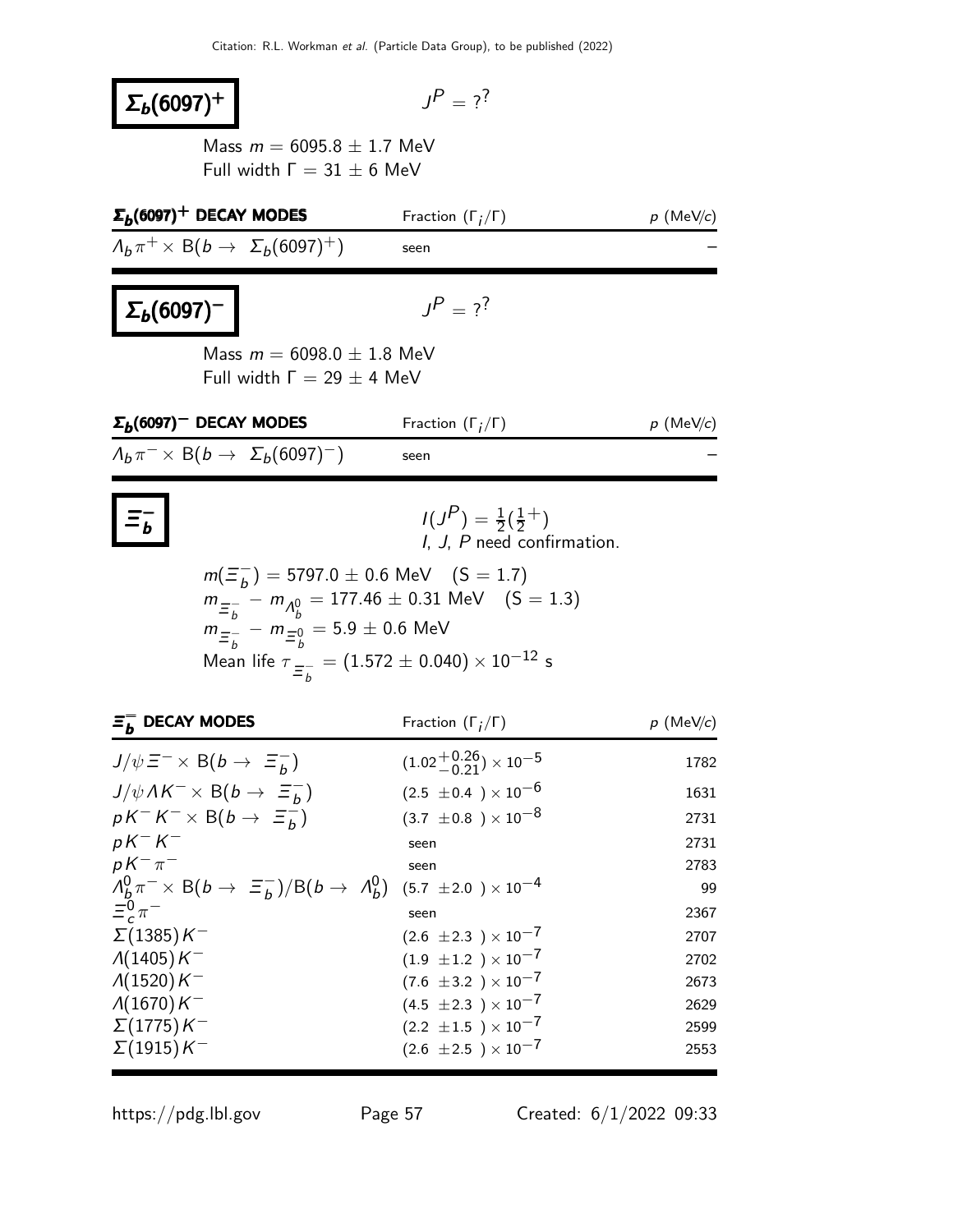# $\Sigma_b(6097)^+$

$J^P = ?^?$

Mass $m = 6095.8 \pm 1.7$ MeV
Full width $\Gamma = 31 \pm 6$ MeV

| $\Sigma_b(6097)^+$ DECAY MODES | Fraction ($\Gamma_i/\Gamma$) | $p$ (MeV/$c$) |
|---|---|---|
| $\Lambda_b \pi^+ \times$ B($b \rightarrow \Sigma_b(6097)^+$) | seen | – |

# $\Sigma_b(6097)^-$

$J^P = ?^?$

Mass $m = 6098.0 \pm 1.8$ MeV
Full width $\Gamma = 29 \pm 4$ MeV

| $\Sigma_b(6097)^-$ DECAY MODES | Fraction ($\Gamma_i/\Gamma$) | $p$ (MeV/$c$) |
|---|---|---|
| $\Lambda_b \pi^- \times$ B($b \rightarrow \Sigma_b(6097)^-$) | seen | – |

# $\Xi_b^-$

$I(J^P) = \frac{1}{2}(\frac{1}{2}^+)$
$I$, $J$, $P$ need confirmation.

$m(\Xi_b^-) = 5797.0 \pm 0.6$ MeV   (S = 1.7)
$m_{\Xi_b^-} - m_{\Lambda_b^0} = 177.46 \pm 0.31$ MeV   (S = 1.3)
$m_{\Xi_b^-} - m_{\Xi_b^0} = 5.9 \pm 0.6$ MeV
Mean life $\tau_{\Xi_b^-} = (1.572 \pm 0.040) \times 10^{-12}$ s

| $\Xi_b^-$ DECAY MODES | Fraction ($\Gamma_i/\Gamma$) | $p$ (MeV/$c$) |
|---|---|---|
| $J/\psi \Xi^- \times$ B($b \rightarrow \Xi_b^-$) | $(1.02^{+0.26}_{-0.21}) \times 10^{-5}$ | 1782 |
| $J/\psi \Lambda K^- \times$ B($b \rightarrow \Xi_b^-$) | $(2.5 \pm 0.4) \times 10^{-6}$ | 1631 |
| $p K^- K^- \times$ B($b \rightarrow \Xi_b^-$) | $(3.7 \pm 0.8) \times 10^{-8}$ | 2731 |
| $p K^- K^-$ | seen | 2731 |
| $p K^- \pi^-$ | seen | 2783 |
| $\Lambda_b^0 \pi^- \times$ B($b \rightarrow \Xi_b^-$)/B($b \rightarrow \Lambda_b^0$) | $(5.7 \pm 2.0) \times 10^{-4}$ | 99 |
| $\Xi_c^0 \pi^-$ | seen | 2367 |
| $\Sigma(1385) K^-$ | $(2.6 \pm 2.3) \times 10^{-7}$ | 2707 |
| $\Lambda(1405) K^-$ | $(1.9 \pm 1.2) \times 10^{-7}$ | 2702 |
| $\Lambda(1520) K^-$ | $(7.6 \pm 3.2) \times 10^{-7}$ | 2673 |
| $\Lambda(1670) K^-$ | $(4.5 \pm 2.3) \times 10^{-7}$ | 2629 |
| $\Sigma(1775) K^-$ | $(2.2 \pm 1.5) \times 10^{-7}$ | 2599 |
| $\Sigma(1915) K^-$ | $(2.6 \pm 2.5) \times 10^{-7}$ | 2553 |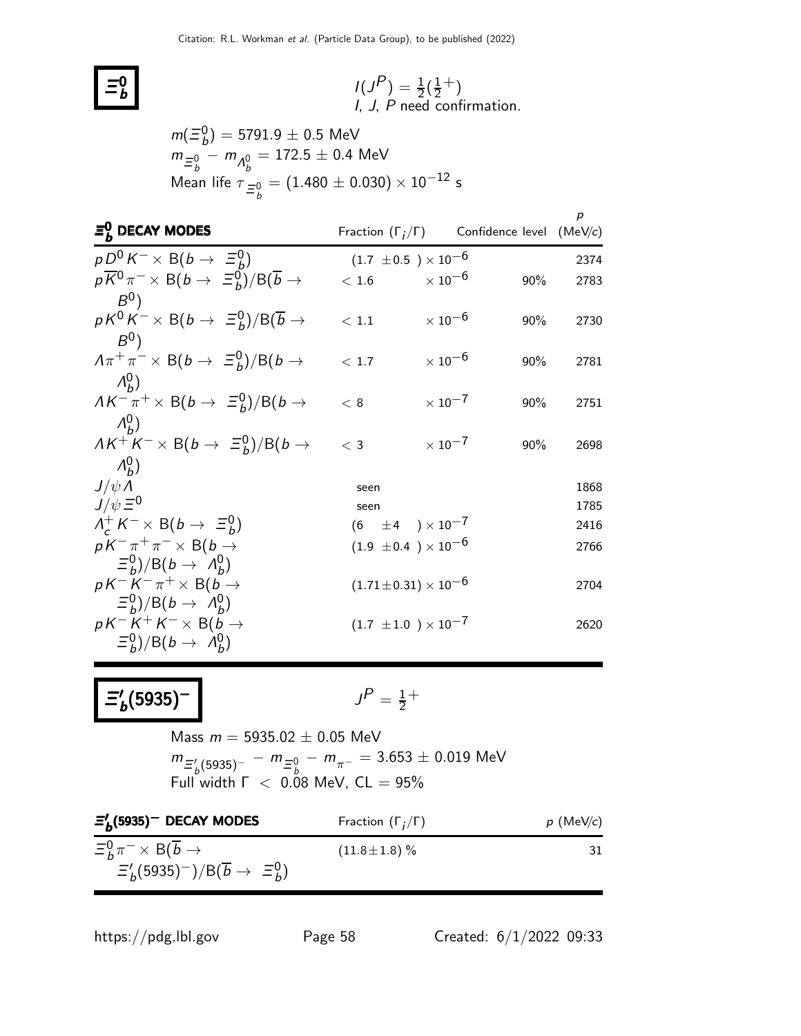# $\Xi_b^0$

$I(J^P) = \frac{1}{2}(\frac{1}{2}^+)$
I, J, P need confirmation.

$m(\Xi_b^0) = 5791.9 \pm 0.5$ MeV

$m_{\Xi_b^0} - m_{\Lambda_b^0} = 172.5 \pm 0.4$ MeV

Mean life $\tau_{\Xi_b^0} = (1.480 \pm 0.030) \times 10^{-12}$ s

| $\Xi_b^0$ DECAY MODES | Fraction ($\Gamma_i/\Gamma$) | Confidence level | $p$ (MeV/$c$) |
|---|---|---|---|
| $p D^0 K^- \times B(b \to \Xi_b^0)$ | $(1.7 \pm 0.5) \times 10^{-6}$ | | 2374 |
| $p \overline{K}^0 \pi^- \times B(b \to \Xi_b^0)/B(\overline{b} \to B^0)$ | $< 1.6 \times 10^{-6}$ | 90% | 2783 |
| $p K^0 K^- \times B(b \to \Xi_b^0)/B(\overline{b} \to B^0)$ | $< 1.1 \times 10^{-6}$ | 90% | 2730 |
| $\Lambda \pi^+ \pi^- \times B(b \to \Xi_b^0)/B(b \to \Lambda_b^0)$ | $< 1.7 \times 10^{-6}$ | 90% | 2781 |
| $\Lambda K^- \pi^+ \times B(b \to \Xi_b^0)/B(b \to \Lambda_b^0)$ | $< 8 \times 10^{-7}$ | 90% | 2751 |
| $\Lambda K^+ K^- \times B(b \to \Xi_b^0)/B(b \to \Lambda_b^0)$ | $< 3 \times 10^{-7}$ | 90% | 2698 |
| $J/\psi \Lambda$ | seen | | 1868 |
| $J/\psi \Xi^0$ | seen | | 1785 |
| $\Lambda_c^+ K^- \times B(b \to \Xi_b^0)$ | $(6 \pm 4) \times 10^{-7}$ | | 2416 |
| $p K^- \pi^+ \pi^- \times B(b \to \Xi_b^0)/B(b \to \Lambda_b^0)$ | $(1.9 \pm 0.4) \times 10^{-6}$ | | 2766 |
| $p K^- K^- \pi^+ \times B(b \to \Xi_b^0)/B(b \to \Lambda_b^0)$ | $(1.71 \pm 0.31) \times 10^{-6}$ | | 2704 |
| $p K^- K^+ K^- \times B(b \to \Xi_b^0)/B(b \to \Lambda_b^0)$ | $(1.7 \pm 1.0) \times 10^{-7}$ | | 2620 |

# $\Xi_b'(5935)^-$

$J^P = \frac{1}{2}^+$

Mass $m = 5935.02 \pm 0.05$ MeV

$m_{\Xi_b'(5935)^-} - m_{\Xi_b^0} - m_{\pi^-} = 3.653 \pm 0.019$ MeV

Full width $\Gamma < 0.08$ MeV, CL = 95%

| $\Xi_b'(5935)^-$ DECAY MODES | Fraction ($\Gamma_i/\Gamma$) | $p$ (MeV/$c$) |
|---|---|---|
| $\Xi_b^0 \pi^- \times B(\overline{b} \to \Xi_b'(5935)^-)/B(\overline{b} \to \Xi_b^0)$ | $(11.8 \pm 1.8)$ % | 31 |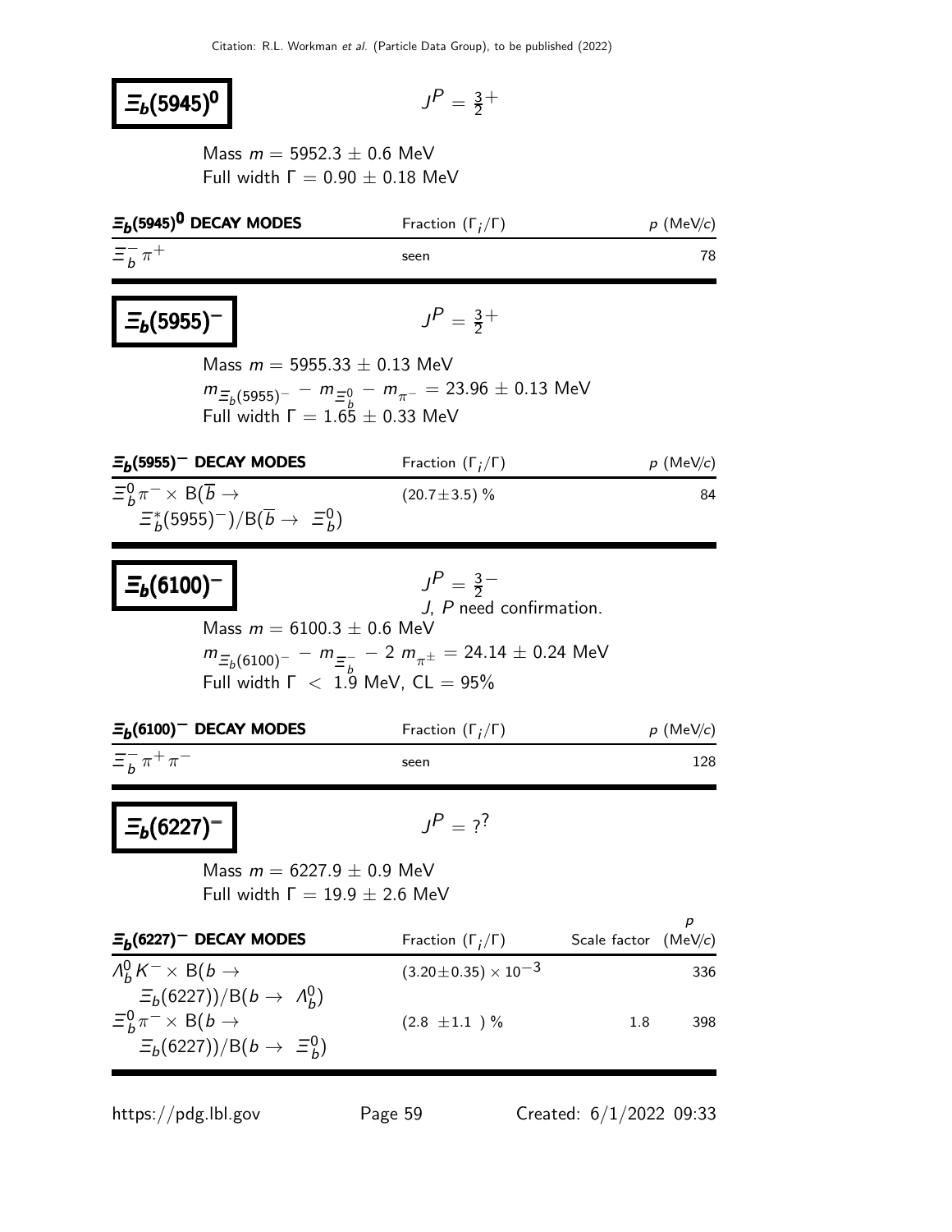# $\Xi_b(5945)^0$

$J^P = \frac{3}{2}^+$

Mass $m = 5952.3 \pm 0.6$ MeV
Full width $\Gamma = 0.90 \pm 0.18$ MeV

| $\Xi_b(5945)^0$ DECAY MODES | Fraction ($\Gamma_i/\Gamma$) | $p$ (MeV/$c$) |
|---|---|---|
| $\Xi_b^- \pi^+$ | seen | 78 |

# $\Xi_b(5955)^-$

$J^P = \frac{3}{2}^+$

Mass $m = 5955.33 \pm 0.13$ MeV
$m_{\Xi_b(5955)^-} - m_{\Xi_b^0} - m_{\pi^-} = 23.96 \pm 0.13$ MeV
Full width $\Gamma = 1.65 \pm 0.33$ MeV

| $\Xi_b(5955)^-$ DECAY MODES | Fraction ($\Gamma_i/\Gamma$) | $p$ (MeV/$c$) |
|---|---|---|
| $\Xi_b^0 \pi^- \times$ B($\overline{b} \to \Xi_b^*(5955)^-$)/B($\overline{b} \to \Xi_b^0$) | $(20.7 \pm 3.5)$ % | 84 |

# $\Xi_b(6100)^-$

$J^P = \frac{3}{2}^-$
$J$, $P$ need confirmation.

Mass $m = 6100.3 \pm 0.6$ MeV
$m_{\Xi_b(6100)^-} - m_{\Xi_b^-} - 2\, m_{\pi^\pm} = 24.14 \pm 0.24$ MeV
Full width $\Gamma < 1.9$ MeV, CL = 95%

| $\Xi_b(6100)^-$ DECAY MODES | Fraction ($\Gamma_i/\Gamma$) | $p$ (MeV/$c$) |
|---|---|---|
| $\Xi_b^- \pi^+ \pi^-$ | seen | 128 |

# $\Xi_b(6227)^-$

$J^P = ?^?$

Mass $m = 6227.9 \pm 0.9$ MeV
Full width $\Gamma = 19.9 \pm 2.6$ MeV

| $\Xi_b(6227)^-$ DECAY MODES | Fraction ($\Gamma_i/\Gamma$) | Scale factor | $p$ (MeV/$c$) |
|---|---|---|---|
| $\Lambda_b^0 K^- \times$ B($b \to \Xi_b(6227)$)/B($b \to \Lambda_b^0$) | $(3.20 \pm 0.35) \times 10^{-3}$ | | 336 |
| $\Xi_b^0 \pi^- \times$ B($b \to \Xi_b(6227)$)/B($b \to \Xi_b^0$) | $(2.8 \pm 1.1)$ % | 1.8 | 398 |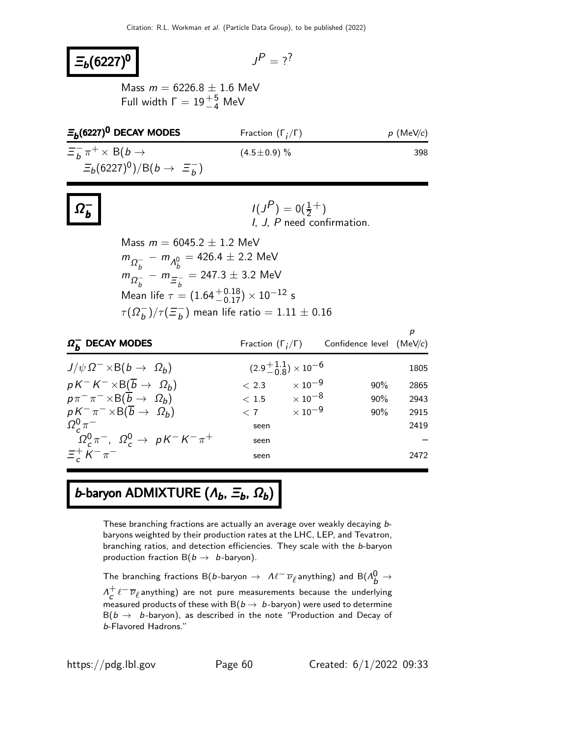# $\Xi_b(6227)^0$

$J^P = ?^?$

Mass $m = 6226.8 \pm 1.6$ MeV
Full width $\Gamma = 19^{+5}_{-4}$ MeV

| $\Xi_b(6227)^0$ DECAY MODES | Fraction ($\Gamma_i/\Gamma$) | $p$ (MeV/$c$) |
|---|---|---|
| $\Xi_b^- \pi^+ \times$ B($b \to \Xi_b(6227)^0$)/B($b \to \Xi_b^-$) | $(4.5 \pm 0.9)$ % | 398 |

# $\Omega_b^-$

$I(J^P) = 0(\frac{1}{2}^+)$
$I$, $J$, $P$ need confirmation.

Mass $m = 6045.2 \pm 1.2$ MeV
$m_{\Omega_b^-} - m_{\Lambda_b^0} = 426.4 \pm 2.2$ MeV
$m_{\Omega_b^-} - m_{\Xi_b^-} = 247.3 \pm 3.2$ MeV
Mean life $\tau = (1.64^{+0.18}_{-0.17}) \times 10^{-12}$ s
$\tau(\Omega_b^-)/\tau(\Xi_b^-)$ mean life ratio $= 1.11 \pm 0.16$

| $\Omega_b^-$ DECAY MODES | Fraction ($\Gamma_i/\Gamma$) | Confidence level | $p$ (MeV/$c$) |
|---|---|---|---|
| $J/\psi\,\Omega^- \times$B($b \to \Omega_b$) | $(2.9^{+1.1}_{-0.8}) \times 10^{-6}$ | | 1805 |
| $pK^-K^- \times$B($\overline{b} \to \Omega_b$) | $< 2.3 \times 10^{-9}$ | 90% | 2865 |
| $p\pi^-\pi^- \times$B($\overline{b} \to \Omega_b$) | $< 1.5 \times 10^{-8}$ | 90% | 2943 |
| $pK^-\pi^- \times$B($\overline{b} \to \Omega_b$) | $< 7 \times 10^{-9}$ | 90% | 2915 |
| $\Omega_c^0 \pi^-$ | seen | | 2419 |
| $\Omega_c^0 \pi^-$, $\Omega_c^0 \to pK^-K^-\pi^+$ | seen | | – |
| $\Xi_c^+ K^- \pi^-$ | seen | | 2472 |

# $b$-baryon ADMIXTURE ($\Lambda_b$, $\Xi_b$, $\Omega_b$)

These branching fractions are actually an average over weakly decaying $b$-baryons weighted by their production rates at the LHC, LEP, and Tevatron, branching ratios, and detection efficiencies. They scale with the $b$-baryon production fraction B($b \to$ $b$-baryon).

The branching fractions B($b$-baryon $\to \Lambda \ell^- \overline{\nu}_\ell$ anything) and B($\Lambda_b^0 \to \Lambda_c^+ \ell^- \overline{\nu}_\ell$ anything) are not pure measurements because the underlying measured products of these with B($b \to$ $b$-baryon) were used to determine B($b \to$ $b$-baryon), as described in the note "Production and Decay of $b$-Flavored Hadrons."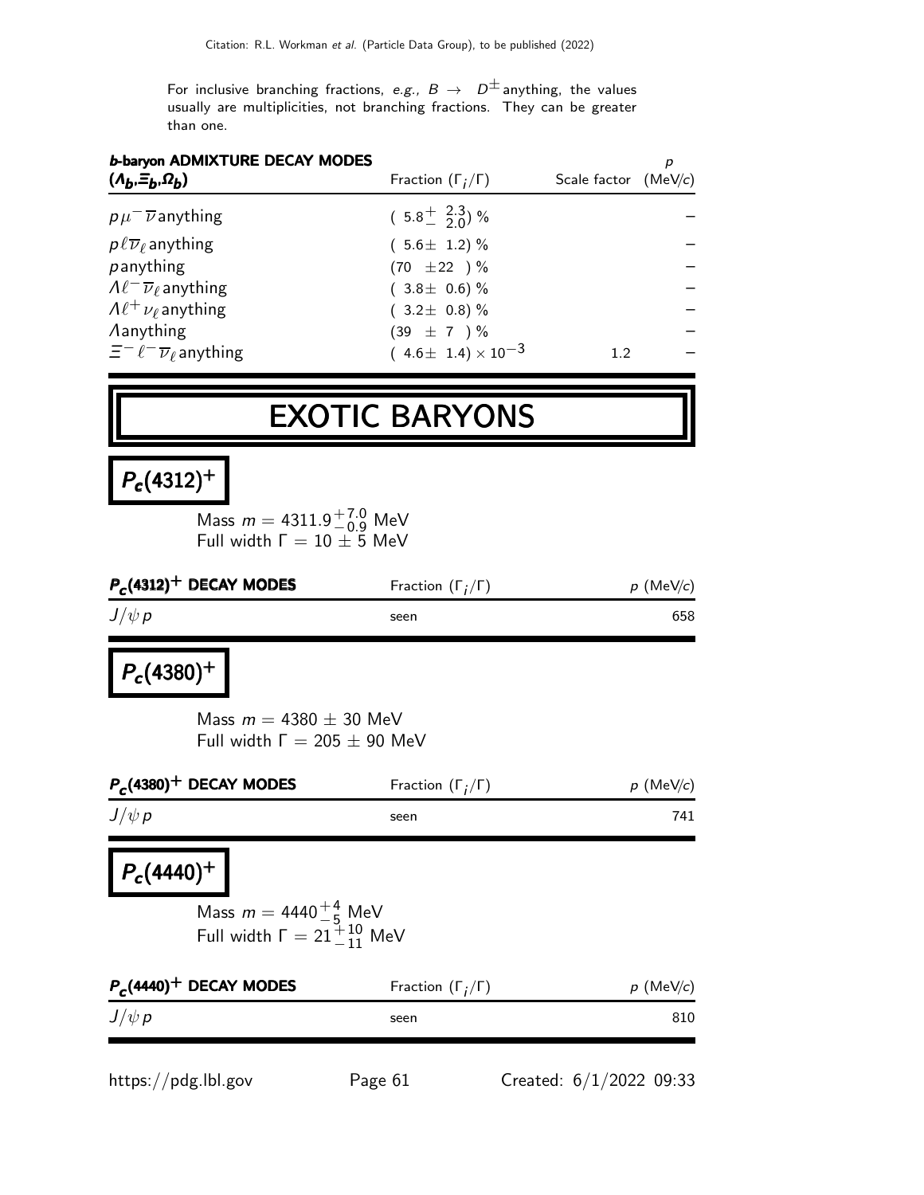For inclusive branching fractions, *e.g.,* $B \rightarrow D^{\pm}$ anything, the values usually are multiplicities, not branching fractions. They can be greater than one.

| **b-baryon ADMIXTURE DECAY MODES ($\Lambda_b$,$\Xi_b$,$\Omega_b$)** | Fraction ($\Gamma_i/\Gamma$) | Scale factor | $p$ (MeV/$c$) |
|---|---|---|---|
| $p\mu^-\overline{\nu}$ anything | $(5.8^{+2.3}_{-2.0})$ % | | – |
| $p\ell\overline{\nu}_\ell$ anything | $(5.6\pm 1.2)$ % | | – |
| $p$ anything | $(70 \pm 22)$ % | | – |
| $\Lambda\ell^-\overline{\nu}_\ell$ anything | $(3.8\pm 0.6)$ % | | – |
| $\Lambda\ell^+\nu_\ell$ anything | $(3.2\pm 0.8)$ % | | – |
| $\Lambda$ anything | $(39 \pm 7)$ % | | – |
| $\Xi^-\ell^-\overline{\nu}_\ell$ anything | $(4.6\pm 1.4)\times 10^{-3}$ | 1.2 | – |

# EXOTIC BARYONS

## $P_c(4312)^+$

Mass $m = 4311.9^{+7.0}_{-0.9}$ MeV
Full width $\Gamma = 10 \pm 5$ MeV

| **$P_c(4312)^+$ DECAY MODES** | Fraction ($\Gamma_i/\Gamma$) | $p$ (MeV/$c$) |
|---|---|---|
| $J/\psi\, p$ | seen | 658 |

## $P_c(4380)^+$

Mass $m = 4380 \pm 30$ MeV
Full width $\Gamma = 205 \pm 90$ MeV

| **$P_c(4380)^+$ DECAY MODES** | Fraction ($\Gamma_i/\Gamma$) | $p$ (MeV/$c$) |
|---|---|---|
| $J/\psi\, p$ | seen | 741 |

## $P_c(4440)^+$

Mass $m = 4440^{+4}_{-5}$ MeV
Full width $\Gamma = 21^{+10}_{-11}$ MeV

| **$P_c(4440)^+$ DECAY MODES** | Fraction ($\Gamma_i/\Gamma$) | $p$ (MeV/$c$) |
|---|---|---|
| $J/\psi\, p$ | seen | 810 |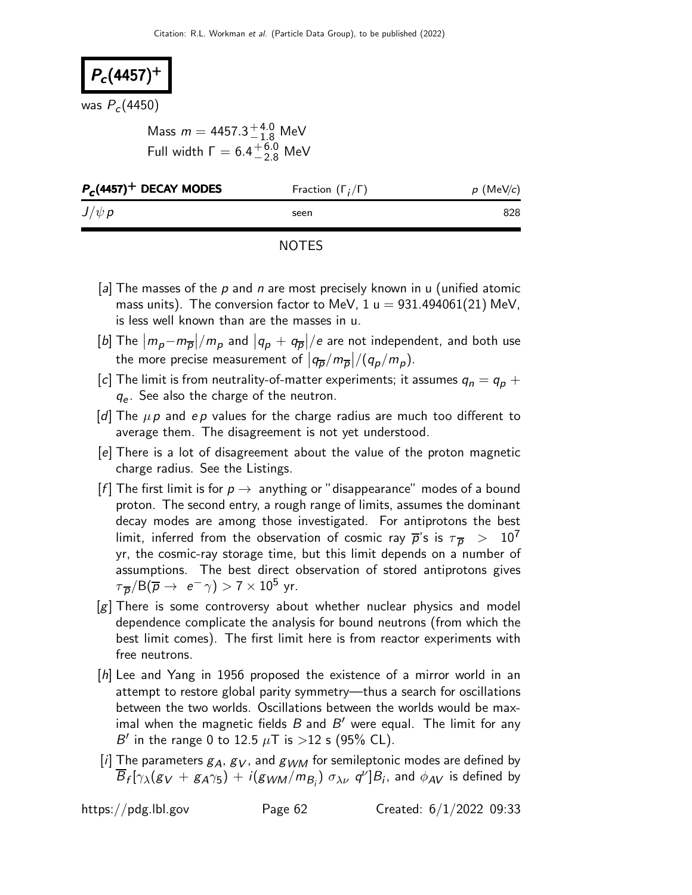# $P_c(4457)^+$

was $P_c(4450)$

Mass $m = 4457.3^{+4.0}_{-1.8}$ MeV
Full width $\Gamma = 6.4^{+6.0}_{-2.8}$ MeV

| $P_c(4457)^+$ DECAY MODES | Fraction ($\Gamma_i/\Gamma$) | $p$ (MeV/c) |
|---|---|---|
| $J/\psi\, p$ | seen | 828 |

## NOTES

- [a] The masses of the $p$ and $n$ are most precisely known in u (unified atomic mass units). The conversion factor to MeV, 1 u = 931.494061(21) MeV, is less well known than are the masses in u.
- [b] The $|m_p - m_{\overline{p}}|/m_p$ and $|q_p + q_{\overline{p}}|/e$ are not independent, and both use the more precise measurement of $|q_{\overline{p}}/m_{\overline{p}}|/(q_p/m_p)$.
- [c] The limit is from neutrality-of-matter experiments; it assumes $q_n = q_p + q_e$. See also the charge of the neutron.
- [d] The $\mu p$ and $e p$ values for the charge radius are much too different to average them. The disagreement is not yet understood.
- [e] There is a lot of disagreement about the value of the proton magnetic charge radius. See the Listings.
- [f] The first limit is for $p \to$ anything or "disappearance" modes of a bound proton. The second entry, a rough range of limits, assumes the dominant decay modes are among those investigated. For antiprotons the best limit, inferred from the observation of cosmic ray $\overline{p}$'s is $\tau_{\overline{p}} > 10^7$ yr, the cosmic-ray storage time, but this limit depends on a number of assumptions. The best direct observation of stored antiprotons gives $\tau_{\overline{p}}/\mathrm{B}(\overline{p} \to e^- \gamma) > 7 \times 10^5$ yr.
- [g] There is some controversy about whether nuclear physics and model dependence complicate the analysis for bound neutrons (from which the best limit comes). The first limit here is from reactor experiments with free neutrons.
- [h] Lee and Yang in 1956 proposed the existence of a mirror world in an attempt to restore global parity symmetry—thus a search for oscillations between the two worlds. Oscillations between the worlds would be maximal when the magnetic fields $B$ and $B'$ were equal. The limit for any $B'$ in the range 0 to 12.5 $\mu$T is >12 s (95% CL).
- [i] The parameters $g_A$, $g_V$, and $g_{WM}$ for semileptonic modes are defined by $\overline{B}_f[\gamma_\lambda(g_V + g_A\gamma_5) + i(g_{WM}/m_{B_i})\,\sigma_{\lambda\nu}\, q^\nu]B_i$, and $\phi_{AV}$ is defined by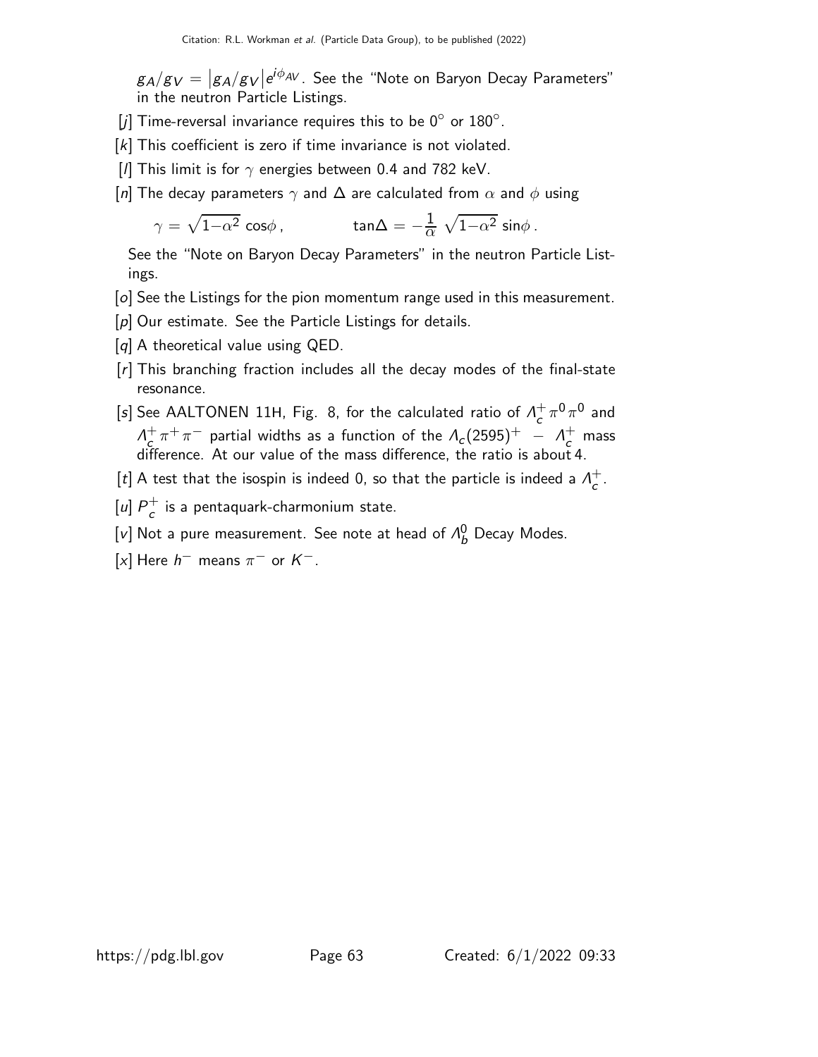$g_A/g_V = |g_A/g_V| e^{i\phi_{AV}}$. See the "Note on Baryon Decay Parameters" in the neutron Particle Listings.

[j] Time-reversal invariance requires this to be 0° or 180°.

[k] This coefficient is zero if time invariance is not violated.

[l] This limit is for $\gamma$ energies between 0.4 and 782 keV.

[n] The decay parameters $\gamma$ and $\Delta$ are calculated from $\alpha$ and $\phi$ using

$$\gamma = \sqrt{1-\alpha^2}\,\cos\phi\,, \qquad \tan\Delta = -\frac{1}{\alpha}\,\sqrt{1-\alpha^2}\,\sin\phi\,.$$

See the "Note on Baryon Decay Parameters" in the neutron Particle Listings.

[o] See the Listings for the pion momentum range used in this measurement.

[p] Our estimate. See the Particle Listings for details.

[q] A theoretical value using QED.

[r] This branching fraction includes all the decay modes of the final-state resonance.

[s] See AALTONEN 11H, Fig. 8, for the calculated ratio of $\Lambda_c^+ \pi^0 \pi^0$ and $\Lambda_c^+ \pi^+ \pi^-$ partial widths as a function of the $\Lambda_c(2595)^+ - \Lambda_c^+$ mass difference. At our value of the mass difference, the ratio is about 4.

[t] A test that the isospin is indeed 0, so that the particle is indeed a $\Lambda_c^+$.

[u] $P_c^+$ is a pentaquark-charmonium state.

[v] Not a pure measurement. See note at head of $\Lambda_b^0$ Decay Modes.

[x] Here $h^-$ means $\pi^-$ or $K^-$.